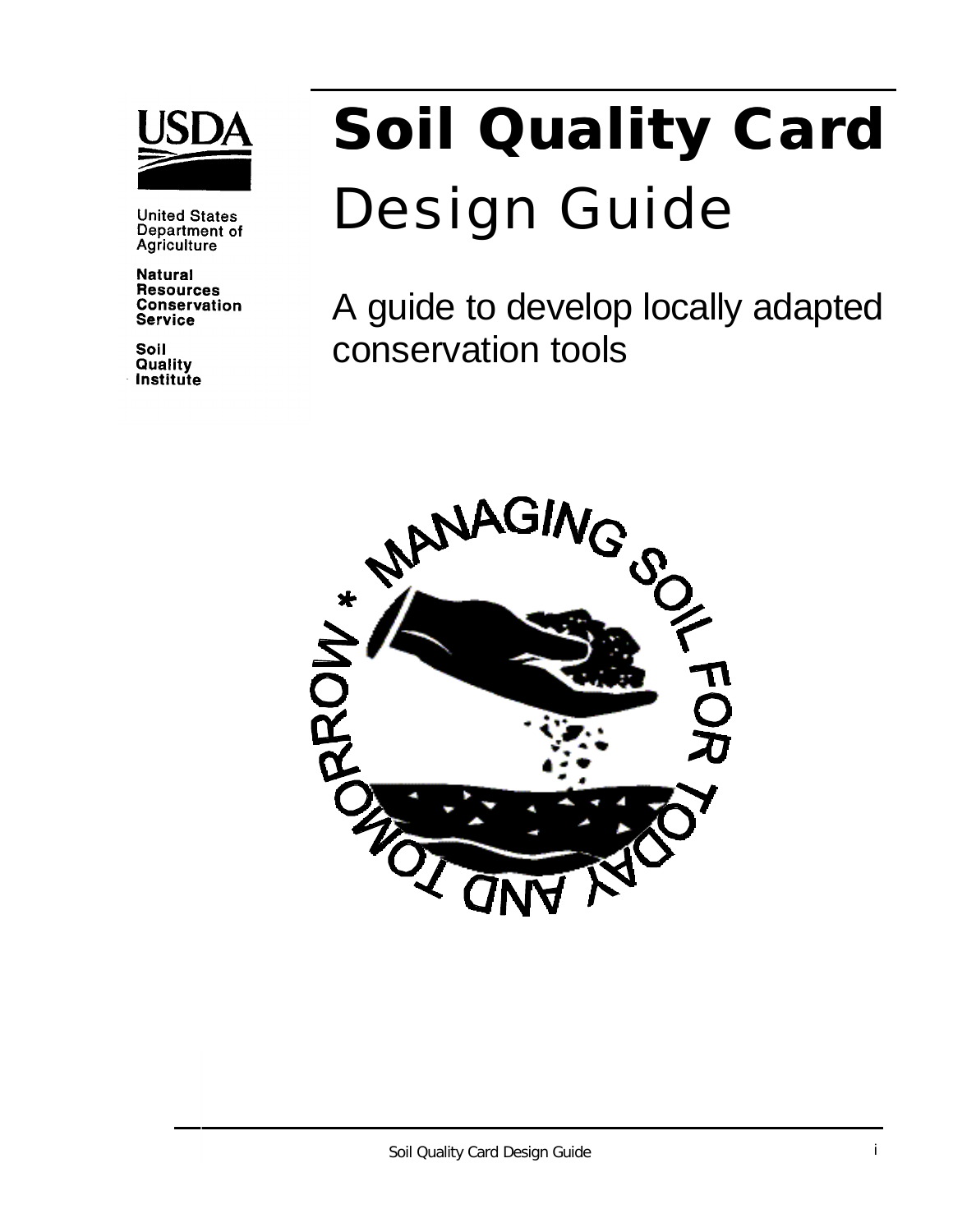USDA

United States Department of Agriculture

Natural Resources Conservation Service

Soil Quality Institute

# Soil Quality Card

## Design Guide

A guide to develop locally adapted conservation tools

MANAGING SOIL FOR TODAY AND TOMORROW *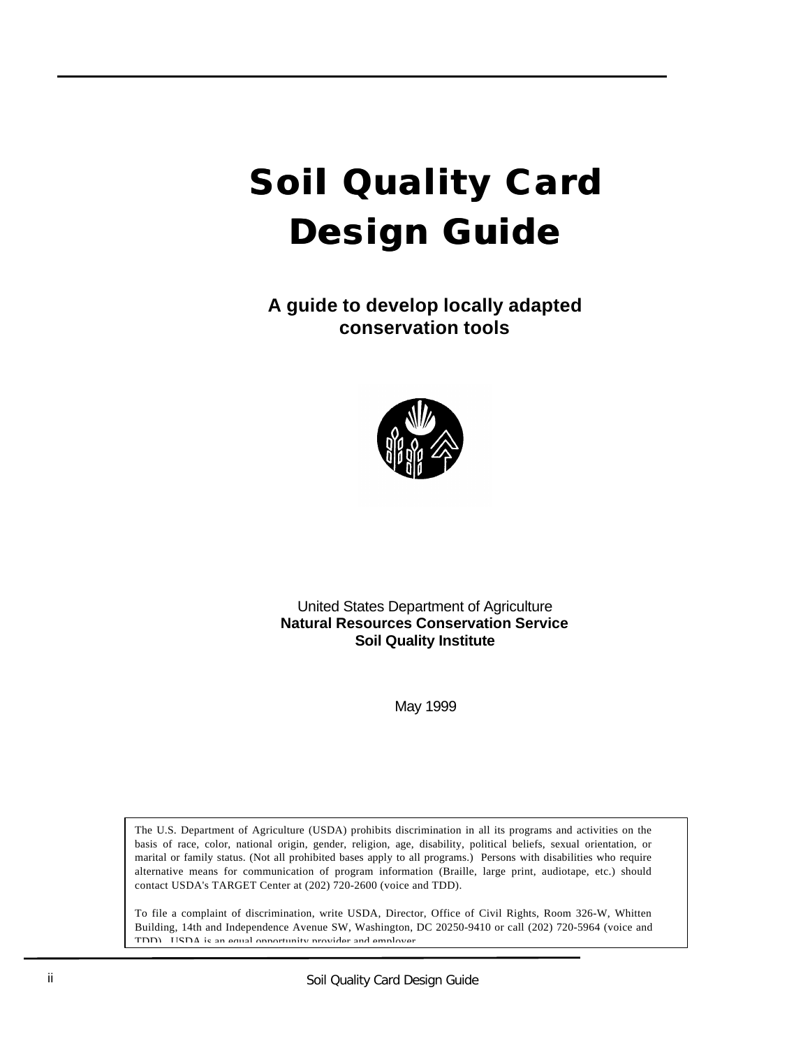# Soil Quality Card Design Guide

### A guide to develop locally adapted conservation tools

United States Department of Agriculture
**Natural Resources Conservation Service**
**Soil Quality Institute**

May 1999

The U.S. Department of Agriculture (USDA) prohibits discrimination in all its programs and activities on the basis of race, color, national origin, gender, religion, age, disability, political beliefs, sexual orientation, or marital or family status. (Not all prohibited bases apply to all programs.) Persons with disabilities who require alternative means for communication of program information (Braille, large print, audiotape, etc.) should contact USDA's TARGET Center at (202) 720-2600 (voice and TDD).

To file a complaint of discrimination, write USDA, Director, Office of Civil Rights, Room 326-W, Whitten Building, 14th and Independence Avenue SW, Washington, DC 20250-9410 or call (202) 720-5964 (voice and TDD). USDA is an equal opportunity provider and employer.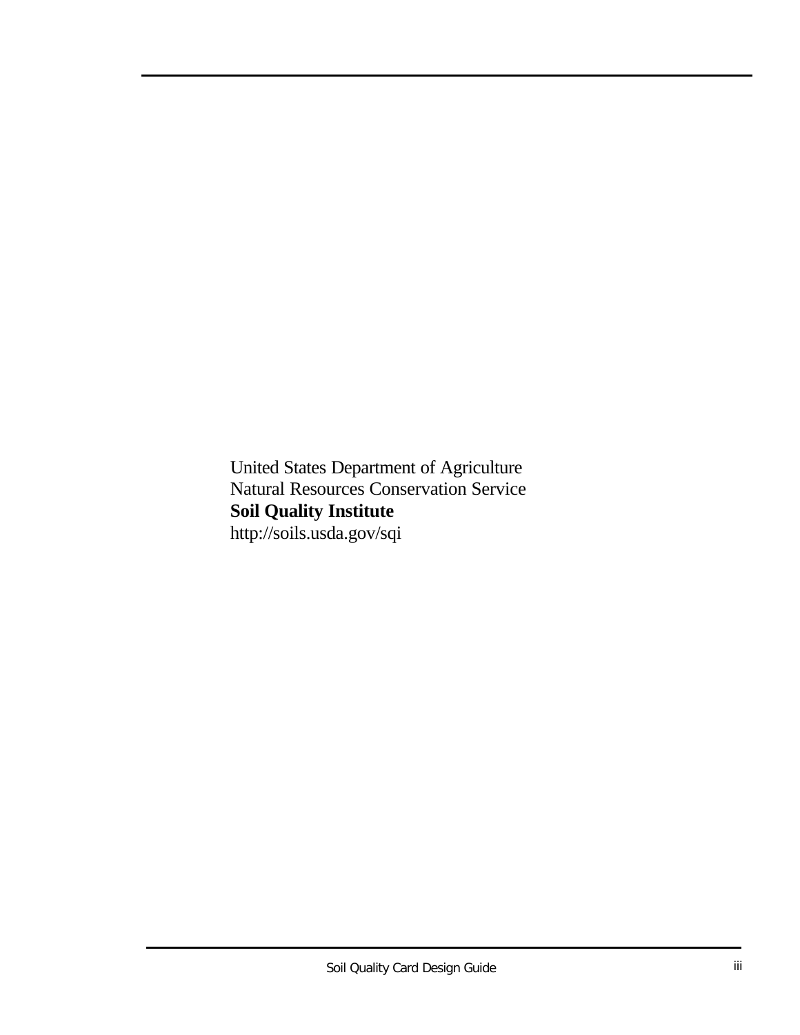United States Department of Agriculture
Natural Resources Conservation Service
**Soil Quality Institute**
http://soils.usda.gov/sqi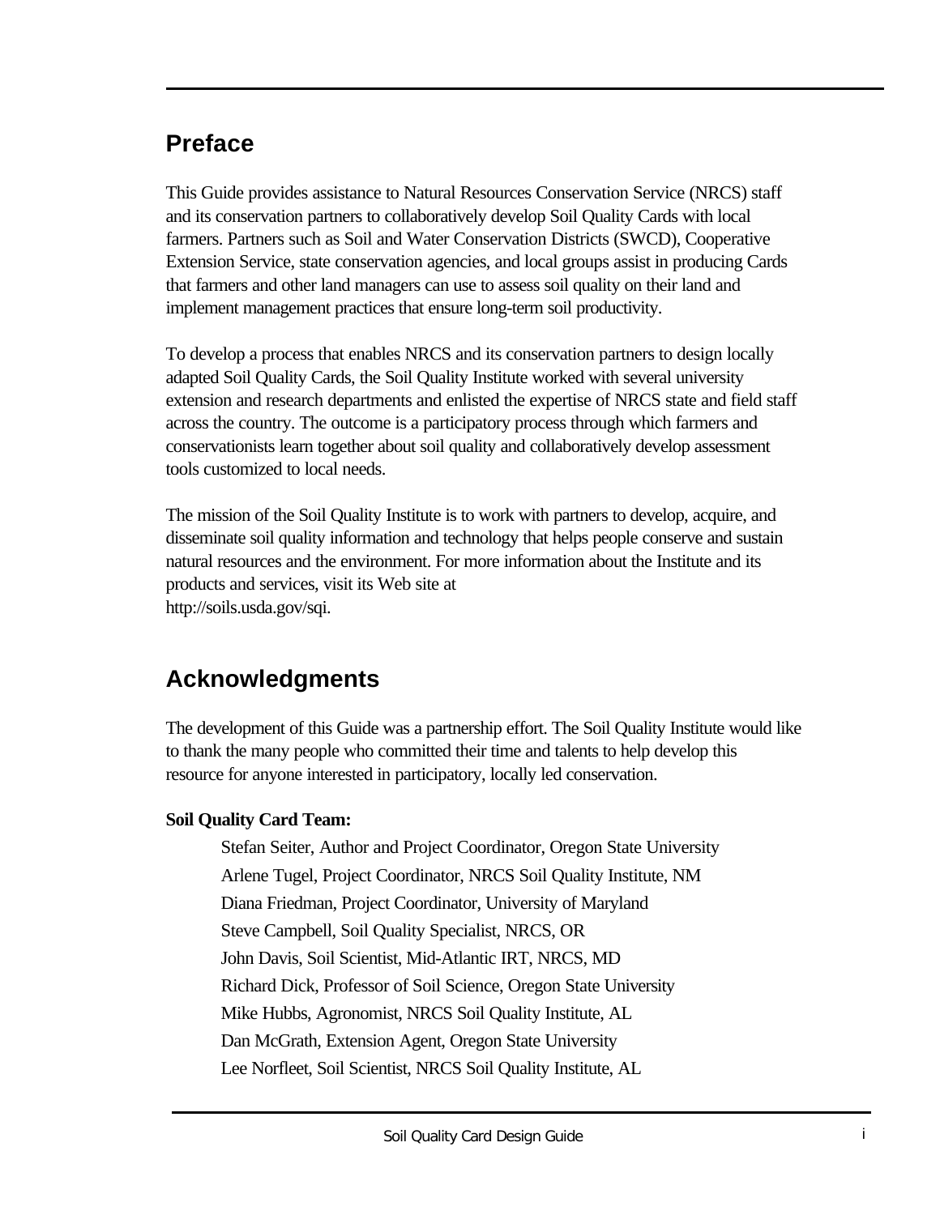## Preface

This Guide provides assistance to Natural Resources Conservation Service (NRCS) staff and its conservation partners to collaboratively develop Soil Quality Cards with local farmers. Partners such as Soil and Water Conservation Districts (SWCD), Cooperative Extension Service, state conservation agencies, and local groups assist in producing Cards that farmers and other land managers can use to assess soil quality on their land and implement management practices that ensure long-term soil productivity.

To develop a process that enables NRCS and its conservation partners to design locally adapted Soil Quality Cards, the Soil Quality Institute worked with several university extension and research departments and enlisted the expertise of NRCS state and field staff across the country. The outcome is a participatory process through which farmers and conservationists learn together about soil quality and collaboratively develop assessment tools customized to local needs.

The mission of the Soil Quality Institute is to work with partners to develop, acquire, and disseminate soil quality information and technology that helps people conserve and sustain natural resources and the environment. For more information about the Institute and its products and services, visit its Web site at
http://soils.usda.gov/sqi.

## Acknowledgments

The development of this Guide was a partnership effort. The Soil Quality Institute would like to thank the many people who committed their time and talents to help develop this resource for anyone interested in participatory, locally led conservation.

**Soil Quality Card Team:**

Stefan Seiter, Author and Project Coordinator, Oregon State University
Arlene Tugel, Project Coordinator, NRCS Soil Quality Institute, NM
Diana Friedman, Project Coordinator, University of Maryland
Steve Campbell, Soil Quality Specialist, NRCS, OR
John Davis, Soil Scientist, Mid-Atlantic IRT, NRCS, MD
Richard Dick, Professor of Soil Science, Oregon State University
Mike Hubbs, Agronomist, NRCS Soil Quality Institute, AL
Dan McGrath, Extension Agent, Oregon State University
Lee Norfleet, Soil Scientist, NRCS Soil Quality Institute, AL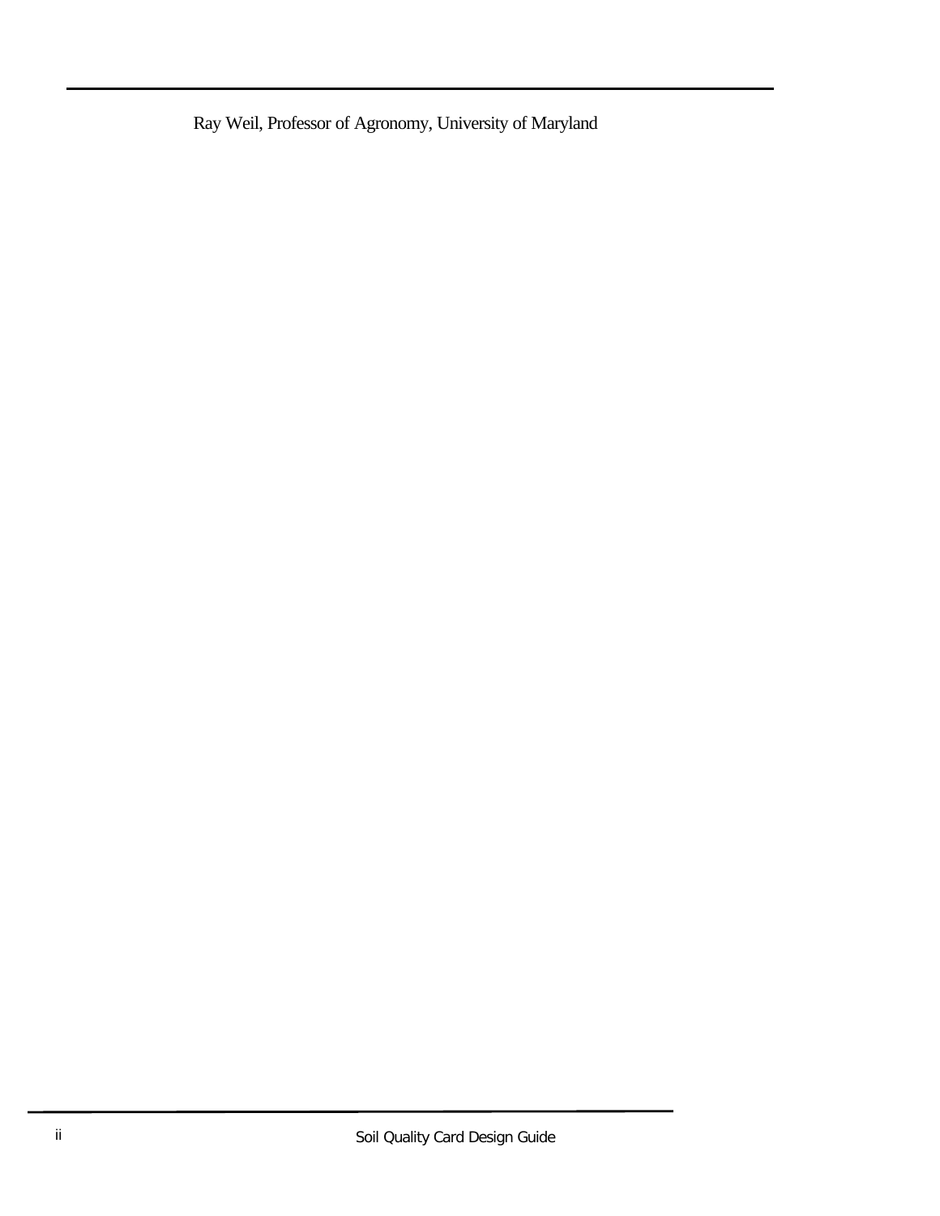Ray Weil, Professor of Agronomy, University of Maryland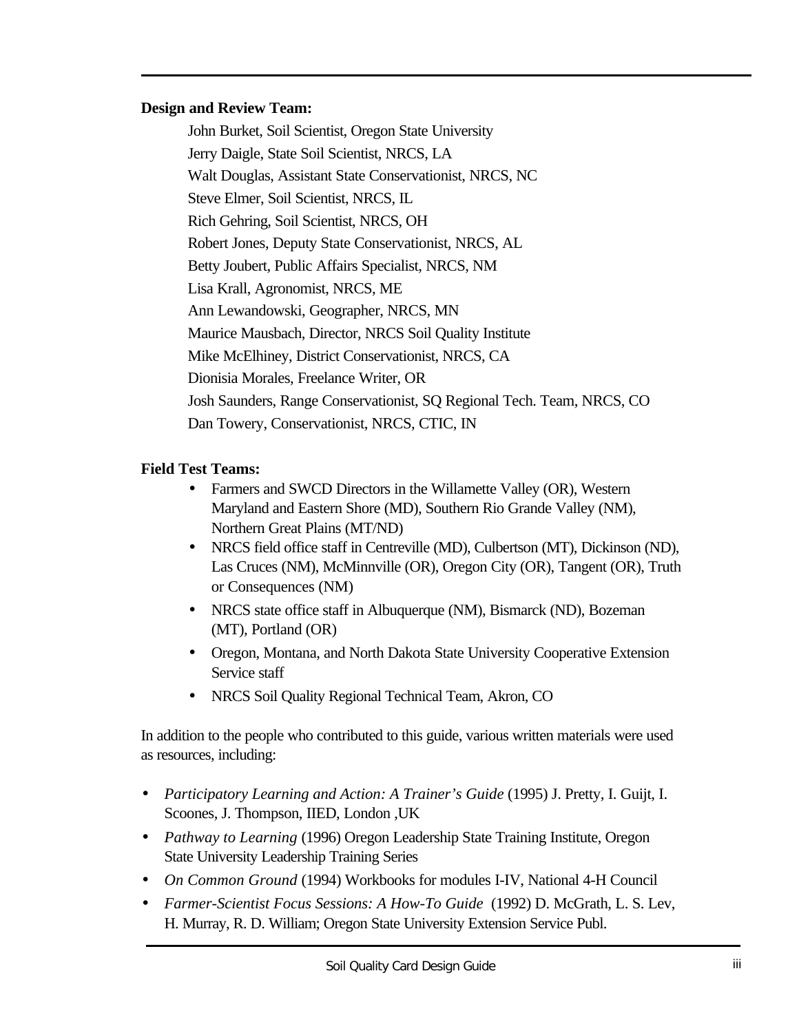**Design and Review Team:**

John Burket, Soil Scientist, Oregon State University
Jerry Daigle, State Soil Scientist, NRCS, LA
Walt Douglas, Assistant State Conservationist, NRCS, NC
Steve Elmer, Soil Scientist, NRCS, IL
Rich Gehring, Soil Scientist, NRCS, OH
Robert Jones, Deputy State Conservationist, NRCS, AL
Betty Joubert, Public Affairs Specialist, NRCS, NM
Lisa Krall, Agronomist, NRCS, ME
Ann Lewandowski, Geographer, NRCS, MN
Maurice Mausbach, Director, NRCS Soil Quality Institute
Mike McElhiney, District Conservationist, NRCS, CA
Dionisia Morales, Freelance Writer, OR
Josh Saunders, Range Conservationist, SQ Regional Tech. Team, NRCS, CO
Dan Towery, Conservationist, NRCS, CTIC, IN

**Field Test Teams:**

- Farmers and SWCD Directors in the Willamette Valley (OR), Western Maryland and Eastern Shore (MD), Southern Rio Grande Valley (NM), Northern Great Plains (MT/ND)
- NRCS field office staff in Centreville (MD), Culbertson (MT), Dickinson (ND), Las Cruces (NM), McMinnville (OR), Oregon City (OR), Tangent (OR), Truth or Consequences (NM)
- NRCS state office staff in Albuquerque (NM), Bismarck (ND), Bozeman (MT), Portland (OR)
- Oregon, Montana, and North Dakota State University Cooperative Extension Service staff
- NRCS Soil Quality Regional Technical Team, Akron, CO

In addition to the people who contributed to this guide, various written materials were used as resources, including:

- *Participatory Learning and Action: A Trainer's Guide* (1995) J. Pretty, I. Guijt, I. Scoones, J. Thompson, IIED, London ,UK
- *Pathway to Learning* (1996) Oregon Leadership State Training Institute, Oregon State University Leadership Training Series
- *On Common Ground* (1994) Workbooks for modules I-IV, National 4-H Council
- *Farmer-Scientist Focus Sessions: A How-To Guide* (1992) D. McGrath, L. S. Lev, H. Murray, R. D. William; Oregon State University Extension Service Publ.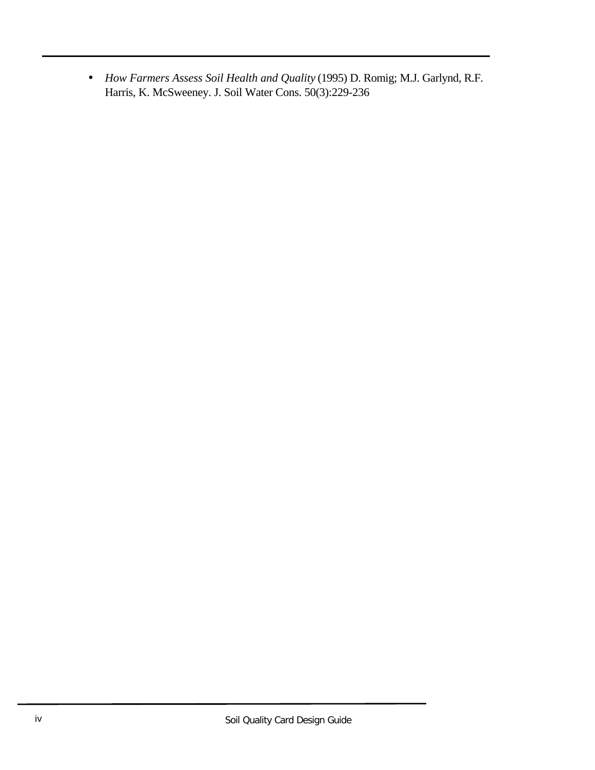- *How Farmers Assess Soil Health and Quality* (1995) D. Romig; M.J. Garlynd, R.F. Harris, K. McSweeney. J. Soil Water Cons. 50(3):229-236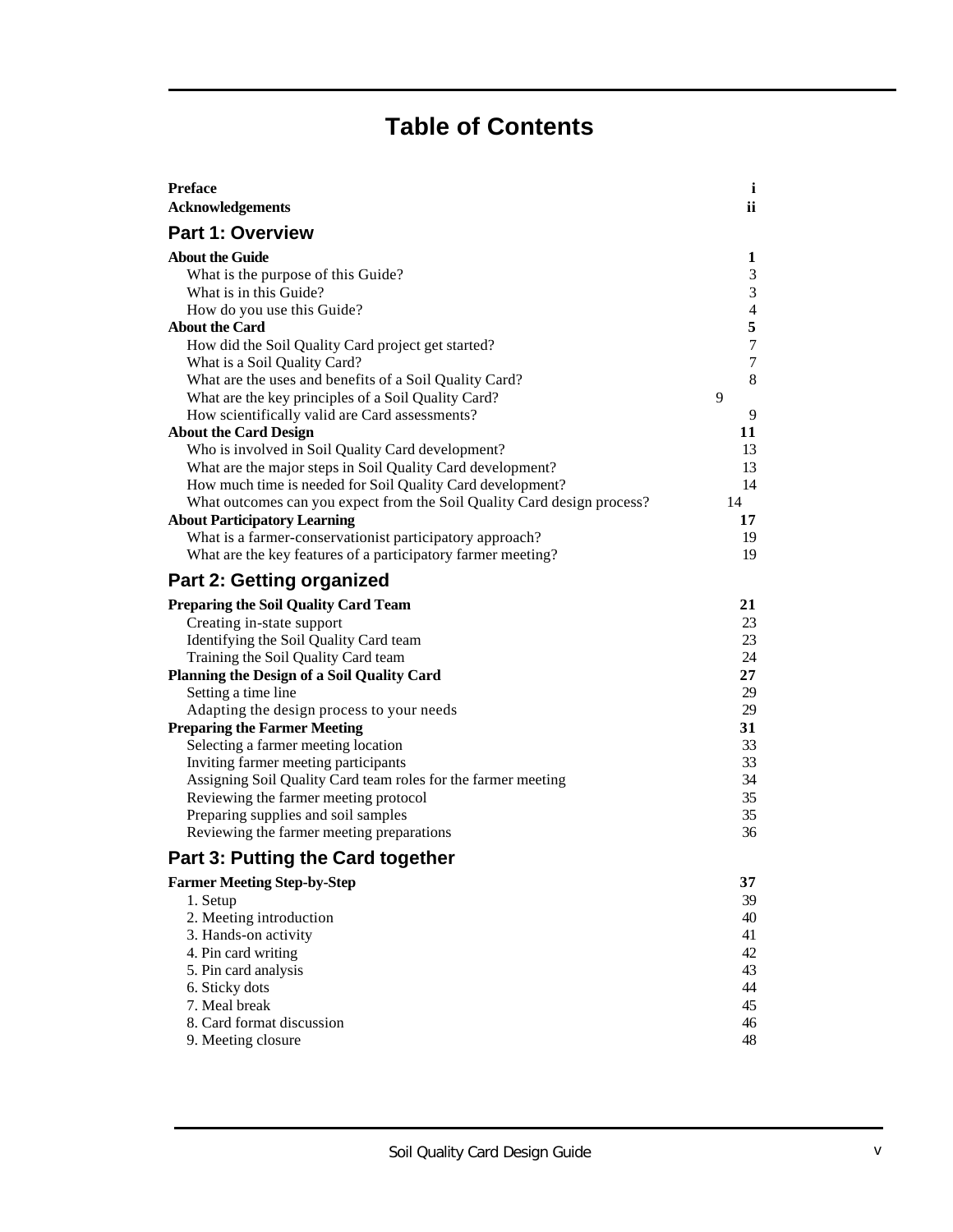# Table of Contents

| | |
|---|---|
| **Preface** | **i** |
| **Acknowledgements** | **ii** |

## Part 1: Overview

| | |
|---|---|
| **About the Guide** | **1** |
| What is the purpose of this Guide? | 3 |
| What is in this Guide? | 3 |
| How do you use this Guide? | 4 |
| **About the Card** | **5** |
| How did the Soil Quality Card project get started? | 7 |
| What is a Soil Quality Card? | 7 |
| What are the uses and benefits of a Soil Quality Card? | 8 |
| What are the key principles of a Soil Quality Card? | 9 |
| How scientifically valid are Card assessments? | 9 |
| **About the Card Design** | **11** |
| Who is involved in Soil Quality Card development? | 13 |
| What are the major steps in Soil Quality Card development? | 13 |
| How much time is needed for Soil Quality Card development? | 14 |
| What outcomes can you expect from the Soil Quality Card design process? | 14 |
| **About Participatory Learning** | **17** |
| What is a farmer-conservationist participatory approach? | 19 |
| What are the key features of a participatory farmer meeting? | 19 |

## Part 2: Getting organized

| | |
|---|---|
| **Preparing the Soil Quality Card Team** | **21** |
| Creating in-state support | 23 |
| Identifying the Soil Quality Card team | 23 |
| Training the Soil Quality Card team | 24 |
| **Planning the Design of a Soil Quality Card** | **27** |
| Setting a time line | 29 |
| Adapting the design process to your needs | 29 |
| **Preparing the Farmer Meeting** | **31** |
| Selecting a farmer meeting location | 33 |
| Inviting farmer meeting participants | 33 |
| Assigning Soil Quality Card team roles for the farmer meeting | 34 |
| Reviewing the farmer meeting protocol | 35 |
| Preparing supplies and soil samples | 35 |
| Reviewing the farmer meeting preparations | 36 |

## Part 3: Putting the Card together

| | |
|---|---|
| **Farmer Meeting Step-by-Step** | **37** |
| 1. Setup | 39 |
| 2. Meeting introduction | 40 |
| 3. Hands-on activity | 41 |
| 4. Pin card writing | 42 |
| 5. Pin card analysis | 43 |
| 6. Sticky dots | 44 |
| 7. Meal break | 45 |
| 8. Card format discussion | 46 |
| 9. Meeting closure | 48 |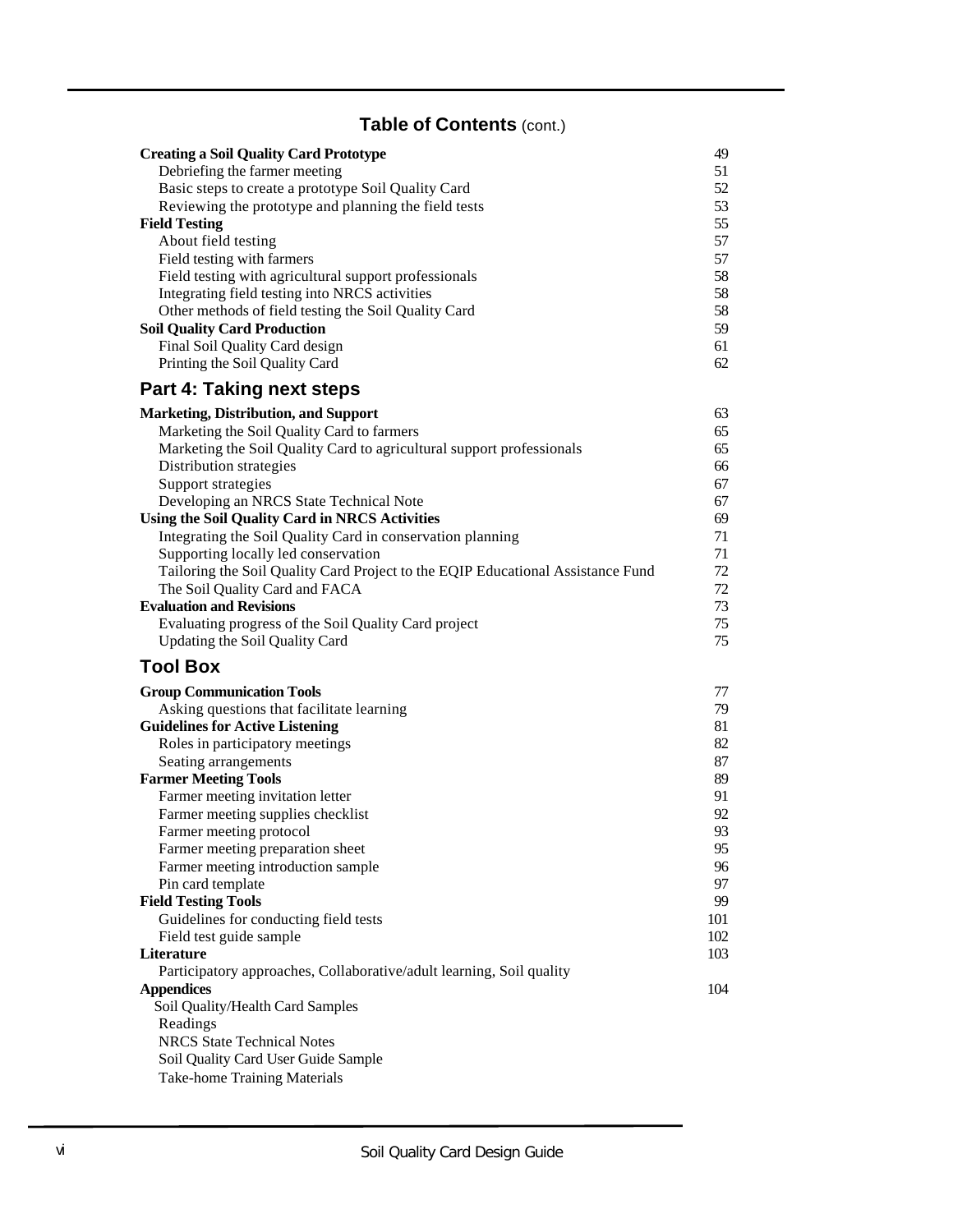## Table of Contents (cont.)

| | |
|---|---|
| **Creating a Soil Quality Card Prototype** | 49 |
| Debriefing the farmer meeting | 51 |
| Basic steps to create a prototype Soil Quality Card | 52 |
| Reviewing the prototype and planning the field tests | 53 |
| **Field Testing** | 55 |
| About field testing | 57 |
| Field testing with farmers | 57 |
| Field testing with agricultural support professionals | 58 |
| Integrating field testing into NRCS activities | 58 |
| Other methods of field testing the Soil Quality Card | 58 |
| **Soil Quality Card Production** | 59 |
| Final Soil Quality Card design | 61 |
| Printing the Soil Quality Card | 62 |

### Part 4: Taking next steps

| | |
|---|---|
| **Marketing, Distribution, and Support** | 63 |
| Marketing the Soil Quality Card to farmers | 65 |
| Marketing the Soil Quality Card to agricultural support professionals | 65 |
| Distribution strategies | 66 |
| Support strategies | 67 |
| Developing an NRCS State Technical Note | 67 |
| **Using the Soil Quality Card in NRCS Activities** | 69 |
| Integrating the Soil Quality Card in conservation planning | 71 |
| Supporting locally led conservation | 71 |
| Tailoring the Soil Quality Card Project to the EQIP Educational Assistance Fund | 72 |
| The Soil Quality Card and FACA | 72 |
| **Evaluation and Revisions** | 73 |
| Evaluating progress of the Soil Quality Card project | 75 |
| Updating the Soil Quality Card | 75 |

### Tool Box

| | |
|---|---|
| **Group Communication Tools** | 77 |
| Asking questions that facilitate learning | 79 |
| **Guidelines for Active Listening** | 81 |
| Roles in participatory meetings | 82 |
| Seating arrangements | 87 |
| **Farmer Meeting Tools** | 89 |
| Farmer meeting invitation letter | 91 |
| Farmer meeting supplies checklist | 92 |
| Farmer meeting protocol | 93 |
| Farmer meeting preparation sheet | 95 |
| Farmer meeting introduction sample | 96 |
| Pin card template | 97 |
| **Field Testing Tools** | 99 |
| Guidelines for conducting field tests | 101 |
| Field test guide sample | 102 |
| **Literature** | 103 |
| Participatory approaches, Collaborative/adult learning, Soil quality | |
| **Appendices** | 104 |
| Soil Quality/Health Card Samples | |
| Readings | |
| NRCS State Technical Notes | |
| Soil Quality Card User Guide Sample | |
| Take-home Training Materials | |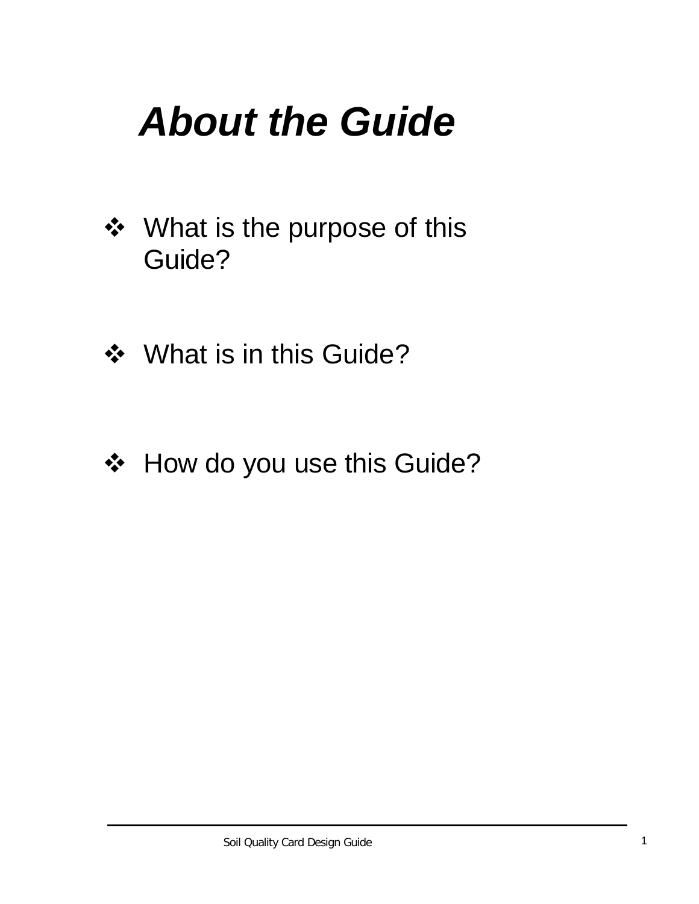# *About the Guide*

- What is the purpose of this Guide?

- What is in this Guide?

- How do you use this Guide?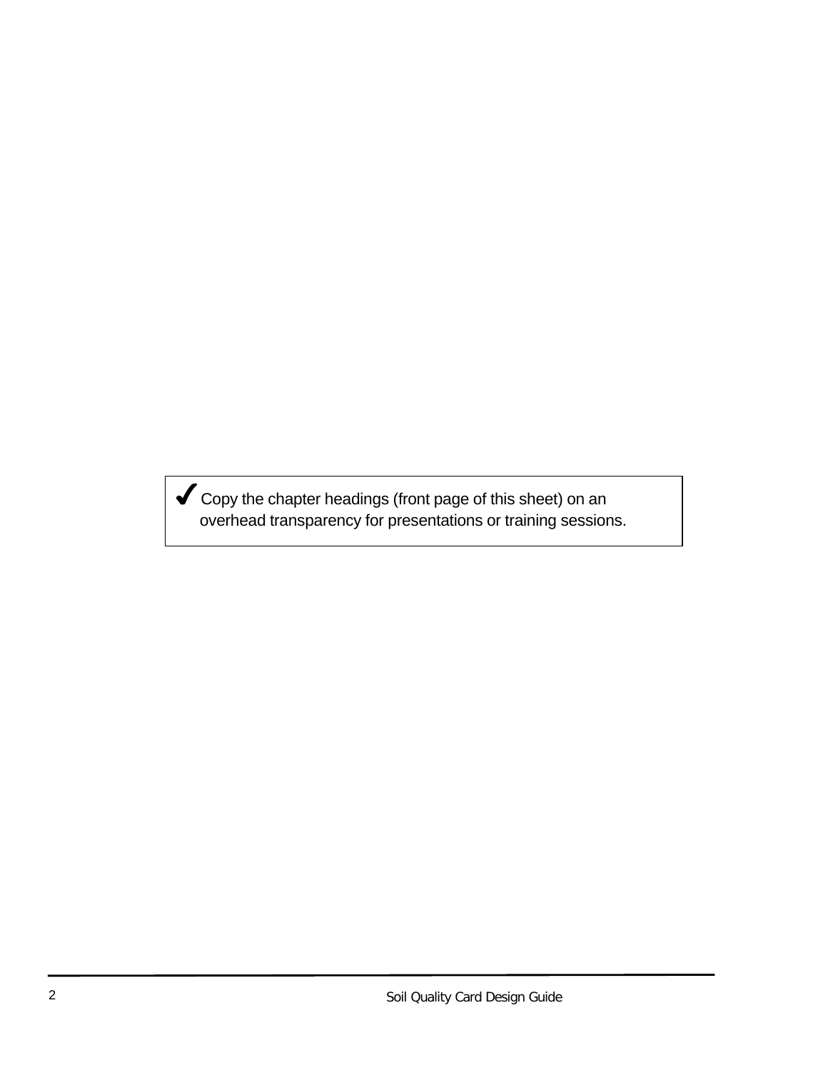✔ Copy the chapter headings (front page of this sheet) on an overhead transparency for presentations or training sessions.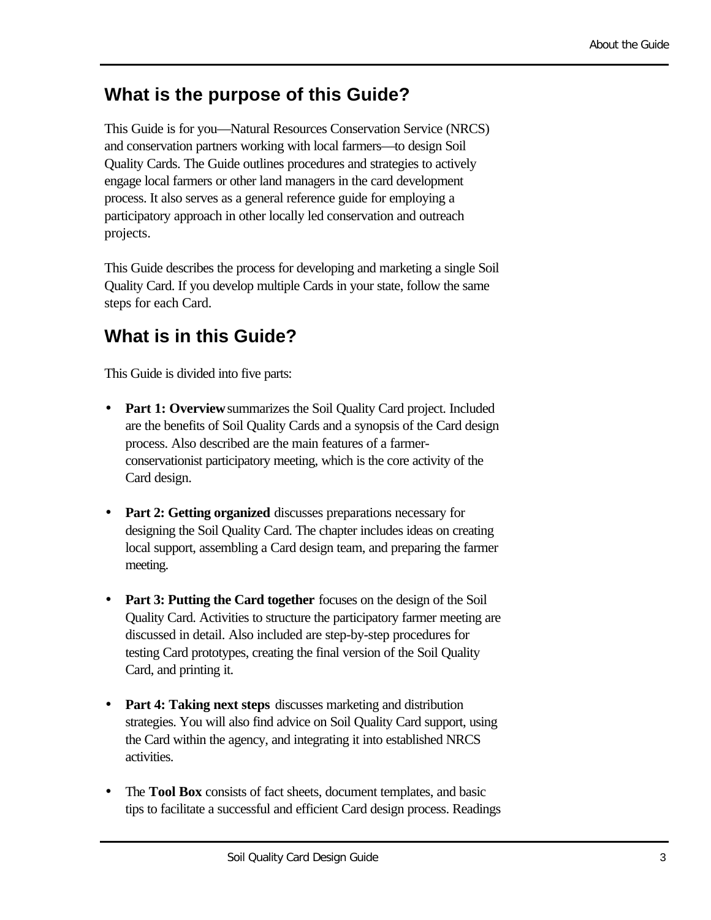## What is the purpose of this Guide?

This Guide is for you—Natural Resources Conservation Service (NRCS) and conservation partners working with local farmers—to design Soil Quality Cards. The Guide outlines procedures and strategies to actively engage local farmers or other land managers in the card development process. It also serves as a general reference guide for employing a participatory approach in other locally led conservation and outreach projects.

This Guide describes the process for developing and marketing a single Soil Quality Card. If you develop multiple Cards in your state, follow the same steps for each Card.

## What is in this Guide?

This Guide is divided into five parts:

- **Part 1: Overview** summarizes the Soil Quality Card project. Included are the benefits of Soil Quality Cards and a synopsis of the Card design process. Also described are the main features of a farmer-conservationist participatory meeting, which is the core activity of the Card design.

- **Part 2: Getting organized** discusses preparations necessary for designing the Soil Quality Card. The chapter includes ideas on creating local support, assembling a Card design team, and preparing the farmer meeting.

- **Part 3: Putting the Card together** focuses on the design of the Soil Quality Card. Activities to structure the participatory farmer meeting are discussed in detail. Also included are step-by-step procedures for testing Card prototypes, creating the final version of the Soil Quality Card, and printing it.

- **Part 4: Taking next steps** discusses marketing and distribution strategies. You will also find advice on Soil Quality Card support, using the Card within the agency, and integrating it into established NRCS activities.

- The **Tool Box** consists of fact sheets, document templates, and basic tips to facilitate a successful and efficient Card design process. Readings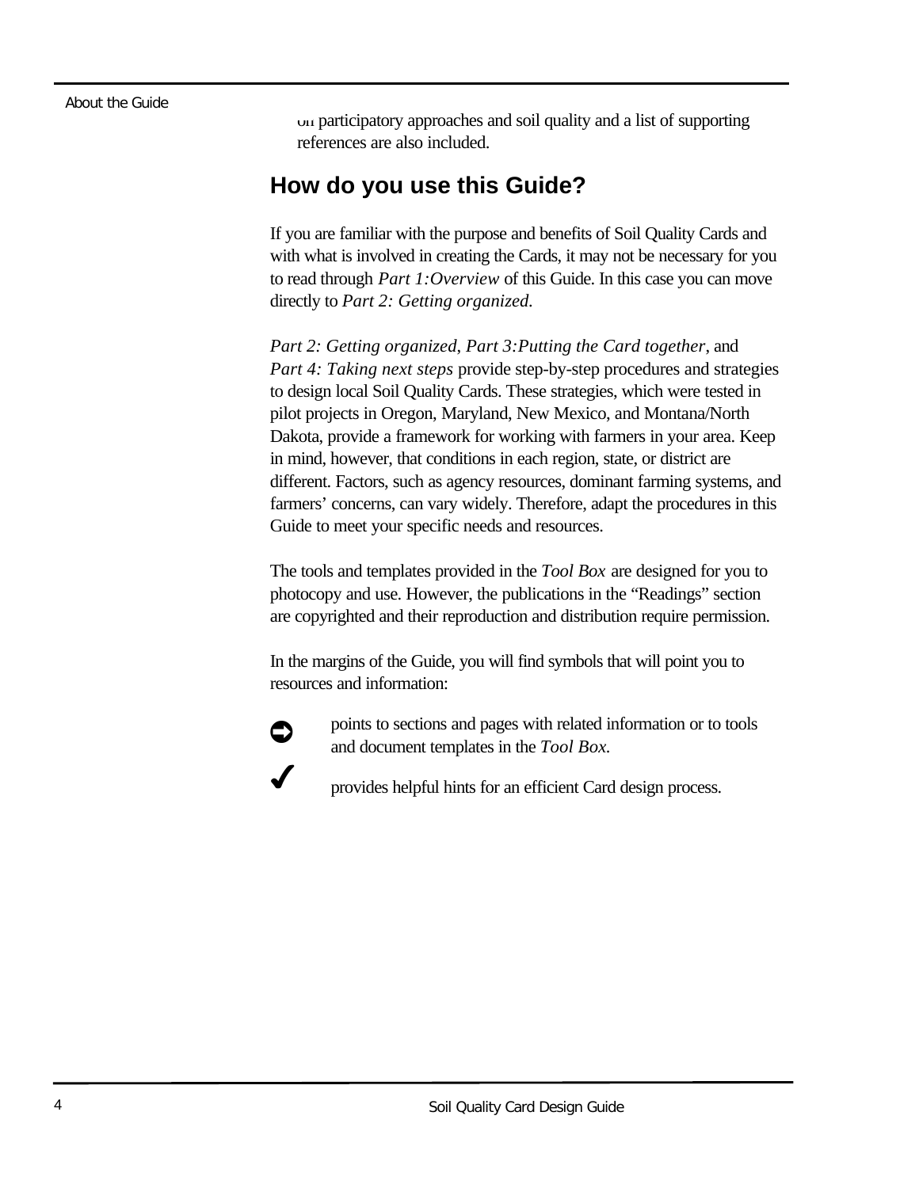on participatory approaches and soil quality and a list of supporting references are also included.

## How do you use this Guide?

If you are familiar with the purpose and benefits of Soil Quality Cards and with what is involved in creating the Cards, it may not be necessary for you to read through *Part 1:Overview* of this Guide. In this case you can move directly to *Part 2: Getting organized*.

*Part 2: Getting organized*, *Part 3:Putting the Card together*, and *Part 4: Taking next steps* provide step-by-step procedures and strategies to design local Soil Quality Cards. These strategies, which were tested in pilot projects in Oregon, Maryland, New Mexico, and Montana/North Dakota, provide a framework for working with farmers in your area. Keep in mind, however, that conditions in each region, state, or district are different. Factors, such as agency resources, dominant farming systems, and farmers' concerns, can vary widely. Therefore, adapt the procedures in this Guide to meet your specific needs and resources.

The tools and templates provided in the *Tool Box* are designed for you to photocopy and use. However, the publications in the "Readings" section are copyrighted and their reproduction and distribution require permission.

In the margins of the Guide, you will find symbols that will point you to resources and information:

➡ points to sections and pages with related information or to tools and document templates in the *Tool Box*.

✔ provides helpful hints for an efficient Card design process.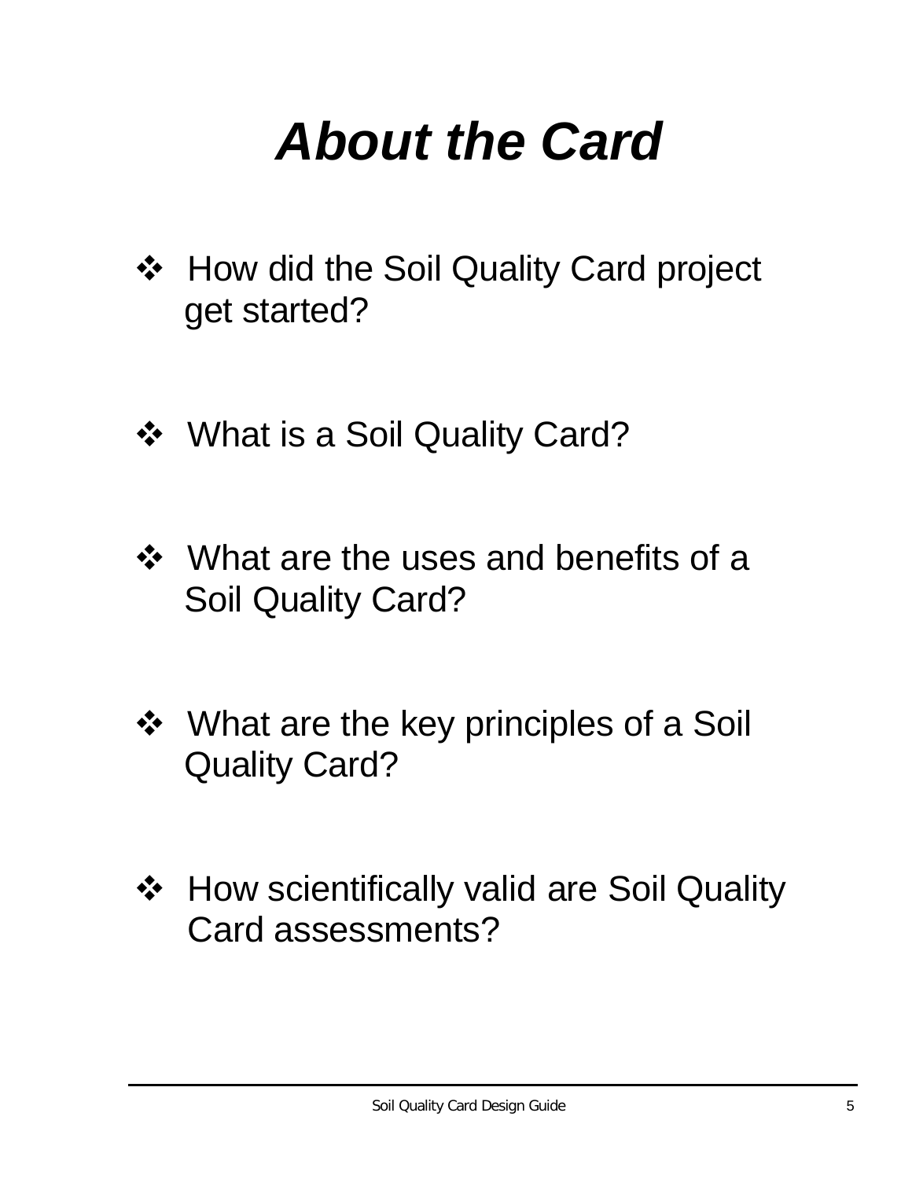# *About the Card*

- How did the Soil Quality Card project get started?

- What is a Soil Quality Card?

- What are the uses and benefits of a Soil Quality Card?

- What are the key principles of a Soil Quality Card?

- How scientifically valid are Soil Quality Card assessments?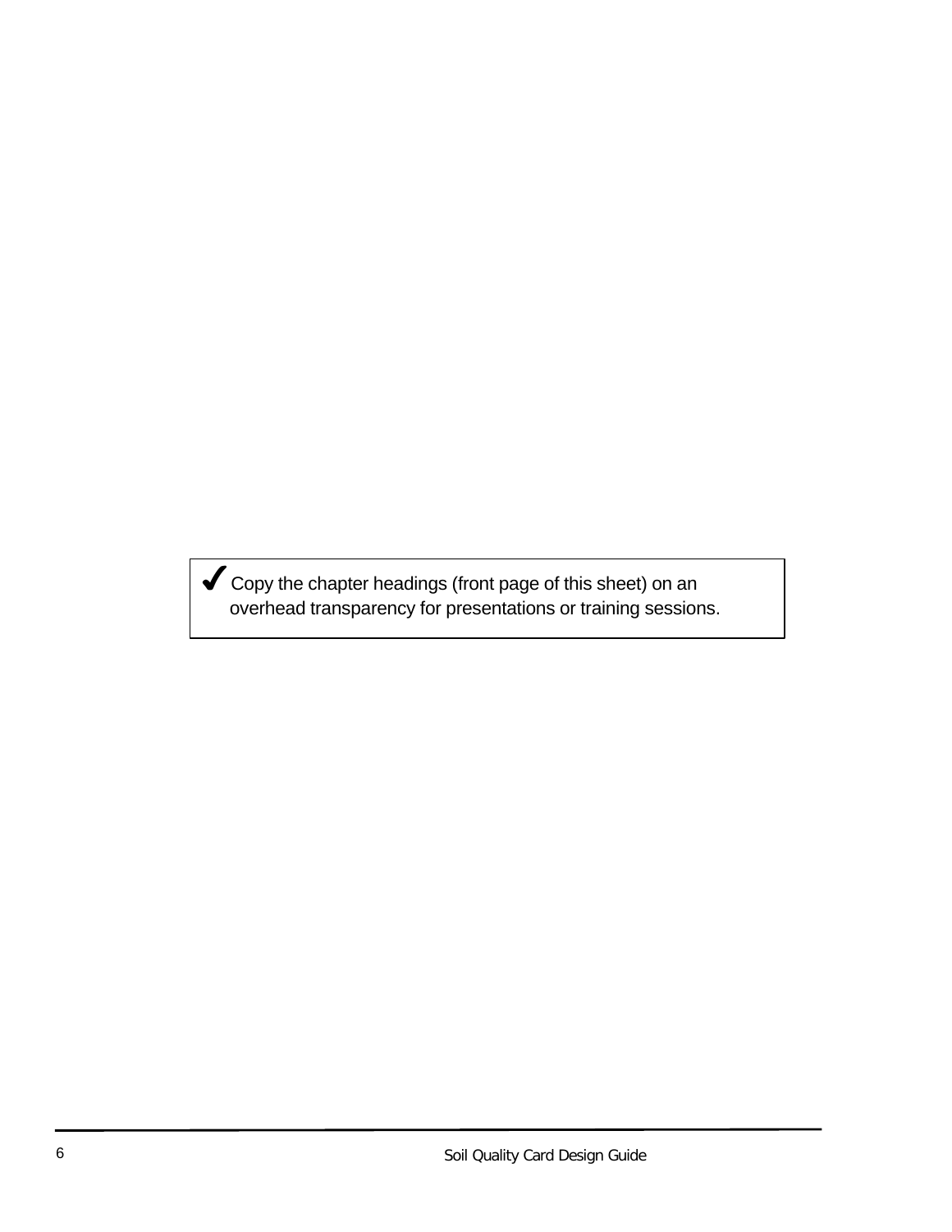✔ Copy the chapter headings (front page of this sheet) on an overhead transparency for presentations or training sessions.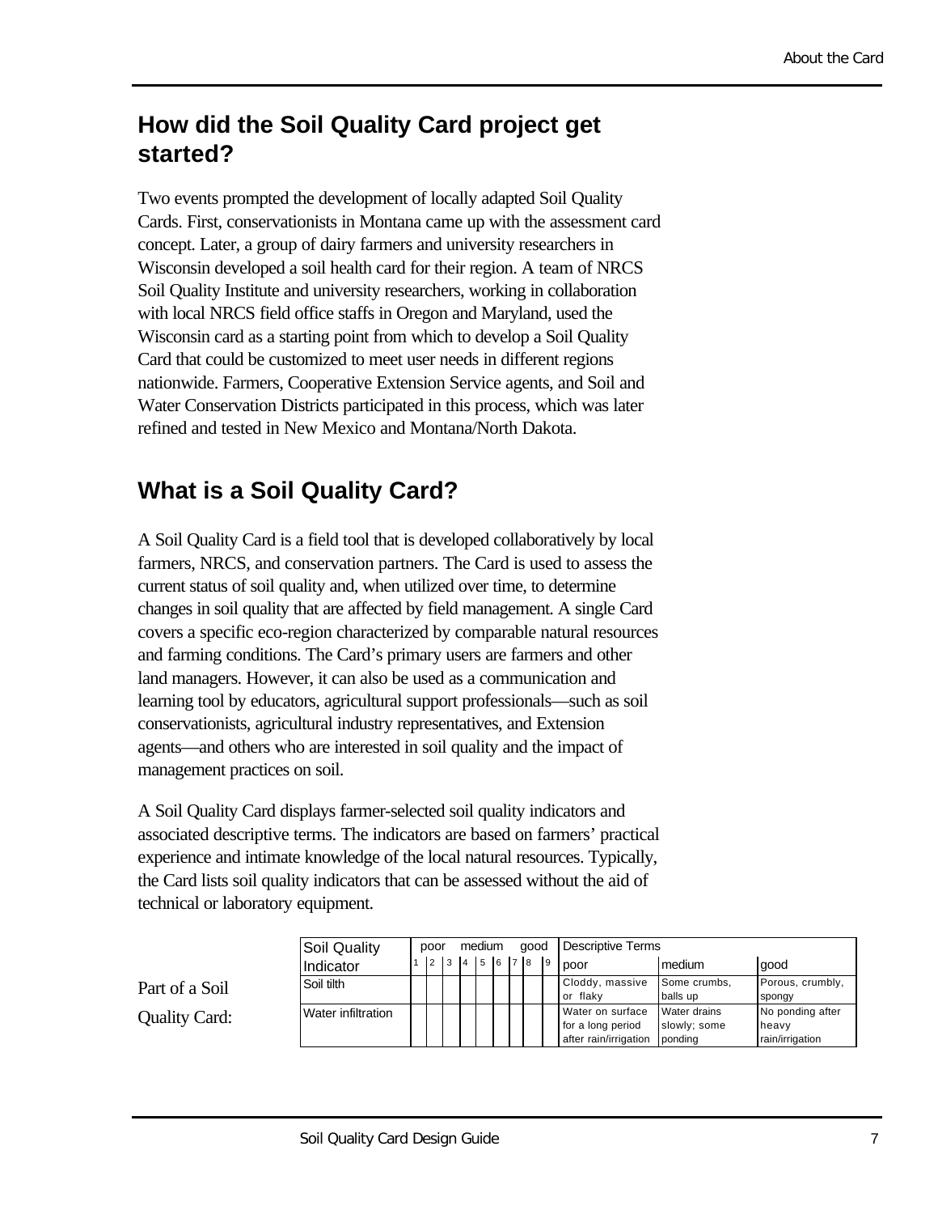## How did the Soil Quality Card project get started?

Two events prompted the development of locally adapted Soil Quality Cards. First, conservationists in Montana came up with the assessment card concept. Later, a group of dairy farmers and university researchers in Wisconsin developed a soil health card for their region. A team of NRCS Soil Quality Institute and university researchers, working in collaboration with local NRCS field office staffs in Oregon and Maryland, used the Wisconsin card as a starting point from which to develop a Soil Quality Card that could be customized to meet user needs in different regions nationwide. Farmers, Cooperative Extension Service agents, and Soil and Water Conservation Districts participated in this process, which was later refined and tested in New Mexico and Montana/North Dakota.

## What is a Soil Quality Card?

A Soil Quality Card is a field tool that is developed collaboratively by local farmers, NRCS, and conservation partners. The Card is used to assess the current status of soil quality and, when utilized over time, to determine changes in soil quality that are affected by field management. A single Card covers a specific eco-region characterized by comparable natural resources and farming conditions. The Card's primary users are farmers and other land managers. However, it can also be used as a communication and learning tool by educators, agricultural support professionals—such as soil conservationists, agricultural industry representatives, and Extension agents—and others who are interested in soil quality and the impact of management practices on soil.

A Soil Quality Card displays farmer-selected soil quality indicators and associated descriptive terms. The indicators are based on farmers' practical experience and intimate knowledge of the local natural resources. Typically, the Card lists soil quality indicators that can be assessed without the aid of technical or laboratory equipment.

Part of a Soil Quality Card:

| Soil Quality Indicator | poor 1 | 2 | 3 | medium 4 | 5 | 6 | 7 | good 8 | 9 | Descriptive Terms: poor | medium | good |
|---|---|---|---|---|---|---|---|---|---|---|---|---|
| Soil tilth | | | | | | | | | | Cloddy, massive or flaky | Some crumbs, balls up | Porous, crumbly, spongy |
| Water infiltration | | | | | | | | | | Water on surface for a long period after rain/irrigation | Water drains slowly; some ponding | No ponding after heavy rain/irrigation |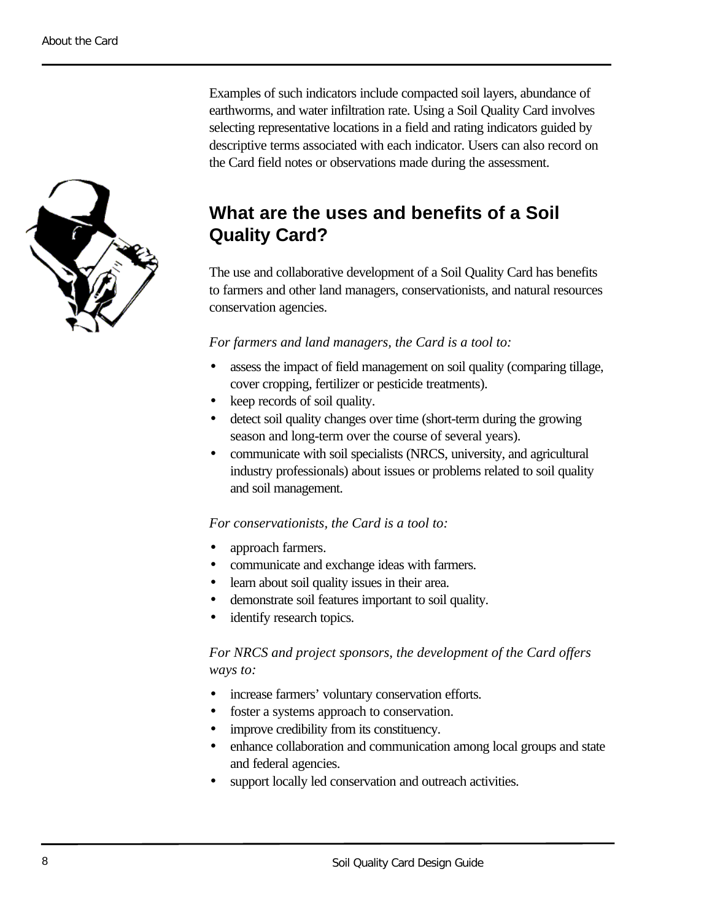Examples of such indicators include compacted soil layers, abundance of earthworms, and water infiltration rate. Using a Soil Quality Card involves selecting representative locations in a field and rating indicators guided by descriptive terms associated with each indicator. Users can also record on the Card field notes or observations made during the assessment.

## What are the uses and benefits of a Soil Quality Card?

The use and collaborative development of a Soil Quality Card has benefits to farmers and other land managers, conservationists, and natural resources conservation agencies.

*For farmers and land managers, the Card is a tool to:*

- assess the impact of field management on soil quality (comparing tillage, cover cropping, fertilizer or pesticide treatments).
- keep records of soil quality.
- detect soil quality changes over time (short-term during the growing season and long-term over the course of several years).
- communicate with soil specialists (NRCS, university, and agricultural industry professionals) about issues or problems related to soil quality and soil management.

*For conservationists, the Card is a tool to:*

- approach farmers.
- communicate and exchange ideas with farmers.
- learn about soil quality issues in their area.
- demonstrate soil features important to soil quality.
- identify research topics.

*For NRCS and project sponsors, the development of the Card offers ways to:*

- increase farmers' voluntary conservation efforts.
- foster a systems approach to conservation.
- improve credibility from its constituency.
- enhance collaboration and communication among local groups and state and federal agencies.
- support locally led conservation and outreach activities.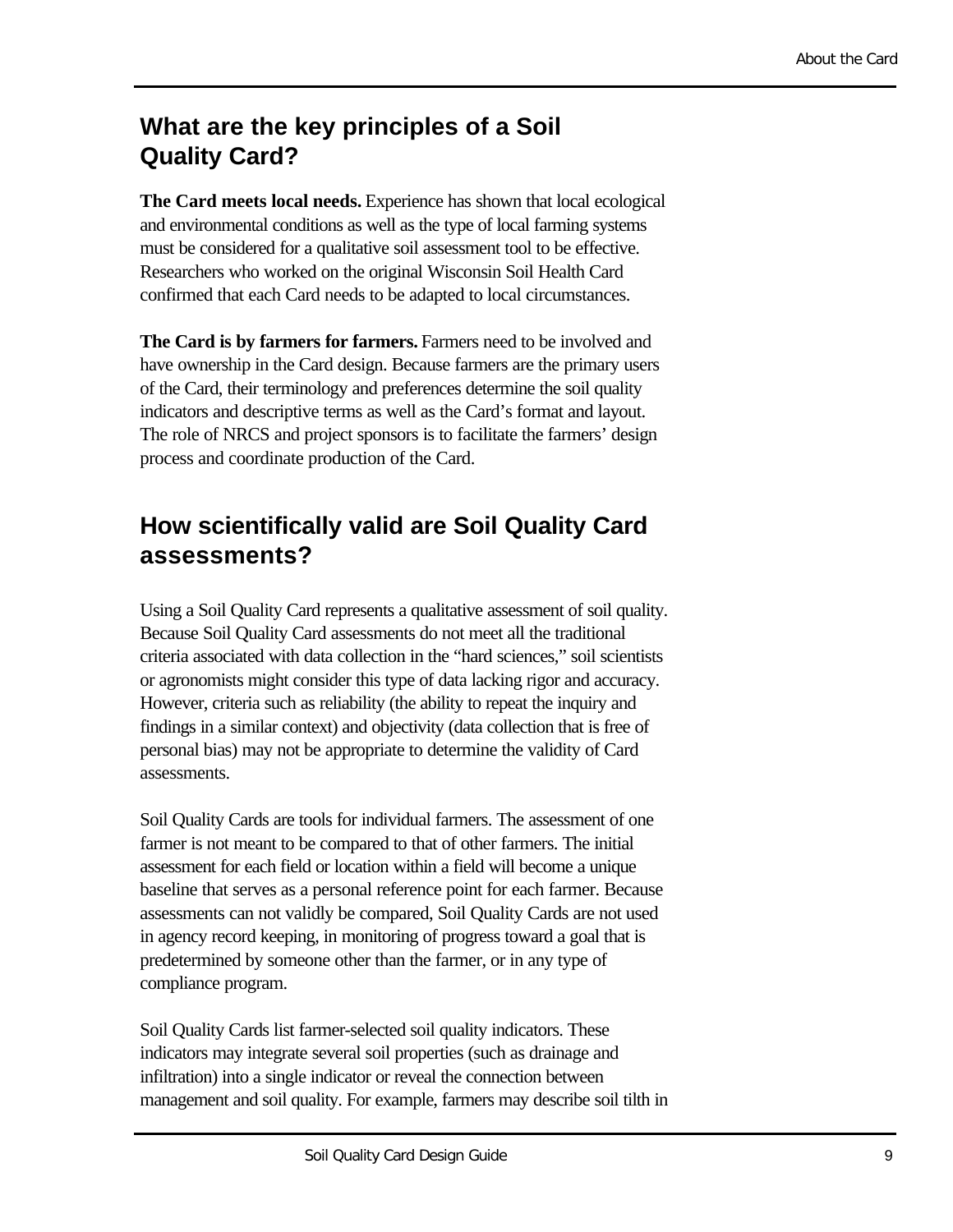## What are the key principles of a Soil Quality Card?

**The Card meets local needs.** Experience has shown that local ecological and environmental conditions as well as the type of local farming systems must be considered for a qualitative soil assessment tool to be effective. Researchers who worked on the original Wisconsin Soil Health Card confirmed that each Card needs to be adapted to local circumstances.

**The Card is by farmers for farmers.** Farmers need to be involved and have ownership in the Card design. Because farmers are the primary users of the Card, their terminology and preferences determine the soil quality indicators and descriptive terms as well as the Card's format and layout. The role of NRCS and project sponsors is to facilitate the farmers' design process and coordinate production of the Card.

## How scientifically valid are Soil Quality Card assessments?

Using a Soil Quality Card represents a qualitative assessment of soil quality. Because Soil Quality Card assessments do not meet all the traditional criteria associated with data collection in the "hard sciences," soil scientists or agronomists might consider this type of data lacking rigor and accuracy. However, criteria such as reliability (the ability to repeat the inquiry and findings in a similar context) and objectivity (data collection that is free of personal bias) may not be appropriate to determine the validity of Card assessments.

Soil Quality Cards are tools for individual farmers. The assessment of one farmer is not meant to be compared to that of other farmers. The initial assessment for each field or location within a field will become a unique baseline that serves as a personal reference point for each farmer. Because assessments can not validly be compared, Soil Quality Cards are not used in agency record keeping, in monitoring of progress toward a goal that is predetermined by someone other than the farmer, or in any type of compliance program.

Soil Quality Cards list farmer-selected soil quality indicators. These indicators may integrate several soil properties (such as drainage and infiltration) into a single indicator or reveal the connection between management and soil quality. For example, farmers may describe soil tilth in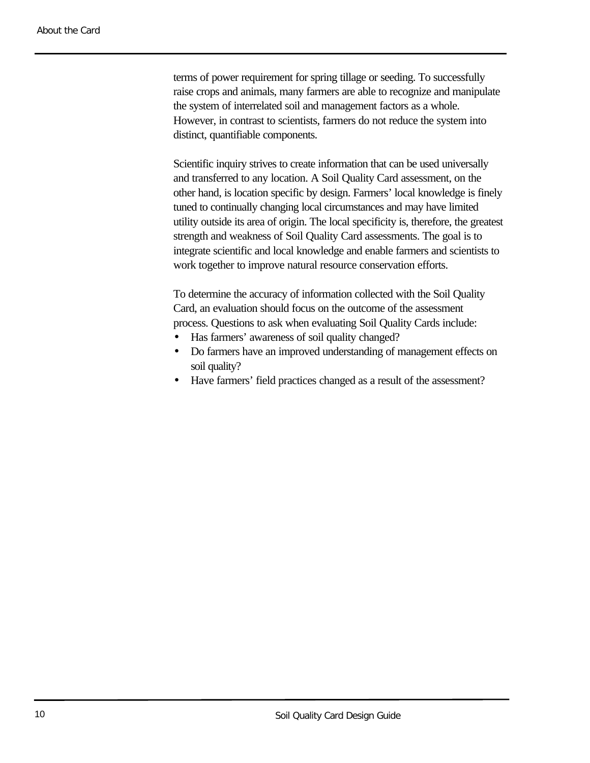terms of power requirement for spring tillage or seeding. To successfully raise crops and animals, many farmers are able to recognize and manipulate the system of interrelated soil and management factors as a whole. However, in contrast to scientists, farmers do not reduce the system into distinct, quantifiable components.

Scientific inquiry strives to create information that can be used universally and transferred to any location. A Soil Quality Card assessment, on the other hand, is location specific by design. Farmers' local knowledge is finely tuned to continually changing local circumstances and may have limited utility outside its area of origin. The local specificity is, therefore, the greatest strength and weakness of Soil Quality Card assessments. The goal is to integrate scientific and local knowledge and enable farmers and scientists to work together to improve natural resource conservation efforts.

To determine the accuracy of information collected with the Soil Quality Card, an evaluation should focus on the outcome of the assessment process. Questions to ask when evaluating Soil Quality Cards include:

- Has farmers' awareness of soil quality changed?
- Do farmers have an improved understanding of management effects on soil quality?
- Have farmers' field practices changed as a result of the assessment?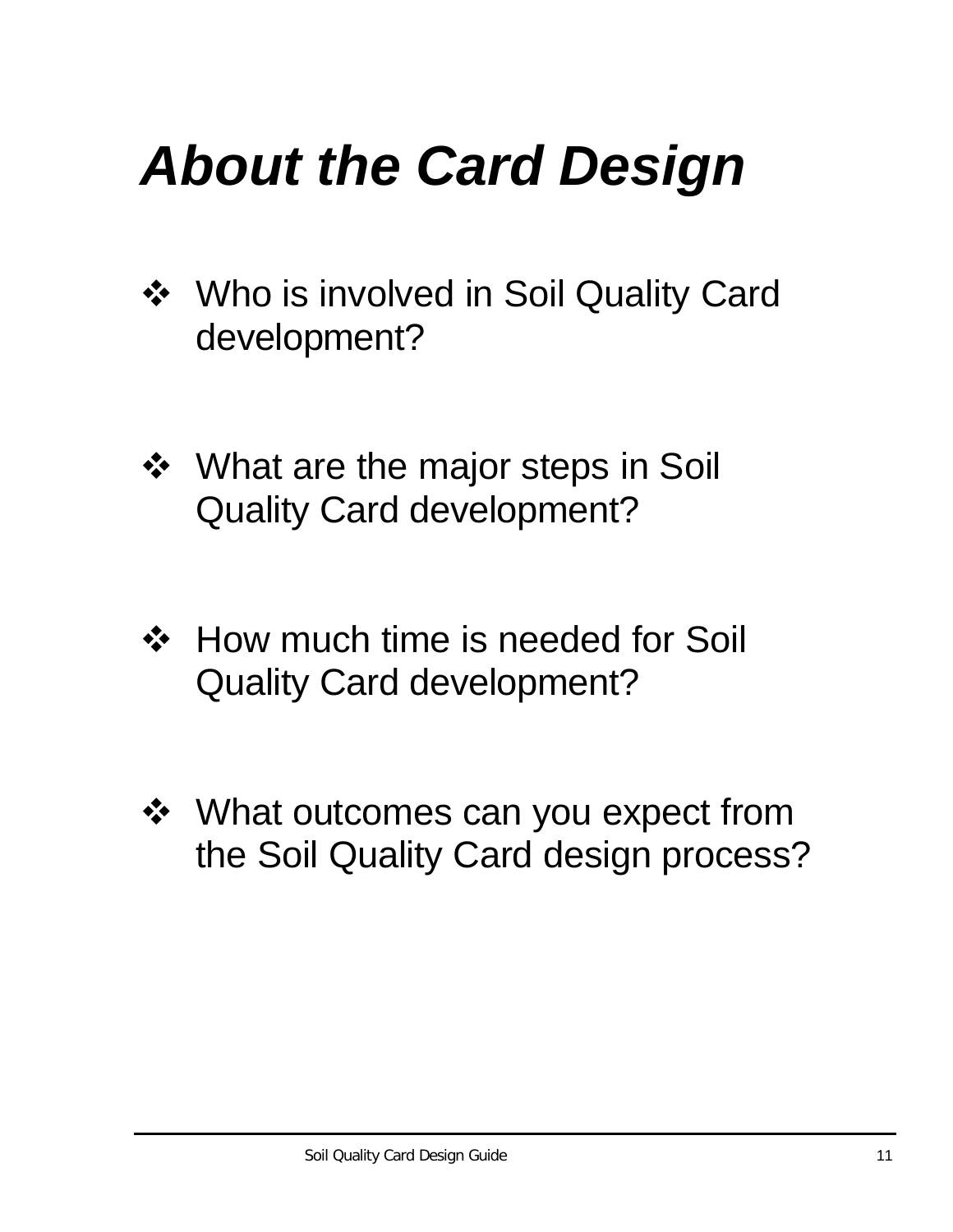# *About the Card Design*

- Who is involved in Soil Quality Card development?

- What are the major steps in Soil Quality Card development?

- How much time is needed for Soil Quality Card development?

- What outcomes can you expect from the Soil Quality Card design process?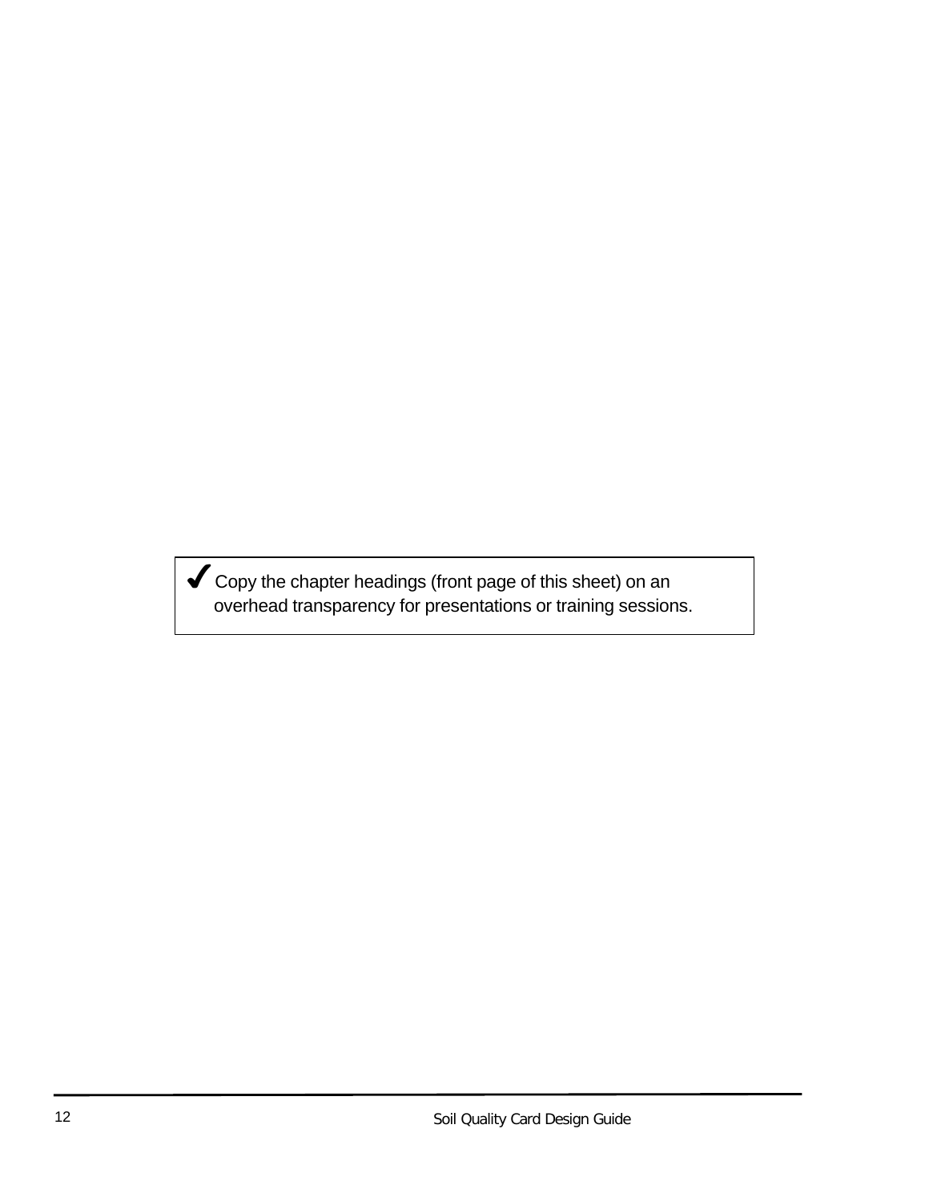✔ Copy the chapter headings (front page of this sheet) on an overhead transparency for presentations or training sessions.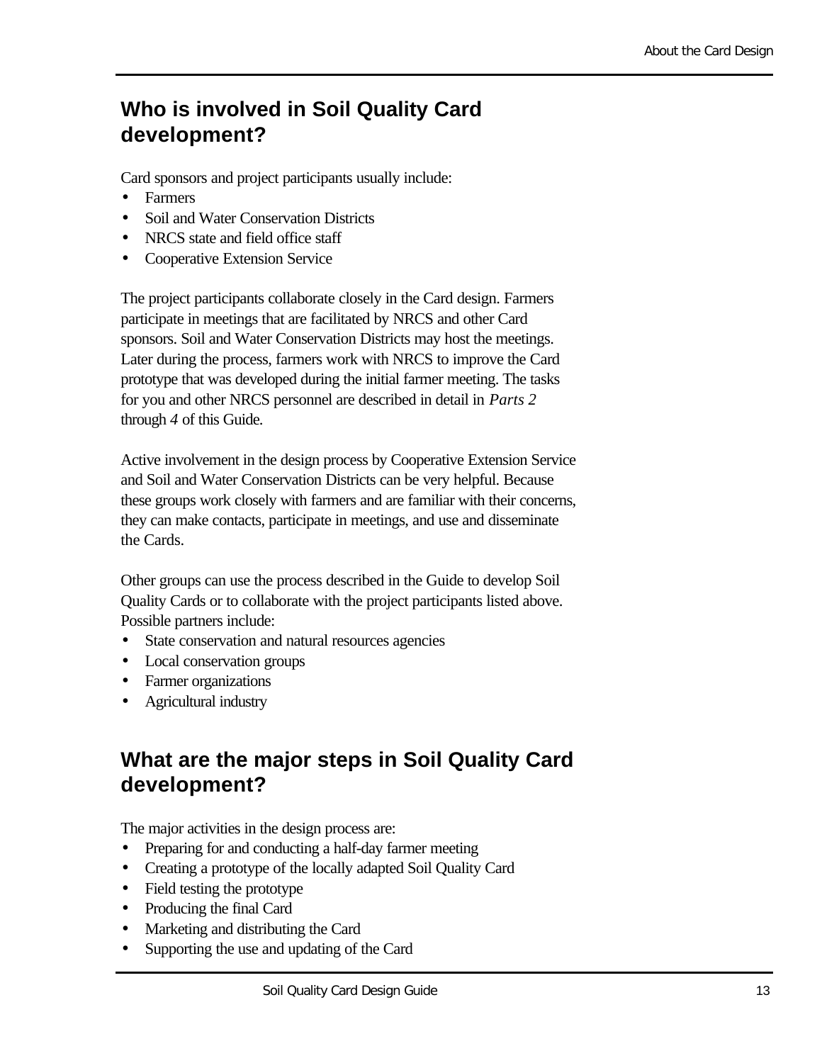## Who is involved in Soil Quality Card development?

Card sponsors and project participants usually include:

- Farmers
- Soil and Water Conservation Districts
- NRCS state and field office staff
- Cooperative Extension Service

The project participants collaborate closely in the Card design. Farmers participate in meetings that are facilitated by NRCS and other Card sponsors. Soil and Water Conservation Districts may host the meetings. Later during the process, farmers work with NRCS to improve the Card prototype that was developed during the initial farmer meeting. The tasks for you and other NRCS personnel are described in detail in *Parts 2* through *4* of this Guide.

Active involvement in the design process by Cooperative Extension Service and Soil and Water Conservation Districts can be very helpful. Because these groups work closely with farmers and are familiar with their concerns, they can make contacts, participate in meetings, and use and disseminate the Cards.

Other groups can use the process described in the Guide to develop Soil Quality Cards or to collaborate with the project participants listed above. Possible partners include:

- State conservation and natural resources agencies
- Local conservation groups
- Farmer organizations
- Agricultural industry

## What are the major steps in Soil Quality Card development?

The major activities in the design process are:

- Preparing for and conducting a half-day farmer meeting
- Creating a prototype of the locally adapted Soil Quality Card
- Field testing the prototype
- Producing the final Card
- Marketing and distributing the Card
- Supporting the use and updating of the Card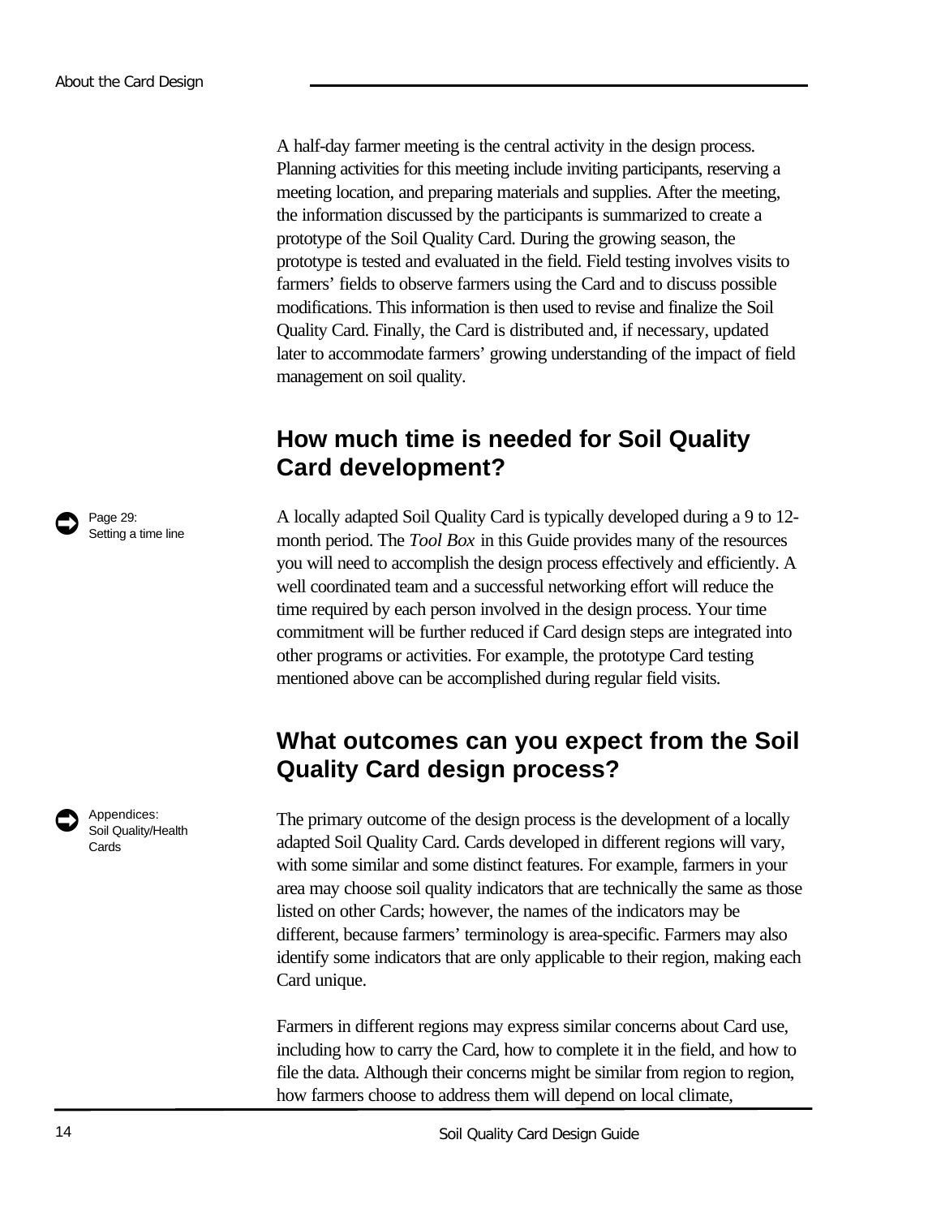A half-day farmer meeting is the central activity in the design process. Planning activities for this meeting include inviting participants, reserving a meeting location, and preparing materials and supplies. After the meeting, the information discussed by the participants is summarized to create a prototype of the Soil Quality Card. During the growing season, the prototype is tested and evaluated in the field. Field testing involves visits to farmers' fields to observe farmers using the Card and to discuss possible modifications. This information is then used to revise and finalize the Soil Quality Card. Finally, the Card is distributed and, if necessary, updated later to accommodate farmers' growing understanding of the impact of field management on soil quality.

## How much time is needed for Soil Quality Card development?

➡ Page 29: Setting a time line

A locally adapted Soil Quality Card is typically developed during a 9 to 12-month period. The *Tool Box* in this Guide provides many of the resources you will need to accomplish the design process effectively and efficiently. A well coordinated team and a successful networking effort will reduce the time required by each person involved in the design process. Your time commitment will be further reduced if Card design steps are integrated into other programs or activities. For example, the prototype Card testing mentioned above can be accomplished during regular field visits.

## What outcomes can you expect from the Soil Quality Card design process?

➡ Appendices: Soil Quality/Health Cards

The primary outcome of the design process is the development of a locally adapted Soil Quality Card. Cards developed in different regions will vary, with some similar and some distinct features. For example, farmers in your area may choose soil quality indicators that are technically the same as those listed on other Cards; however, the names of the indicators may be different, because farmers' terminology is area-specific. Farmers may also identify some indicators that are only applicable to their region, making each Card unique.

Farmers in different regions may express similar concerns about Card use, including how to carry the Card, how to complete it in the field, and how to file the data. Although their concerns might be similar from region to region, how farmers choose to address them will depend on local climate,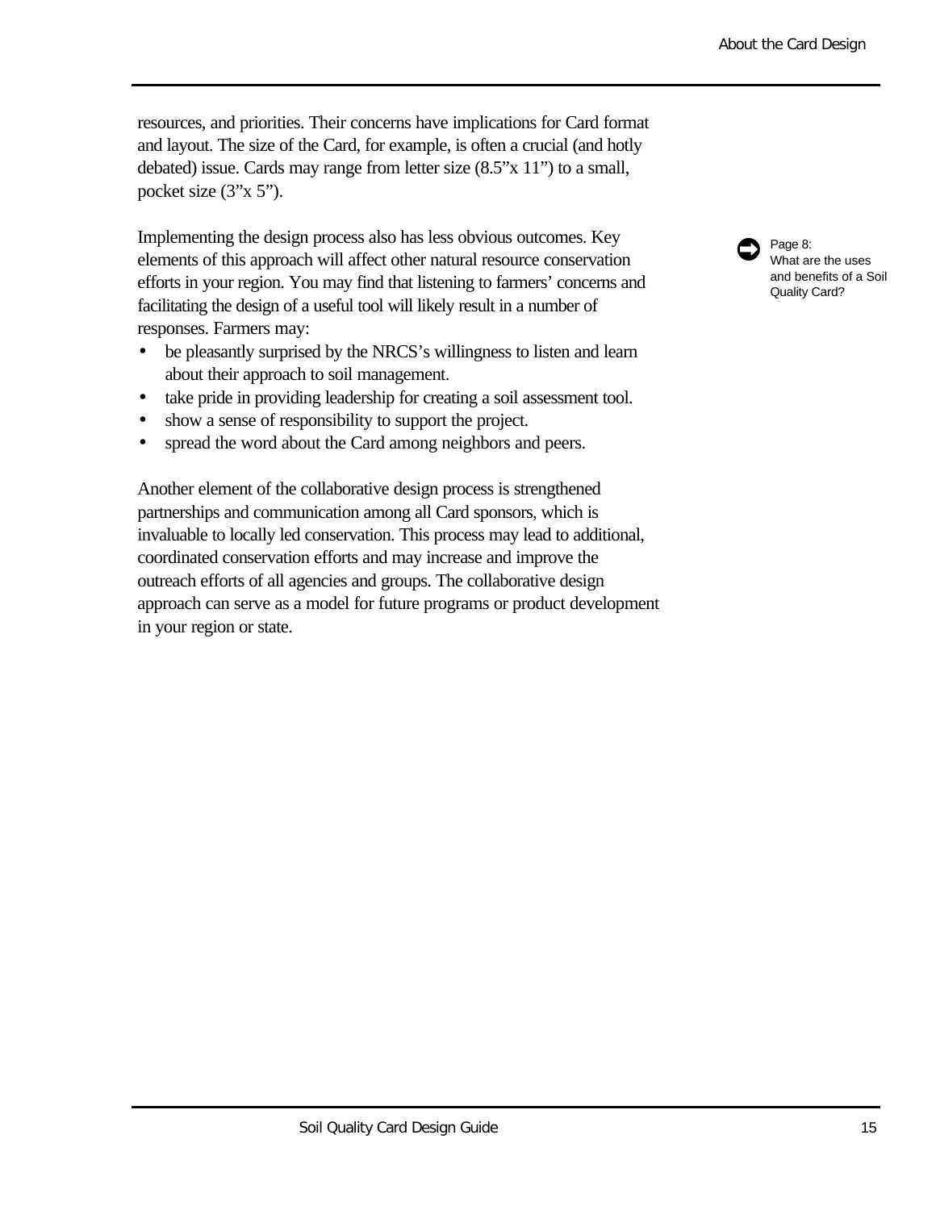resources, and priorities. Their concerns have implications for Card format and layout. The size of the Card, for example, is often a crucial (and hotly debated) issue. Cards may range from letter size (8.5”x 11”) to a small, pocket size (3”x 5”).

Implementing the design process also has less obvious outcomes. Key elements of this approach will affect other natural resource conservation efforts in your region. You may find that listening to farmers’ concerns and facilitating the design of a useful tool will likely result in a number of responses. Farmers may:

- be pleasantly surprised by the NRCS’s willingness to listen and learn about their approach to soil management.
- take pride in providing leadership for creating a soil assessment tool.
- show a sense of responsibility to support the project.
- spread the word about the Card among neighbors and peers.

➡ Page 8: What are the uses and benefits of a Soil Quality Card?

Another element of the collaborative design process is strengthened partnerships and communication among all Card sponsors, which is invaluable to locally led conservation. This process may lead to additional, coordinated conservation efforts and may increase and improve the outreach efforts of all agencies and groups. The collaborative design approach can serve as a model for future programs or product development in your region or state.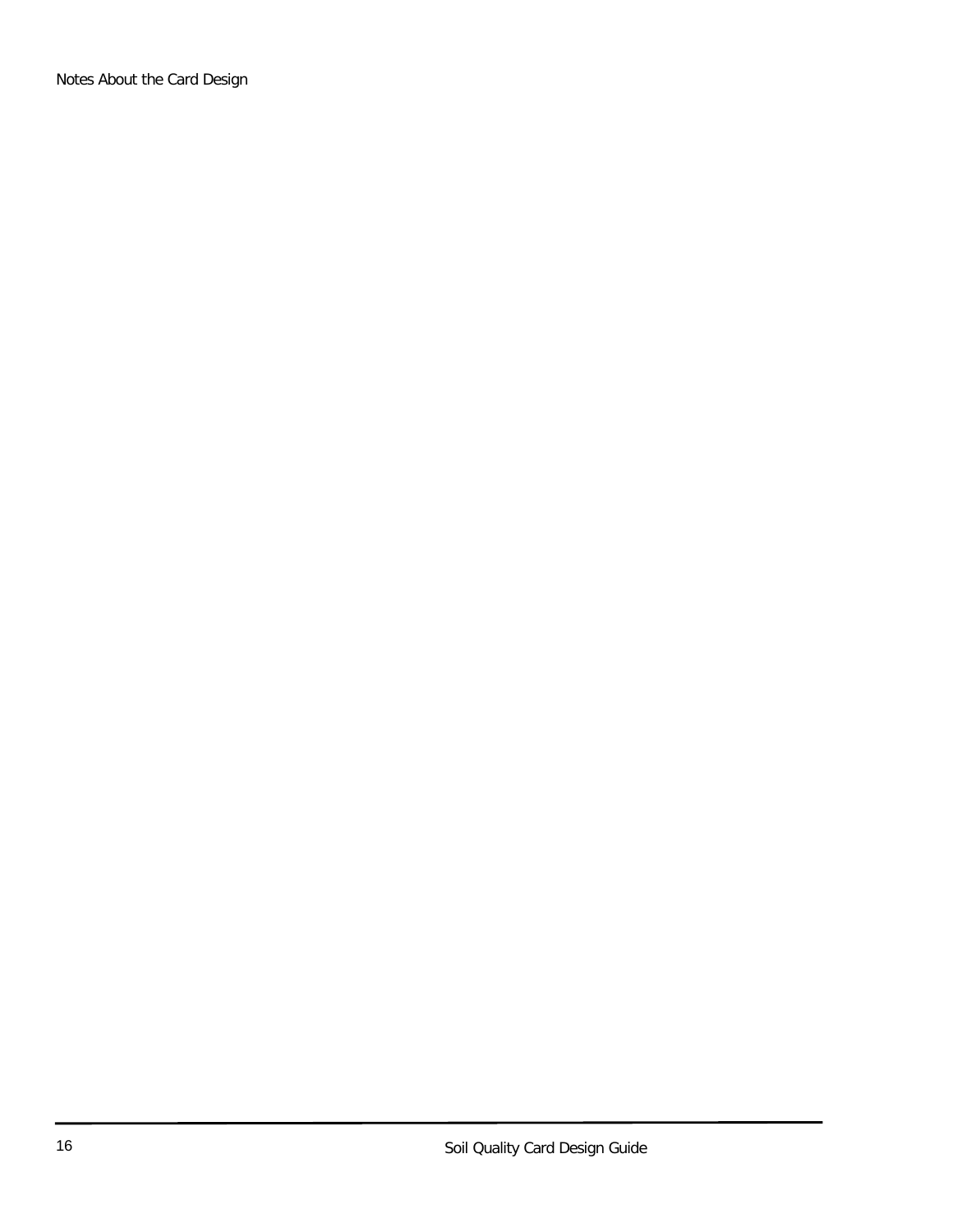Notes About the Card Design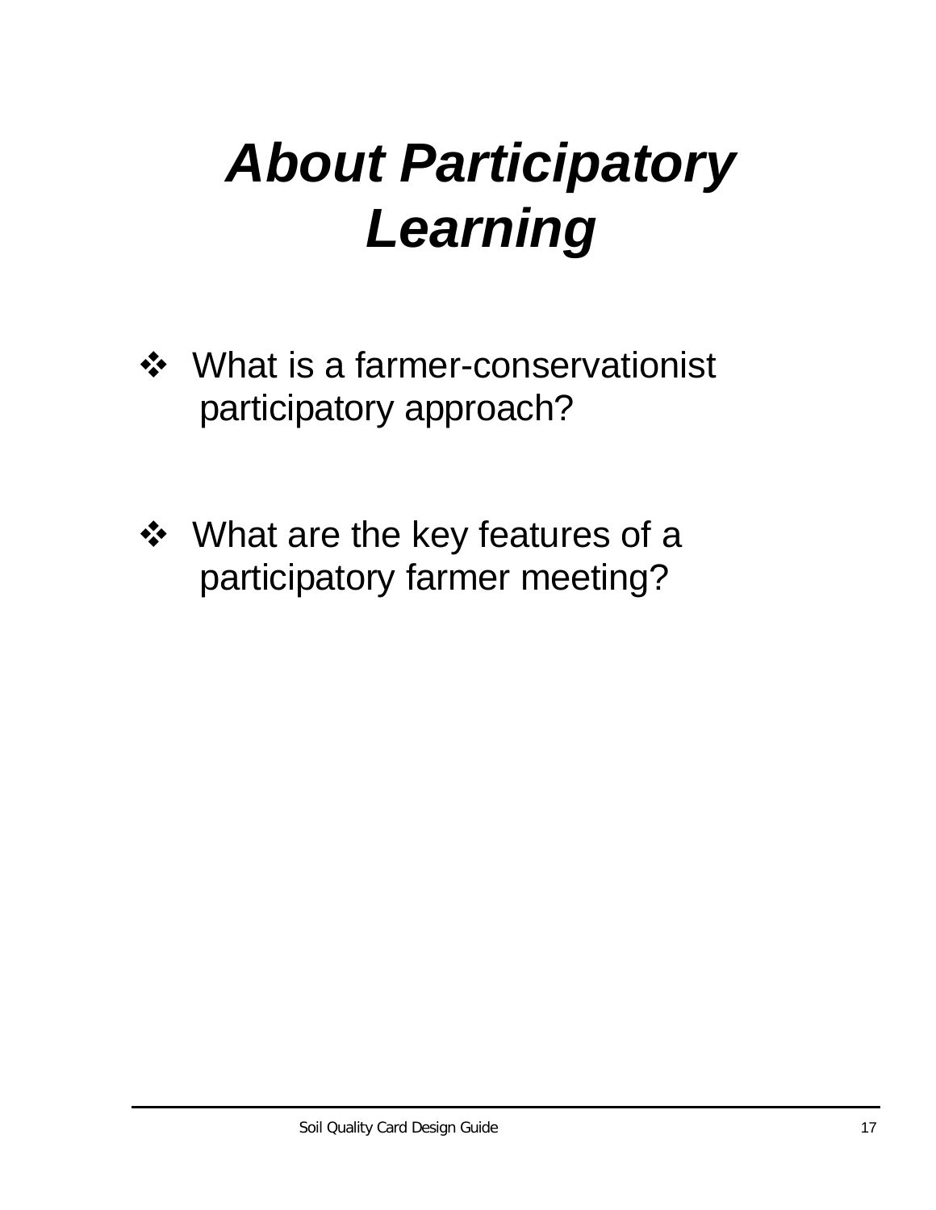# *About Participatory Learning*

- What is a farmer-conservationist participatory approach?

- What are the key features of a participatory farmer meeting?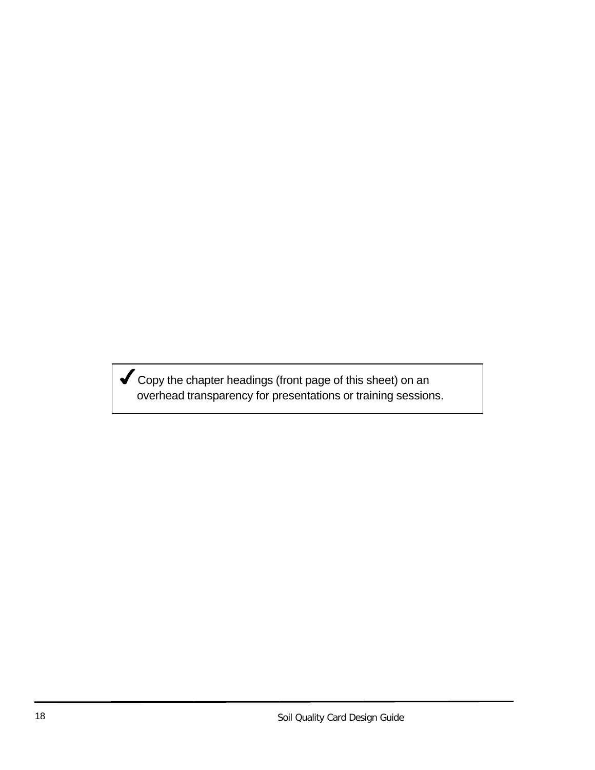✔ Copy the chapter headings (front page of this sheet) on an overhead transparency for presentations or training sessions.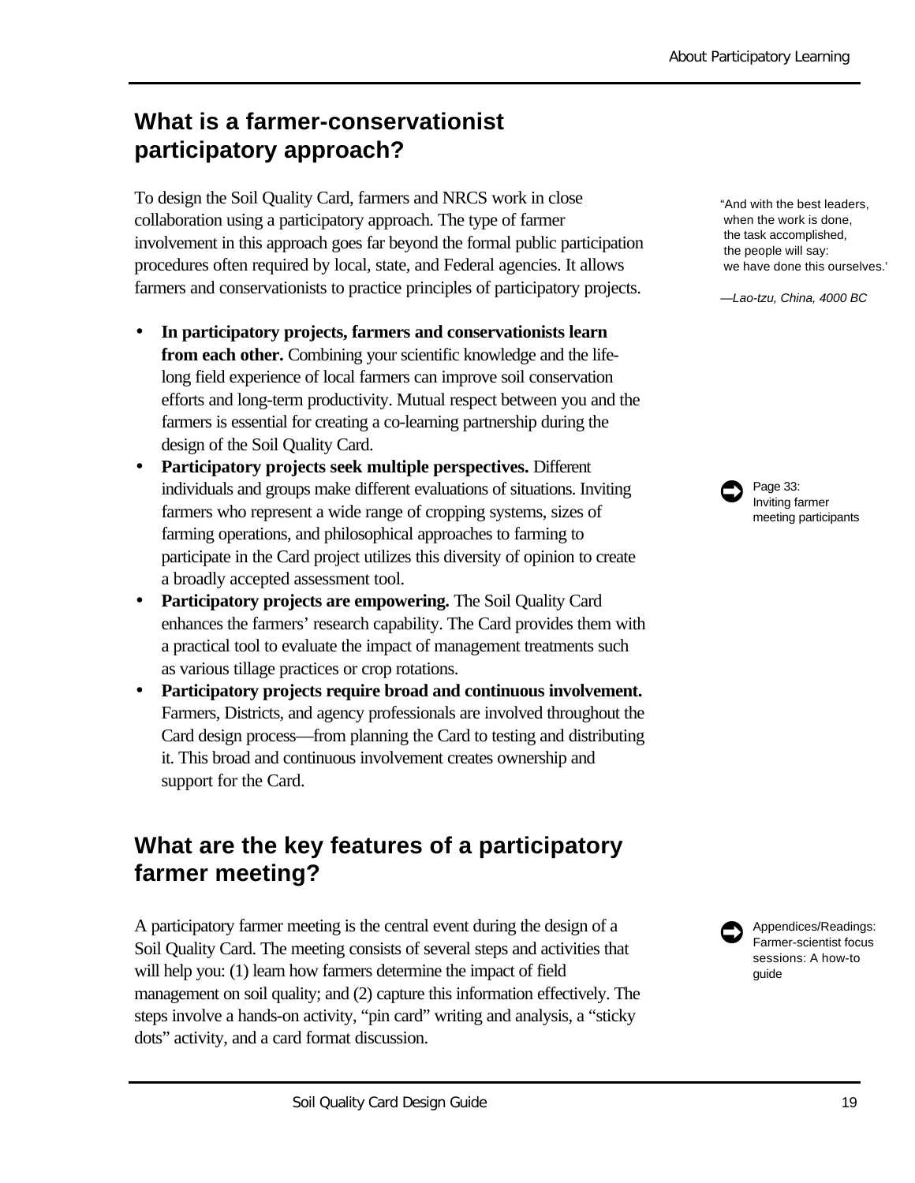## What is a farmer-conservationist participatory approach?

To design the Soil Quality Card, farmers and NRCS work in close collaboration using a participatory approach. The type of farmer involvement in this approach goes far beyond the formal public participation procedures often required by local, state, and Federal agencies. It allows farmers and conservationists to practice principles of participatory projects.

"And with the best leaders,
when the work is done,
the task accomplished,
the people will say:
we have done this ourselves.'

*—Lao-tzu, China, 4000 BC*

- **In participatory projects, farmers and conservationists learn from each other.** Combining your scientific knowledge and the life-long field experience of local farmers can improve soil conservation efforts and long-term productivity. Mutual respect between you and the farmers is essential for creating a co-learning partnership during the design of the Soil Quality Card.
- **Participatory projects seek multiple perspectives.** Different individuals and groups make different evaluations of situations. Inviting farmers who represent a wide range of cropping systems, sizes of farming operations, and philosophical approaches to farming to participate in the Card project utilizes this diversity of opinion to create a broadly accepted assessment tool.
- **Participatory projects are empowering.** The Soil Quality Card enhances the farmers' research capability. The Card provides them with a practical tool to evaluate the impact of management treatments such as various tillage practices or crop rotations.
- **Participatory projects require broad and continuous involvement.** Farmers, Districts, and agency professionals are involved throughout the Card design process—from planning the Card to testing and distributing it. This broad and continuous involvement creates ownership and support for the Card.

➡ Page 33: Inviting farmer meeting participants

## What are the key features of a participatory farmer meeting?

A participatory farmer meeting is the central event during the design of a Soil Quality Card. The meeting consists of several steps and activities that will help you: (1) learn how farmers determine the impact of field management on soil quality; and (2) capture this information effectively. The steps involve a hands-on activity, "pin card" writing and analysis, a "sticky dots" activity, and a card format discussion.

➡ Appendices/Readings: Farmer-scientist focus sessions: A how-to guide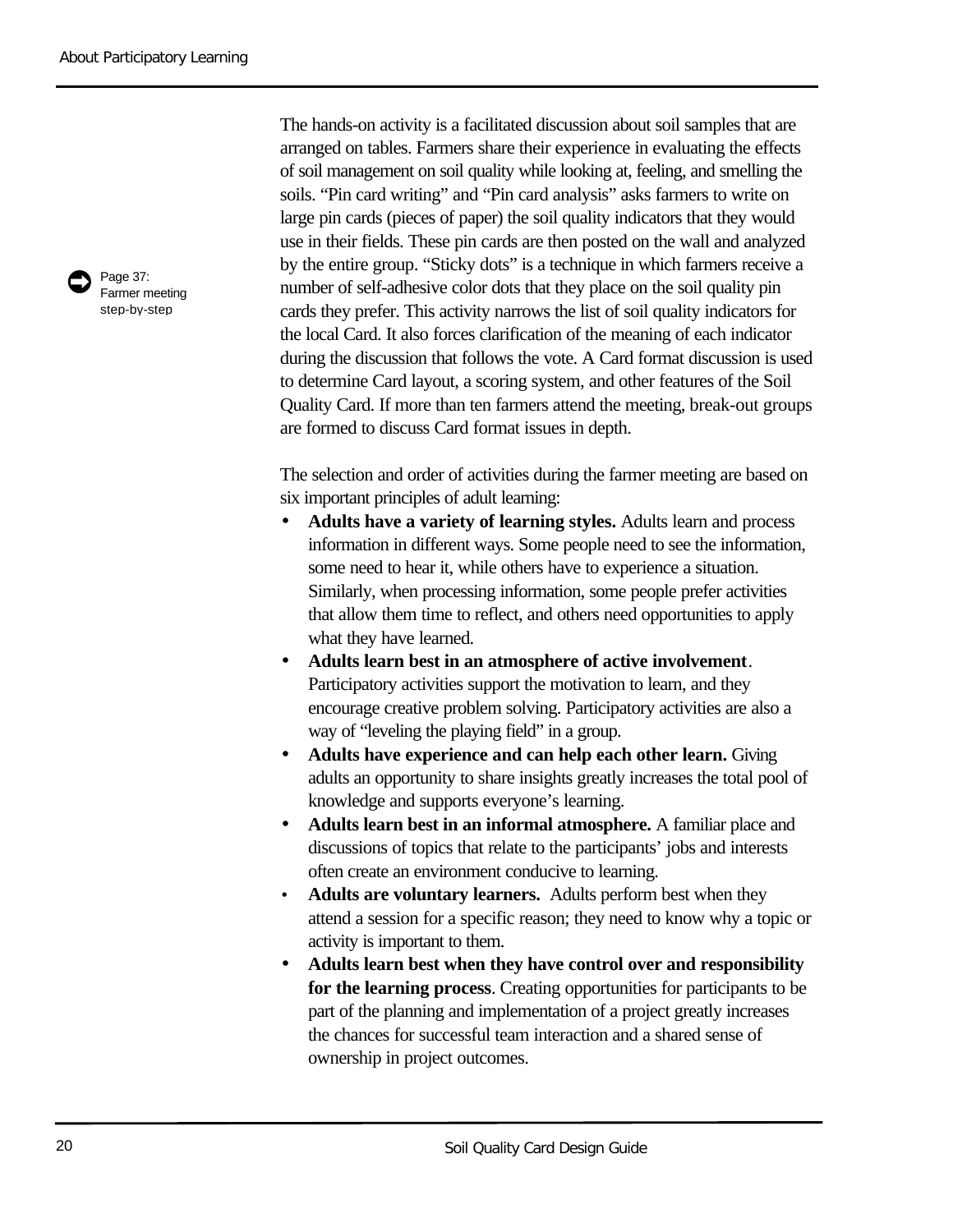The hands-on activity is a facilitated discussion about soil samples that are arranged on tables. Farmers share their experience in evaluating the effects of soil management on soil quality while looking at, feeling, and smelling the soils. "Pin card writing" and "Pin card analysis" asks farmers to write on large pin cards (pieces of paper) the soil quality indicators that they would use in their fields. These pin cards are then posted on the wall and analyzed by the entire group. "Sticky dots" is a technique in which farmers receive a number of self-adhesive color dots that they place on the soil quality pin cards they prefer. This activity narrows the list of soil quality indicators for the local Card. It also forces clarification of the meaning of each indicator during the discussion that follows the vote. A Card format discussion is used to determine Card layout, a scoring system, and other features of the Soil Quality Card. If more than ten farmers attend the meeting, break-out groups are formed to discuss Card format issues in depth.

Page 37: Farmer meeting step-by-step

The selection and order of activities during the farmer meeting are based on six important principles of adult learning:

- **Adults have a variety of learning styles.** Adults learn and process information in different ways. Some people need to see the information, some need to hear it, while others have to experience a situation. Similarly, when processing information, some people prefer activities that allow them time to reflect, and others need opportunities to apply what they have learned.
- **Adults learn best in an atmosphere of active involvement**. Participatory activities support the motivation to learn, and they encourage creative problem solving. Participatory activities are also a way of "leveling the playing field" in a group.
- **Adults have experience and can help each other learn.** Giving adults an opportunity to share insights greatly increases the total pool of knowledge and supports everyone's learning.
- **Adults learn best in an informal atmosphere.** A familiar place and discussions of topics that relate to the participants' jobs and interests often create an environment conducive to learning.
- **Adults are voluntary learners.** Adults perform best when they attend a session for a specific reason; they need to know why a topic or activity is important to them.
- **Adults learn best when they have control over and responsibility for the learning process**. Creating opportunities for participants to be part of the planning and implementation of a project greatly increases the chances for successful team interaction and a shared sense of ownership in project outcomes.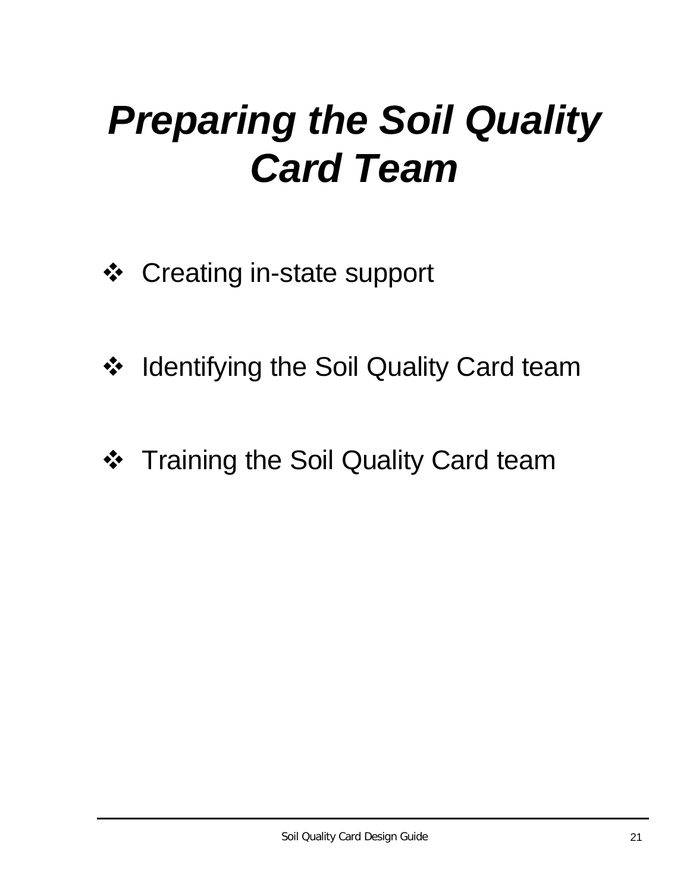# *Preparing the Soil Quality Card Team*

- Creating in-state support
- Identifying the Soil Quality Card team
- Training the Soil Quality Card team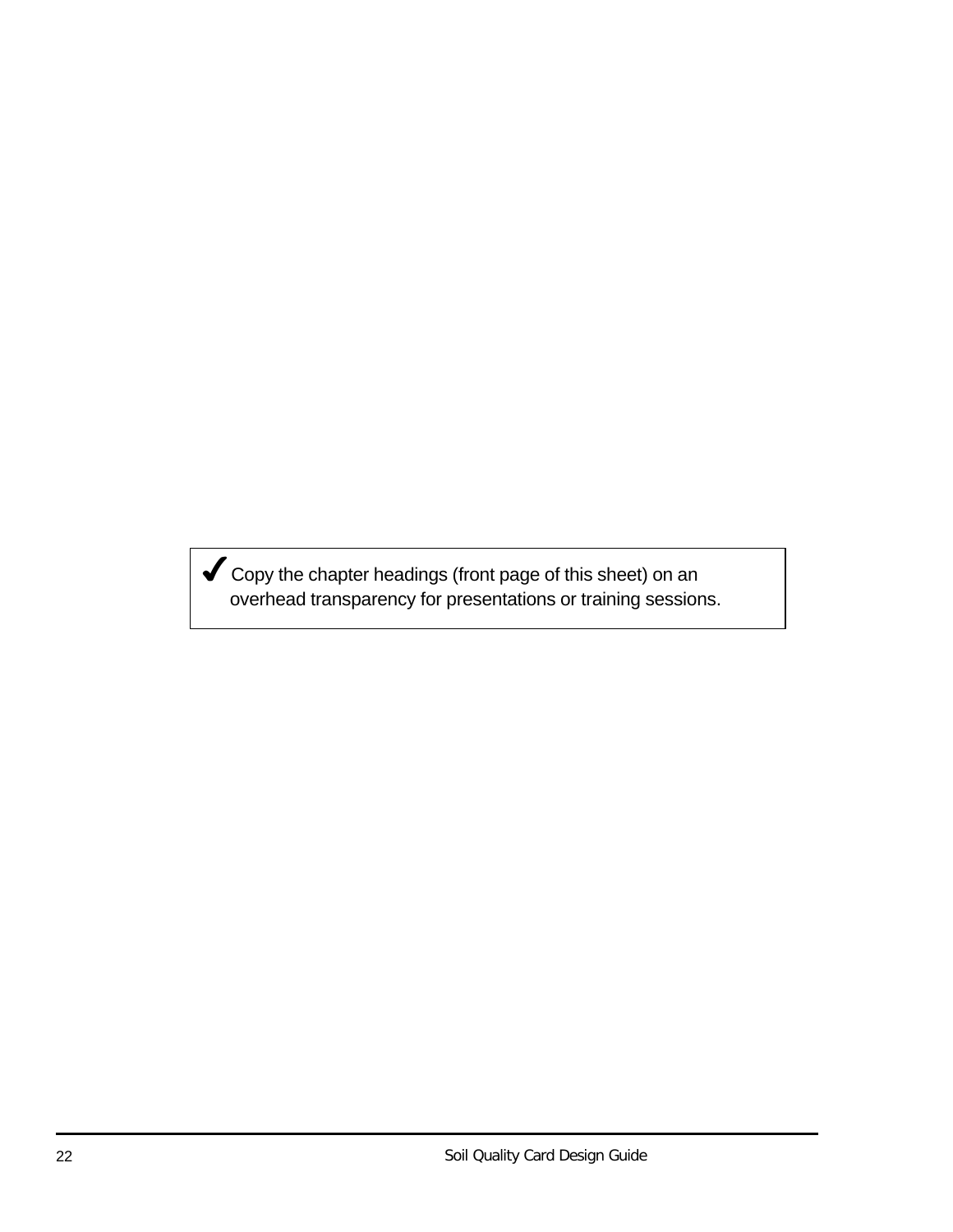✔ Copy the chapter headings (front page of this sheet) on an overhead transparency for presentations or training sessions.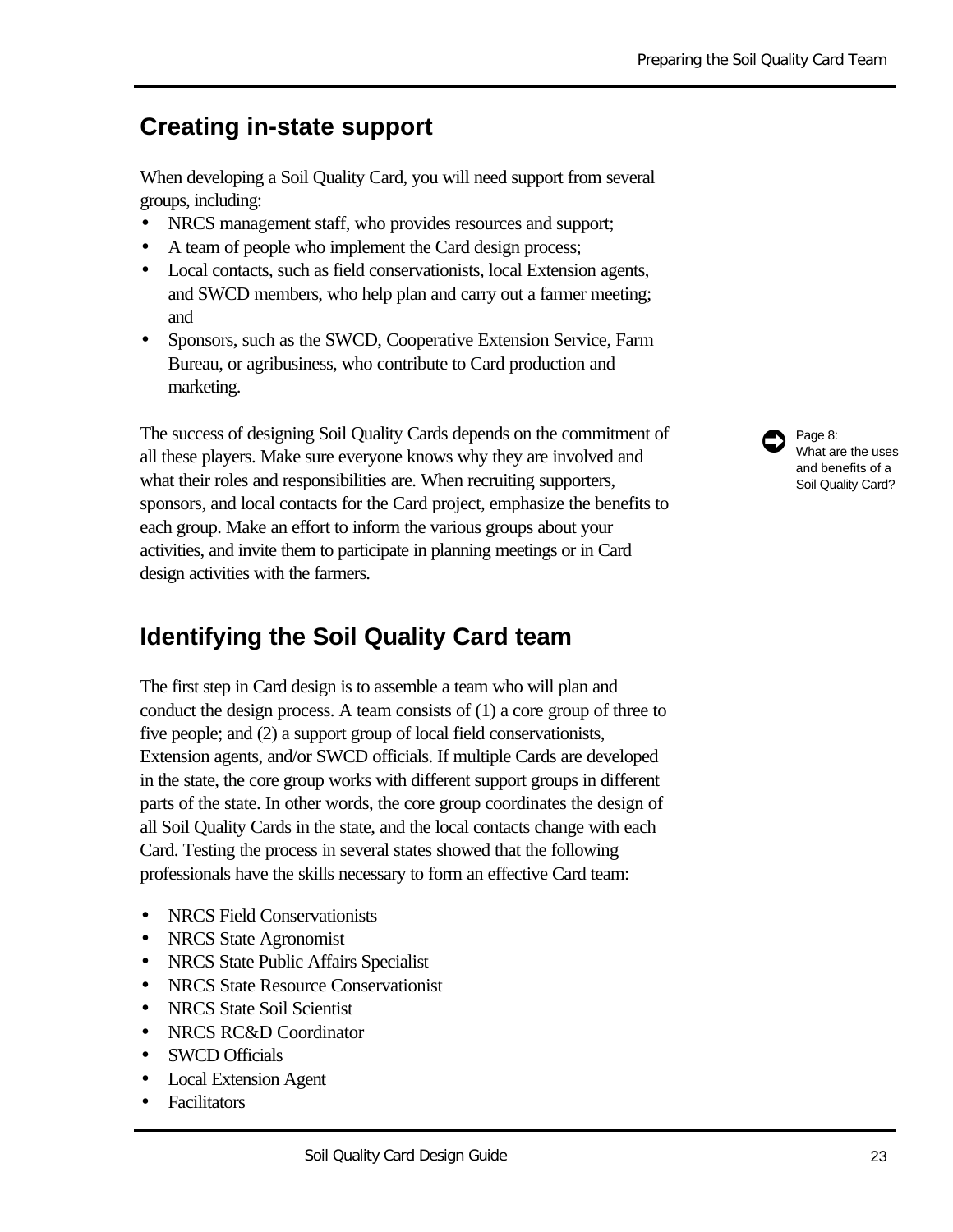## Creating in-state support

When developing a Soil Quality Card, you will need support from several groups, including:

- NRCS management staff, who provides resources and support;
- A team of people who implement the Card design process;
- Local contacts, such as field conservationists, local Extension agents, and SWCD members, who help plan and carry out a farmer meeting; and
- Sponsors, such as the SWCD, Cooperative Extension Service, Farm Bureau, or agribusiness, who contribute to Card production and marketing.

The success of designing Soil Quality Cards depends on the commitment of all these players. Make sure everyone knows why they are involved and what their roles and responsibilities are. When recruiting supporters, sponsors, and local contacts for the Card project, emphasize the benefits to each group. Make an effort to inform the various groups about your activities, and invite them to participate in planning meetings or in Card design activities with the farmers.

Page 8: What are the uses and benefits of a Soil Quality Card?

## Identifying the Soil Quality Card team

The first step in Card design is to assemble a team who will plan and conduct the design process. A team consists of (1) a core group of three to five people; and (2) a support group of local field conservationists, Extension agents, and/or SWCD officials. If multiple Cards are developed in the state, the core group works with different support groups in different parts of the state. In other words, the core group coordinates the design of all Soil Quality Cards in the state, and the local contacts change with each Card. Testing the process in several states showed that the following professionals have the skills necessary to form an effective Card team:

- NRCS Field Conservationists
- NRCS State Agronomist
- NRCS State Public Affairs Specialist
- NRCS State Resource Conservationist
- NRCS State Soil Scientist
- NRCS RC&D Coordinator
- SWCD Officials
- Local Extension Agent
- Facilitators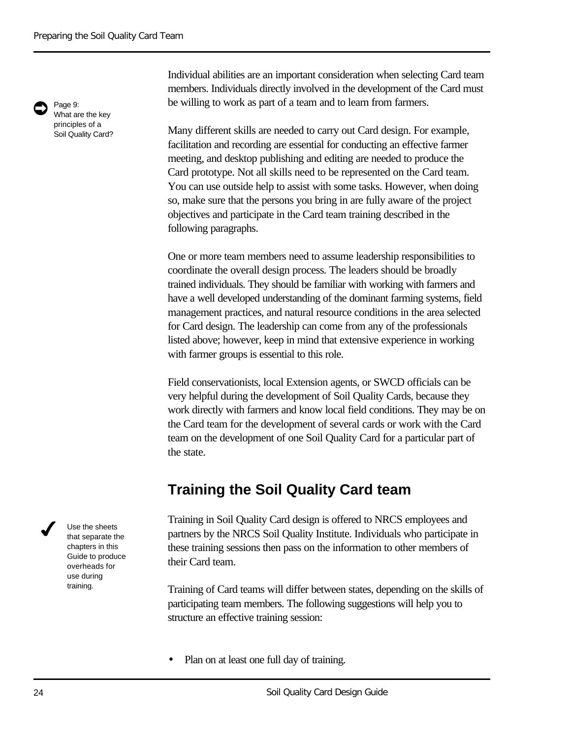Page 9: What are the key principles of a Soil Quality Card?

Individual abilities are an important consideration when selecting Card team members. Individuals directly involved in the development of the Card must be willing to work as part of a team and to learn from farmers.

Many different skills are needed to carry out Card design. For example, facilitation and recording are essential for conducting an effective farmer meeting, and desktop publishing and editing are needed to produce the Card prototype. Not all skills need to be represented on the Card team. You can use outside help to assist with some tasks. However, when doing so, make sure that the persons you bring in are fully aware of the project objectives and participate in the Card team training described in the following paragraphs.

One or more team members need to assume leadership responsibilities to coordinate the overall design process. The leaders should be broadly trained individuals. They should be familiar with working with farmers and have a well developed understanding of the dominant farming systems, field management practices, and natural resource conditions in the area selected for Card design. The leadership can come from any of the professionals listed above; however, keep in mind that extensive experience in working with farmer groups is essential to this role.

Field conservationists, local Extension agents, or SWCD officials can be very helpful during the development of Soil Quality Cards, because they work directly with farmers and know local field conditions. They may be on the Card team for the development of several cards or work with the Card team on the development of one Soil Quality Card for a particular part of the state.

## Training the Soil Quality Card team

✓ Use the sheets that separate the chapters in this Guide to produce overheads for use during training.

Training in Soil Quality Card design is offered to NRCS employees and partners by the NRCS Soil Quality Institute. Individuals who participate in these training sessions then pass on the information to other members of their Card team.

Training of Card teams will differ between states, depending on the skills of participating team members. The following suggestions will help you to structure an effective training session:

- Plan on at least one full day of training.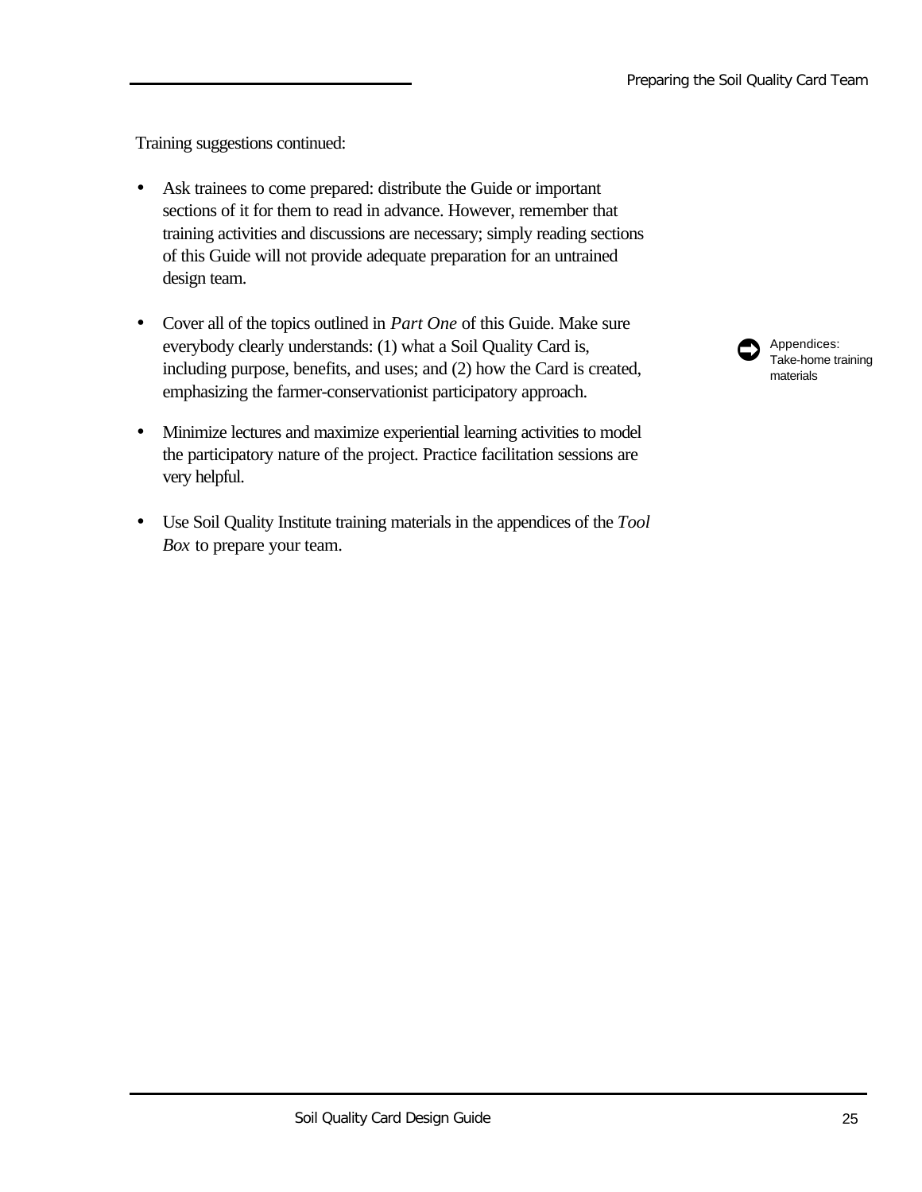Training suggestions continued:

- Ask trainees to come prepared: distribute the Guide or important sections of it for them to read in advance. However, remember that training activities and discussions are necessary; simply reading sections of this Guide will not provide adequate preparation for an untrained design team.

- Cover all of the topics outlined in *Part One* of this Guide. Make sure everybody clearly understands: (1) what a Soil Quality Card is, including purpose, benefits, and uses; and (2) how the Card is created, emphasizing the farmer-conservationist participatory approach.

➡ Appendices: Take-home training materials

- Minimize lectures and maximize experiential learning activities to model the participatory nature of the project. Practice facilitation sessions are very helpful.

- Use Soil Quality Institute training materials in the appendices of the *Tool Box* to prepare your team.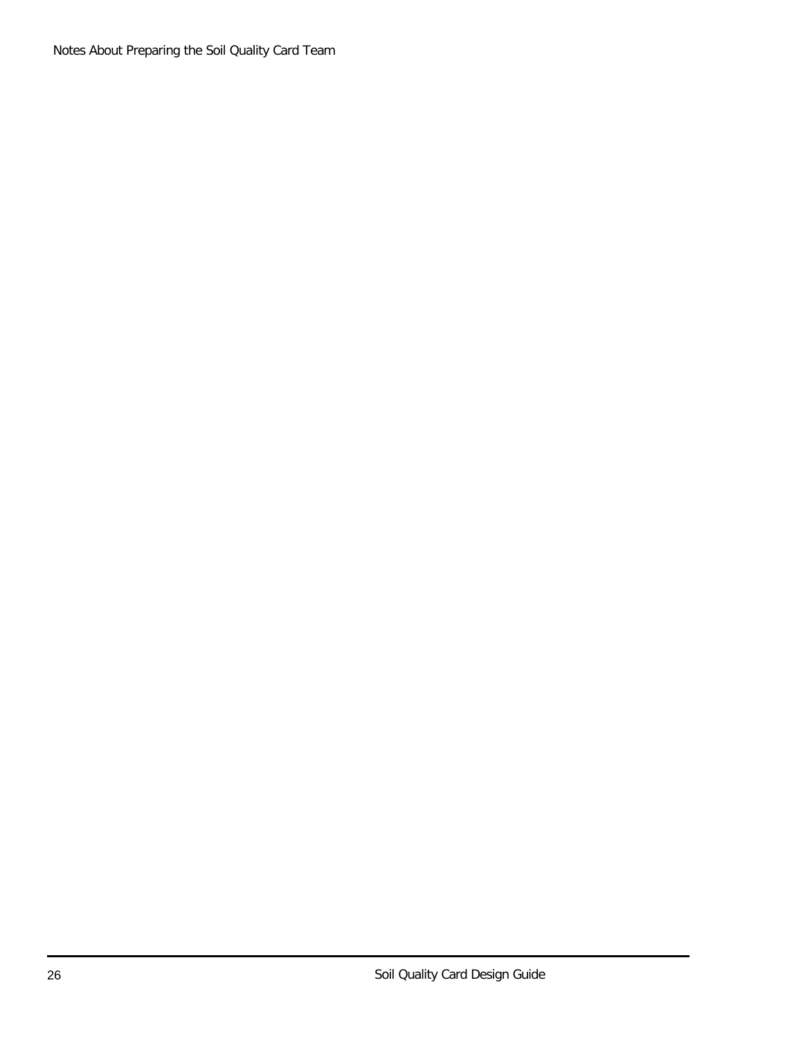Notes About Preparing the Soil Quality Card Team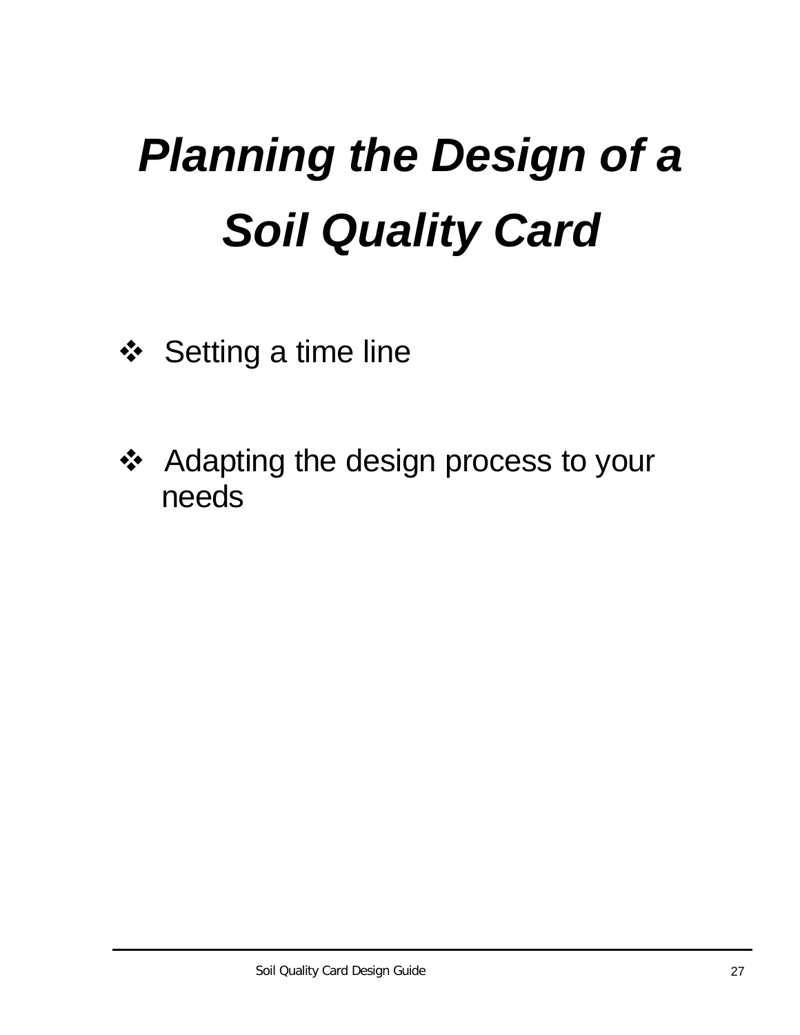# *Planning the Design of a Soil Quality Card*

- Setting a time line
- Adapting the design process to your needs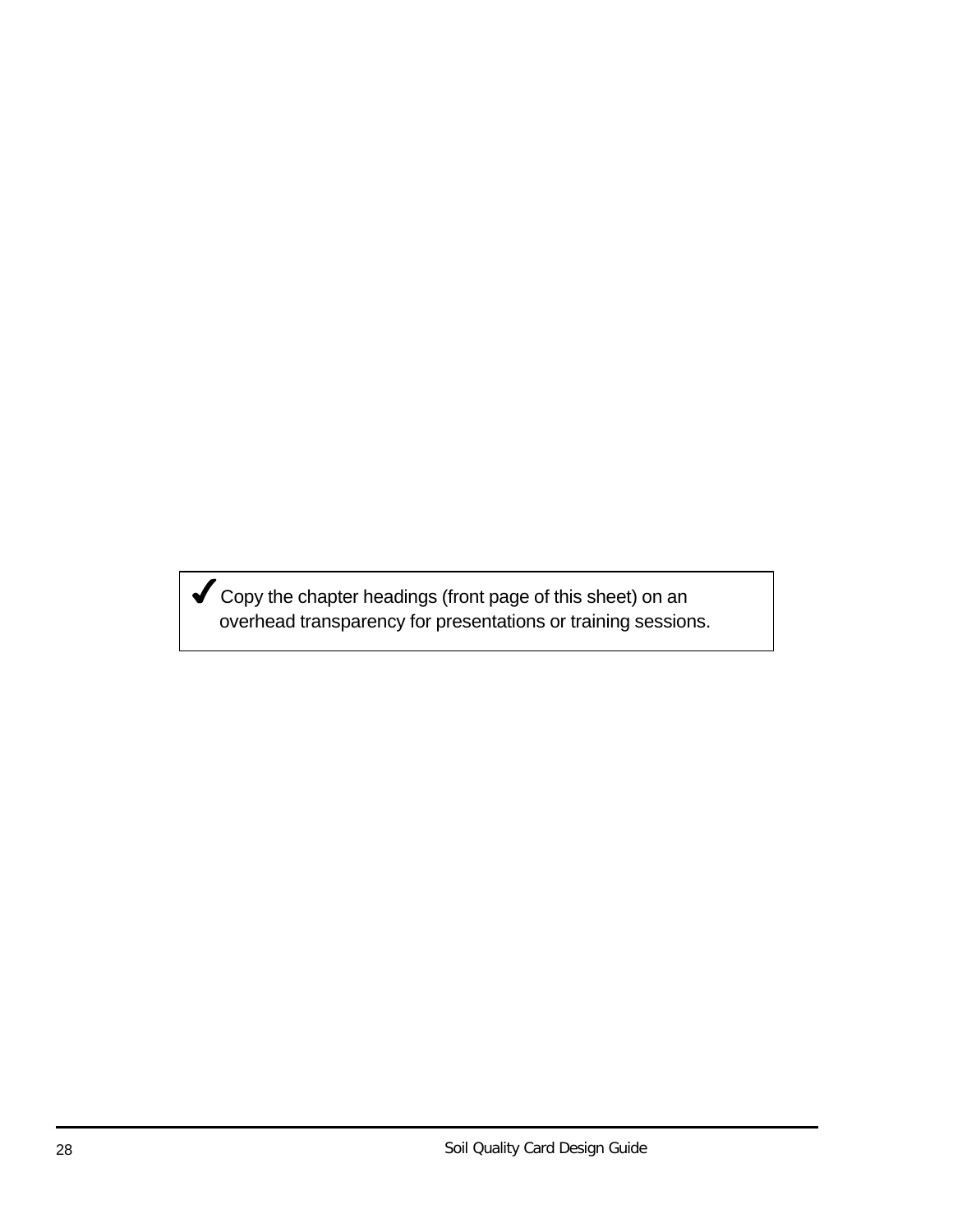> ✔ Copy the chapter headings (front page of this sheet) on an overhead transparency for presentations or training sessions.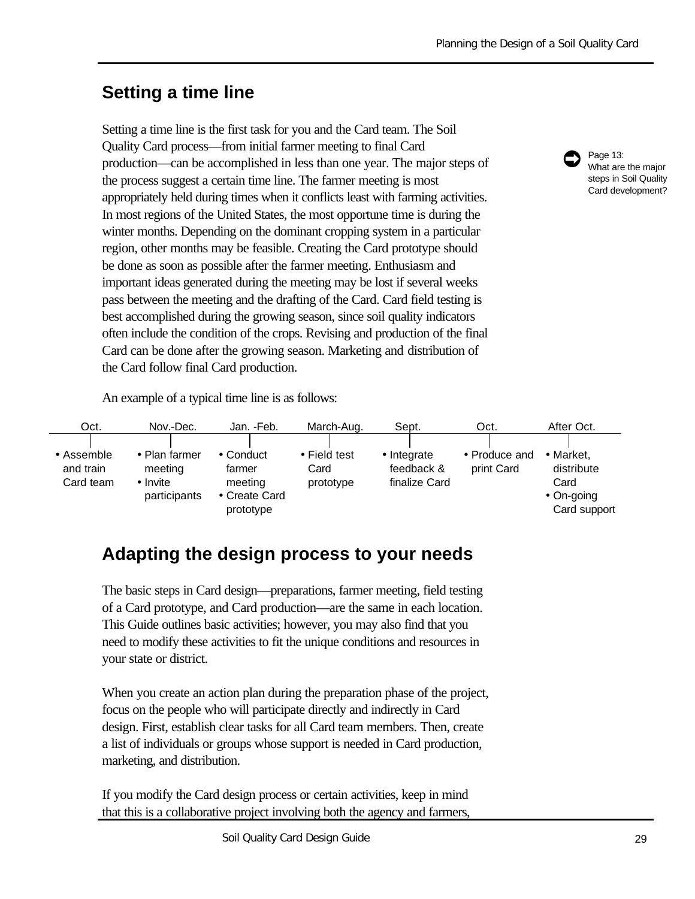## Setting a time line

Setting a time line is the first task for you and the Card team. The Soil Quality Card process—from initial farmer meeting to final Card production—can be accomplished in less than one year. The major steps of the process suggest a certain time line. The farmer meeting is most appropriately held during times when it conflicts least with farming activities. In most regions of the United States, the most opportune time is during the winter months. Depending on the dominant cropping system in a particular region, other months may be feasible. Creating the Card prototype should be done as soon as possible after the farmer meeting. Enthusiasm and important ideas generated during the meeting may be lost if several weeks pass between the meeting and the drafting of the Card. Card field testing is best accomplished during the growing season, since soil quality indicators often include the condition of the crops. Revising and production of the final Card can be done after the growing season. Marketing and distribution of the Card follow final Card production.

➡ Page 13: What are the major steps in Soil Quality Card development?

An example of a typical time line is as follows:

| Oct. | Nov.-Dec. | Jan. -Feb. | March-Aug. | Sept. | Oct. | After Oct. |
|---|---|---|---|---|---|---|
| • Assemble and train Card team | • Plan farmer meeting<br>• Invite participants | • Conduct farmer meeting<br>• Create Card prototype | • Field test Card prototype | • Integrate feedback & finalize Card | • Produce and print Card | • Market, distribute Card<br>• On-going Card support |

## Adapting the design process to your needs

The basic steps in Card design—preparations, farmer meeting, field testing of a Card prototype, and Card production—are the same in each location. This Guide outlines basic activities; however, you may also find that you need to modify these activities to fit the unique conditions and resources in your state or district.

When you create an action plan during the preparation phase of the project, focus on the people who will participate directly and indirectly in Card design. First, establish clear tasks for all Card team members. Then, create a list of individuals or groups whose support is needed in Card production, marketing, and distribution.

If you modify the Card design process or certain activities, keep in mind that this is a collaborative project involving both the agency and farmers,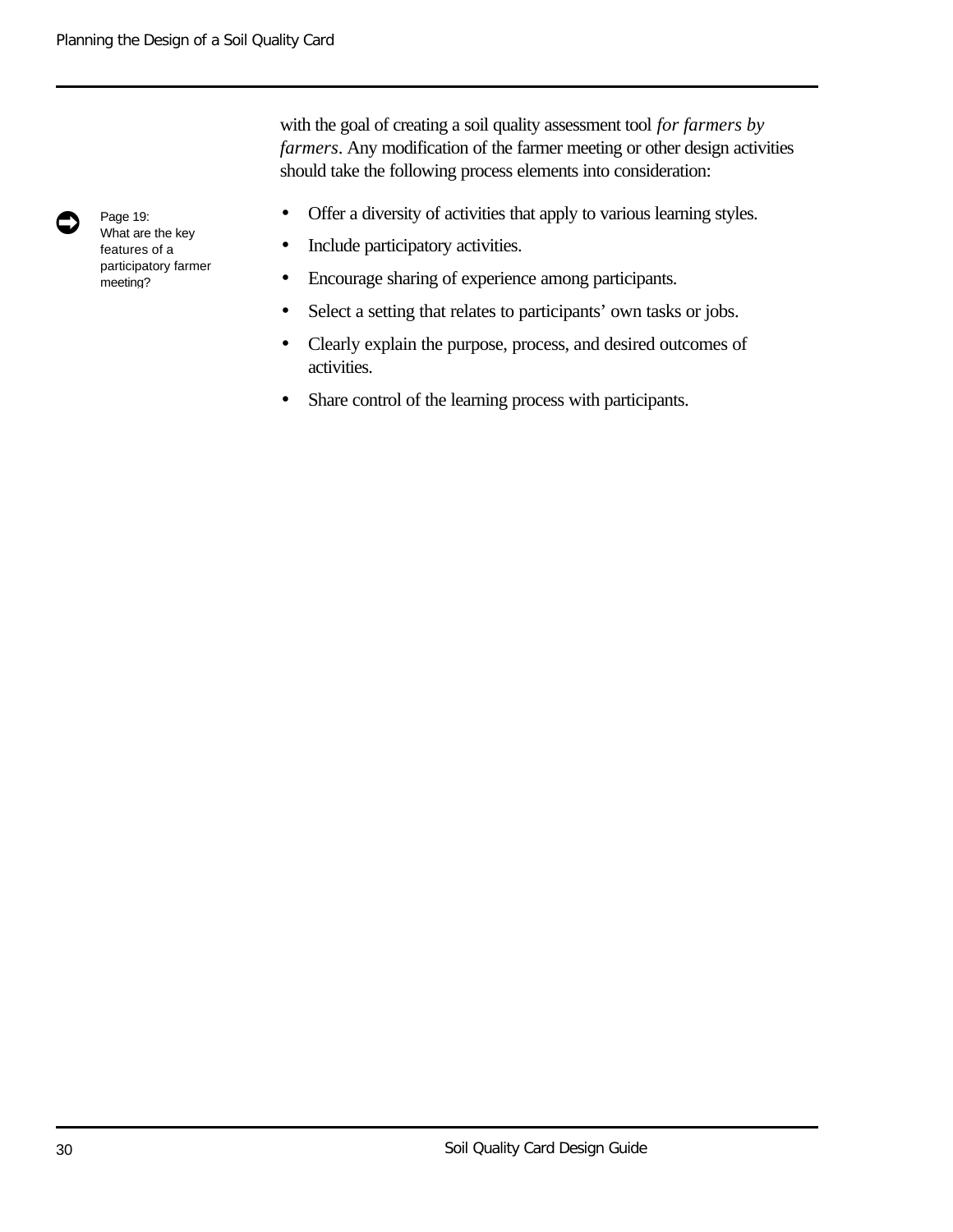with the goal of creating a soil quality assessment tool *for farmers by farmers*. Any modification of the farmer meeting or other design activities should take the following process elements into consideration:

Page 19: What are the key features of a participatory farmer meeting?

- Offer a diversity of activities that apply to various learning styles.
- Include participatory activities.
- Encourage sharing of experience among participants.
- Select a setting that relates to participants' own tasks or jobs.
- Clearly explain the purpose, process, and desired outcomes of activities.
- Share control of the learning process with participants.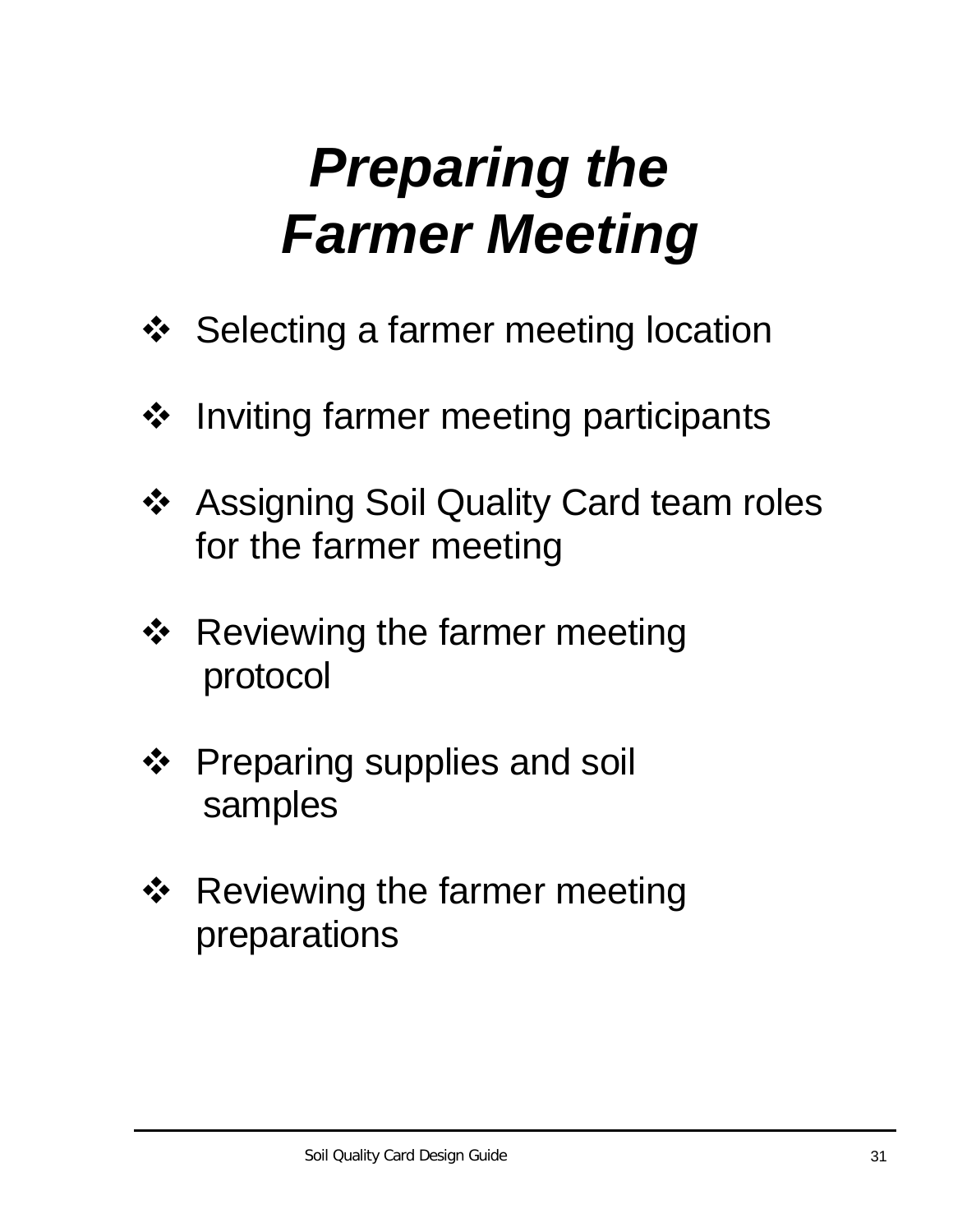# *Preparing the Farmer Meeting*

- Selecting a farmer meeting location
- Inviting farmer meeting participants
- Assigning Soil Quality Card team roles for the farmer meeting
- Reviewing the farmer meeting protocol
- Preparing supplies and soil samples
- Reviewing the farmer meeting preparations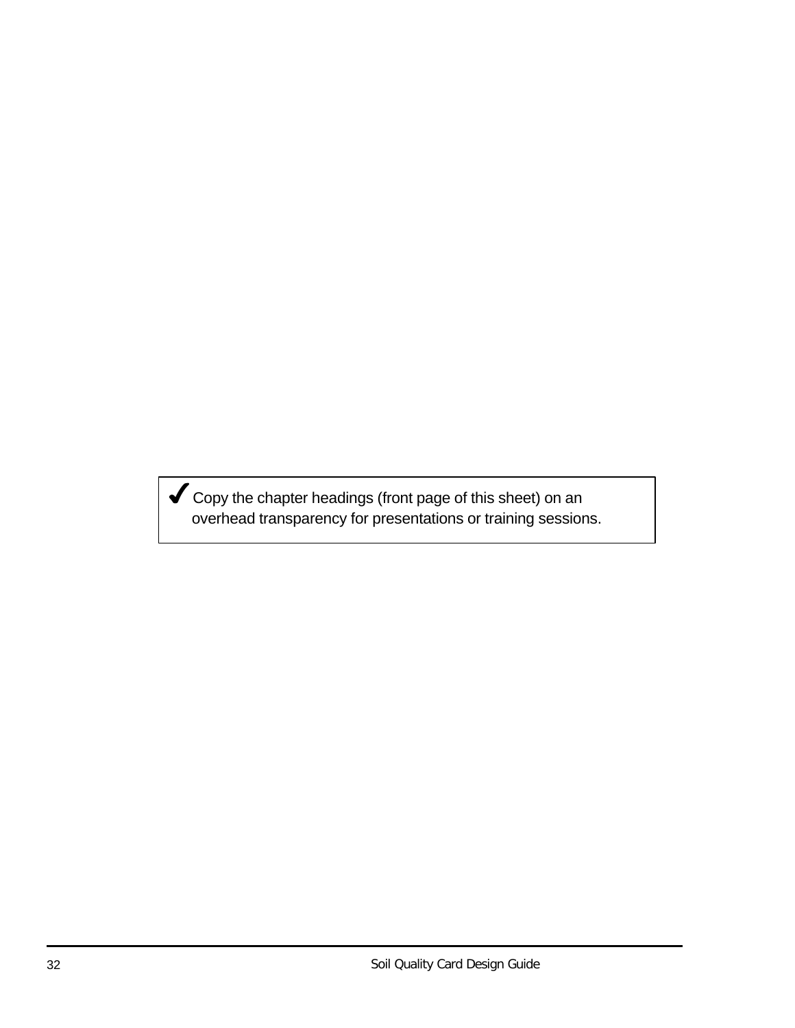✔ Copy the chapter headings (front page of this sheet) on an overhead transparency for presentations or training sessions.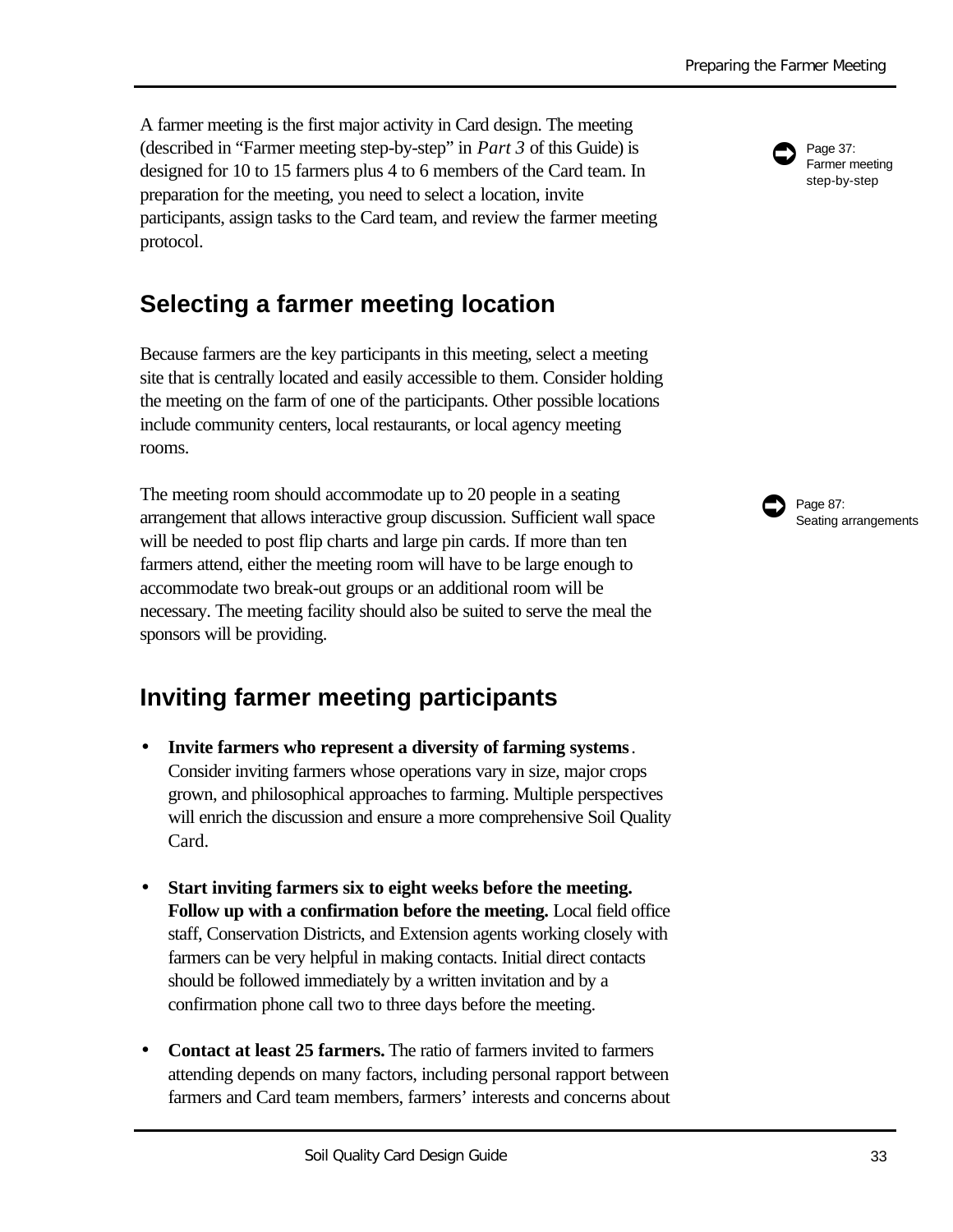A farmer meeting is the first major activity in Card design. The meeting (described in "Farmer meeting step-by-step" in *Part 3* of this Guide) is designed for 10 to 15 farmers plus 4 to 6 members of the Card team. In preparation for the meeting, you need to select a location, invite participants, assign tasks to the Card team, and review the farmer meeting protocol.

Page 37: Farmer meeting step-by-step

## Selecting a farmer meeting location

Because farmers are the key participants in this meeting, select a meeting site that is centrally located and easily accessible to them. Consider holding the meeting on the farm of one of the participants. Other possible locations include community centers, local restaurants, or local agency meeting rooms.

The meeting room should accommodate up to 20 people in a seating arrangement that allows interactive group discussion. Sufficient wall space will be needed to post flip charts and large pin cards. If more than ten farmers attend, either the meeting room will have to be large enough to accommodate two break-out groups or an additional room will be necessary. The meeting facility should also be suited to serve the meal the sponsors will be providing.

Page 87: Seating arrangements

## Inviting farmer meeting participants

- **Invite farmers who represent a diversity of farming systems**. Consider inviting farmers whose operations vary in size, major crops grown, and philosophical approaches to farming. Multiple perspectives will enrich the discussion and ensure a more comprehensive Soil Quality Card.

- **Start inviting farmers six to eight weeks before the meeting. Follow up with a confirmation before the meeting.** Local field office staff, Conservation Districts, and Extension agents working closely with farmers can be very helpful in making contacts. Initial direct contacts should be followed immediately by a written invitation and by a confirmation phone call two to three days before the meeting.

- **Contact at least 25 farmers.** The ratio of farmers invited to farmers attending depends on many factors, including personal rapport between farmers and Card team members, farmers' interests and concerns about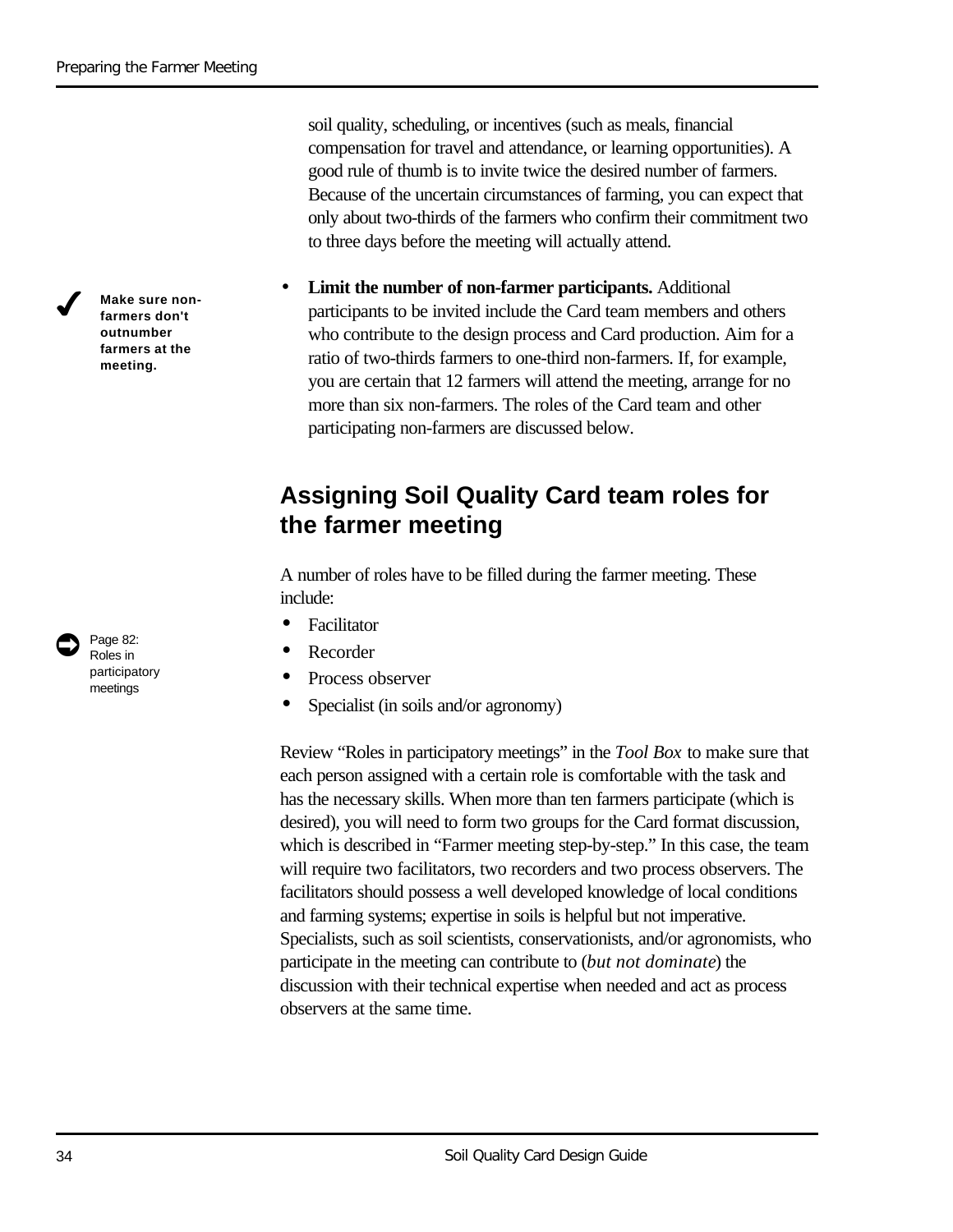soil quality, scheduling, or incentives (such as meals, financial compensation for travel and attendance, or learning opportunities). A good rule of thumb is to invite twice the desired number of farmers. Because of the uncertain circumstances of farming, you can expect that only about two-thirds of the farmers who confirm their commitment two to three days before the meeting will actually attend.

✔ **Make sure non-farmers don't outnumber farmers at the meeting.**

- **Limit the number of non-farmer participants.** Additional participants to be invited include the Card team members and others who contribute to the design process and Card production. Aim for a ratio of two-thirds farmers to one-third non-farmers. If, for example, you are certain that 12 farmers will attend the meeting, arrange for no more than six non-farmers. The roles of the Card team and other participating non-farmers are discussed below.

## Assigning Soil Quality Card team roles for the farmer meeting

A number of roles have to be filled during the farmer meeting. These include:

➡ Page 82: Roles in participatory meetings

- Facilitator
- Recorder
- Process observer
- Specialist (in soils and/or agronomy)

Review “Roles in participatory meetings” in the *Tool Box* to make sure that each person assigned with a certain role is comfortable with the task and has the necessary skills. When more than ten farmers participate (which is desired), you will need to form two groups for the Card format discussion, which is described in “Farmer meeting step-by-step.” In this case, the team will require two facilitators, two recorders and two process observers. The facilitators should possess a well developed knowledge of local conditions and farming systems; expertise in soils is helpful but not imperative. Specialists, such as soil scientists, conservationists, and/or agronomists, who participate in the meeting can contribute to (*but not dominate*) the discussion with their technical expertise when needed and act as process observers at the same time.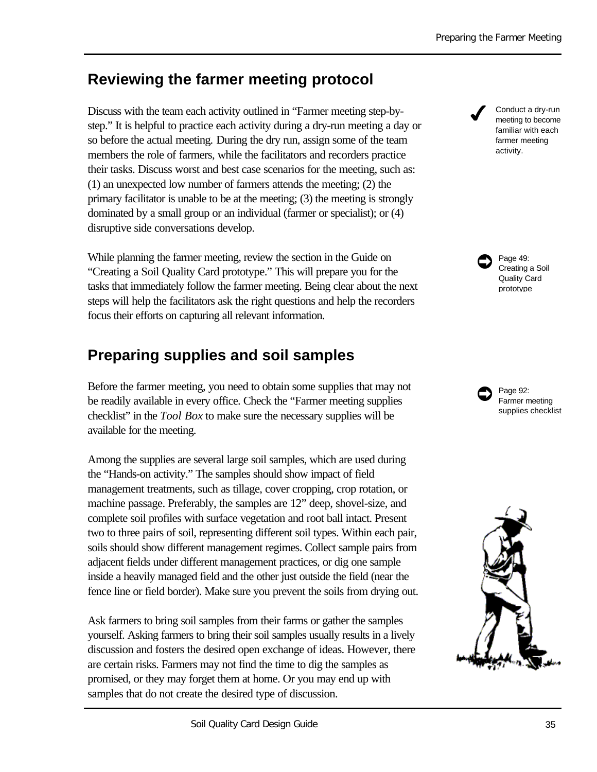## Reviewing the farmer meeting protocol

Discuss with the team each activity outlined in "Farmer meeting step-by-step." It is helpful to practice each activity during a dry-run meeting a day or so before the actual meeting. During the dry run, assign some of the team members the role of farmers, while the facilitators and recorders practice their tasks. Discuss worst and best case scenarios for the meeting, such as: (1) an unexpected low number of farmers attends the meeting; (2) the primary facilitator is unable to be at the meeting; (3) the meeting is strongly dominated by a small group or an individual (farmer or specialist); or (4) disruptive side conversations develop.

✔ Conduct a dry-run meeting to become familiar with each farmer meeting activity.

While planning the farmer meeting, review the section in the Guide on "Creating a Soil Quality Card prototype." This will prepare you for the tasks that immediately follow the farmer meeting. Being clear about the next steps will help the facilitators ask the right questions and help the recorders focus their efforts on capturing all relevant information.

➡ Page 49: Creating a Soil Quality Card prototype

## Preparing supplies and soil samples

Before the farmer meeting, you need to obtain some supplies that may not be readily available in every office. Check the "Farmer meeting supplies checklist" in the *Tool Box* to make sure the necessary supplies will be available for the meeting.

➡ Page 92: Farmer meeting supplies checklist

Among the supplies are several large soil samples, which are used during the "Hands-on activity." The samples should show impact of field management treatments, such as tillage, cover cropping, crop rotation, or machine passage. Preferably, the samples are 12" deep, shovel-size, and complete soil profiles with surface vegetation and root ball intact. Present two to three pairs of soil, representing different soil types. Within each pair, soils should show different management regimes. Collect sample pairs from adjacent fields under different management practices, or dig one sample inside a heavily managed field and the other just outside the field (near the fence line or field border). Make sure you prevent the soils from drying out.

Ask farmers to bring soil samples from their farms or gather the samples yourself. Asking farmers to bring their soil samples usually results in a lively discussion and fosters the desired open exchange of ideas. However, there are certain risks. Farmers may not find the time to dig the samples as promised, or they may forget them at home. Or you may end up with samples that do not create the desired type of discussion.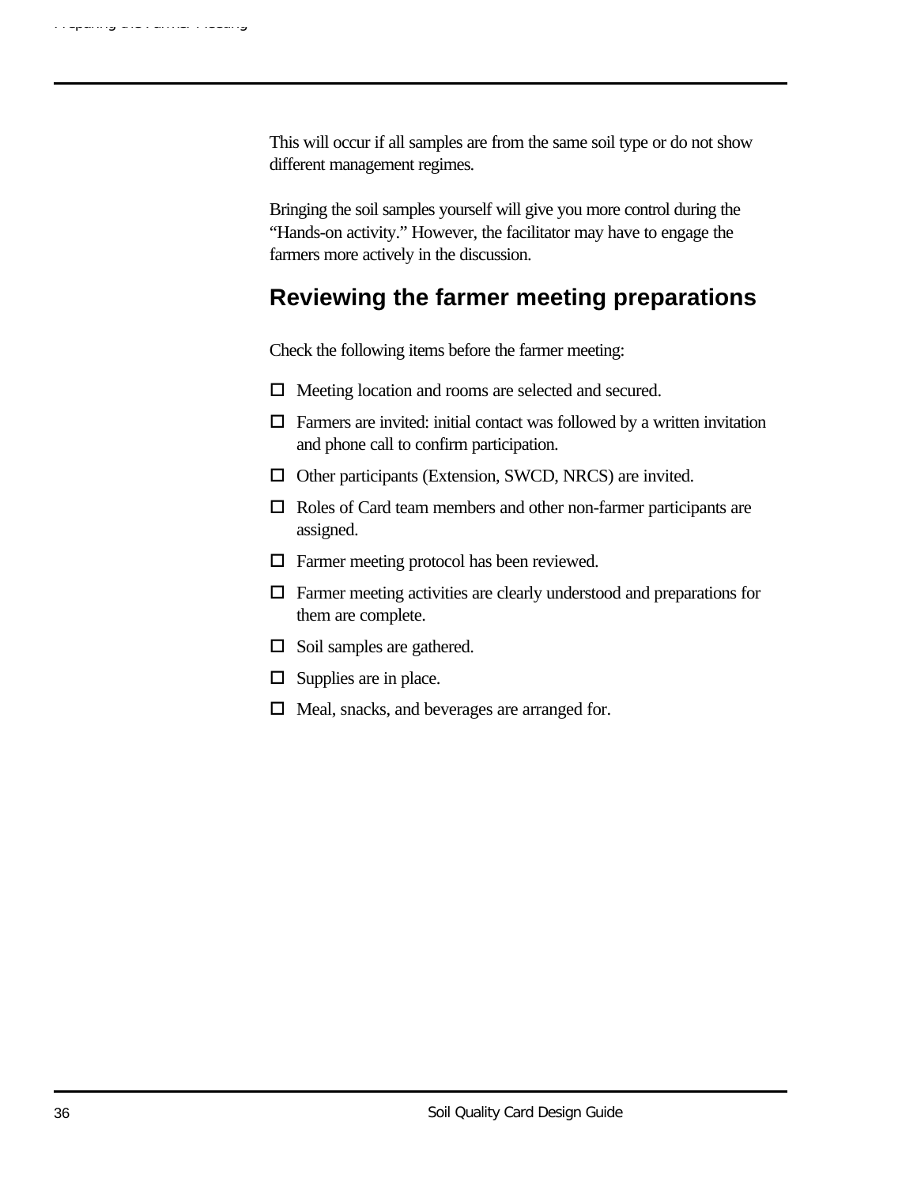This will occur if all samples are from the same soil type or do not show different management regimes.

Bringing the soil samples yourself will give you more control during the "Hands-on activity." However, the facilitator may have to engage the farmers more actively in the discussion.

## Reviewing the farmer meeting preparations

Check the following items before the farmer meeting:

- ☐ Meeting location and rooms are selected and secured.
- ☐ Farmers are invited: initial contact was followed by a written invitation and phone call to confirm participation.
- ☐ Other participants (Extension, SWCD, NRCS) are invited.
- ☐ Roles of Card team members and other non-farmer participants are assigned.
- ☐ Farmer meeting protocol has been reviewed.
- ☐ Farmer meeting activities are clearly understood and preparations for them are complete.
- ☐ Soil samples are gathered.
- ☐ Supplies are in place.
- ☐ Meal, snacks, and beverages are arranged for.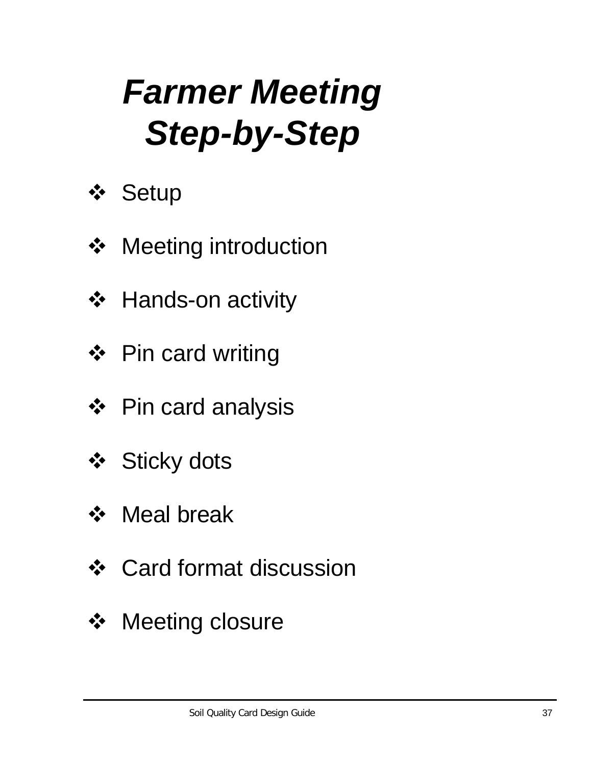# *Farmer Meeting Step-by-Step*

- Setup
- Meeting introduction
- Hands-on activity
- Pin card writing
- Pin card analysis
- Sticky dots
- Meal break
- Card format discussion
- Meeting closure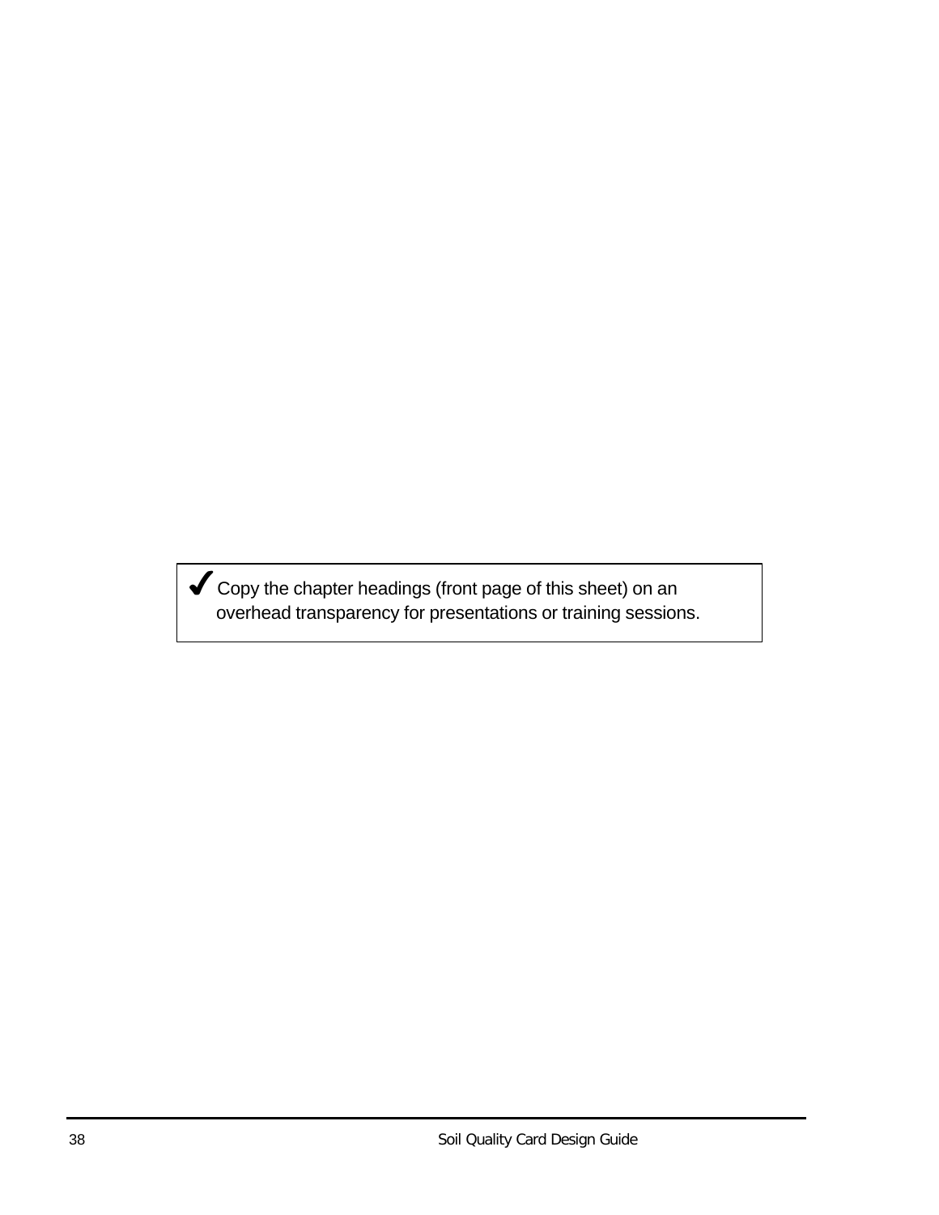✔ Copy the chapter headings (front page of this sheet) on an overhead transparency for presentations or training sessions.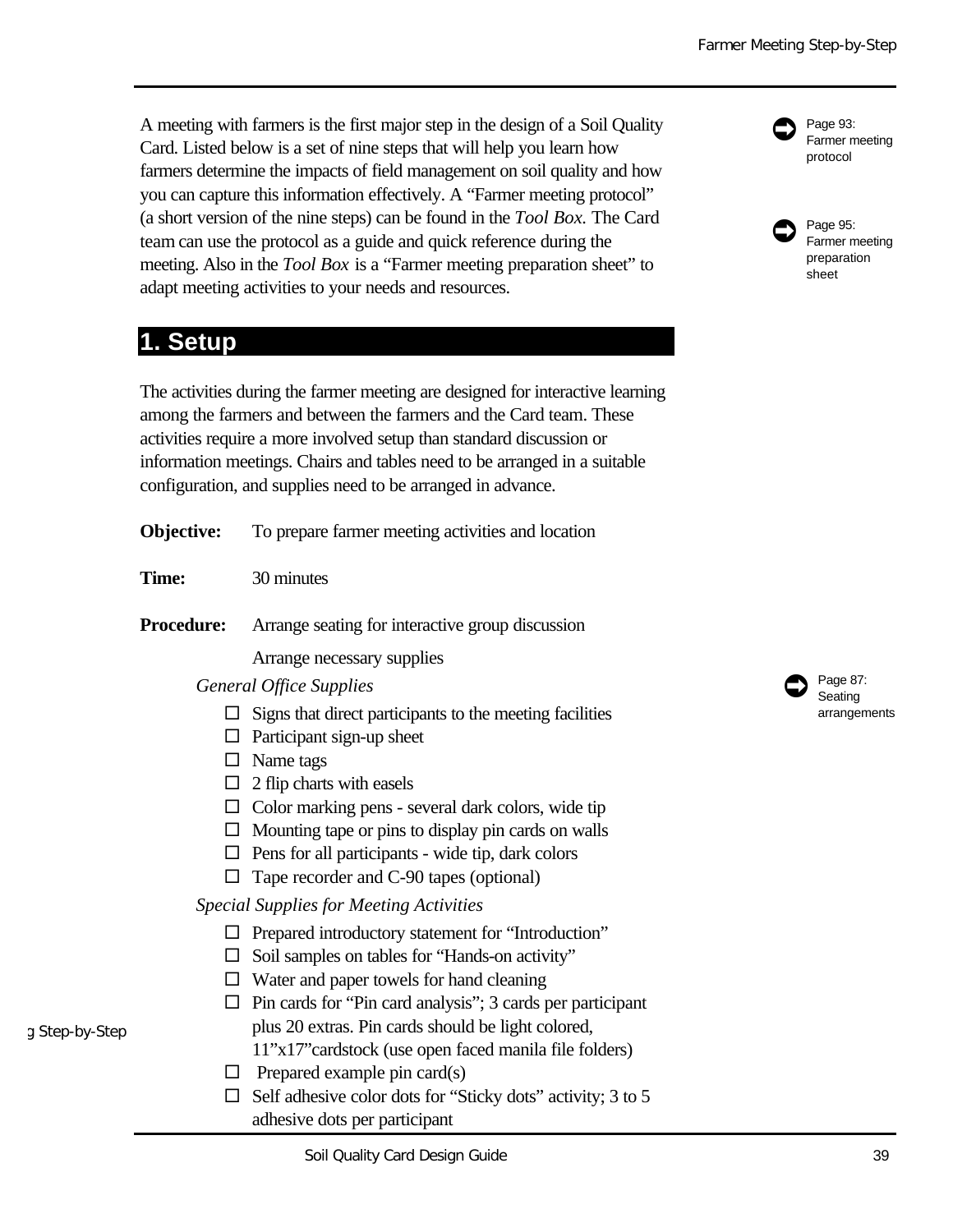A meeting with farmers is the first major step in the design of a Soil Quality Card. Listed below is a set of nine steps that will help you learn how farmers determine the impacts of field management on soil quality and how you can capture this information effectively. A "Farmer meeting protocol" (a short version of the nine steps) can be found in the *Tool Box.* The Card team can use the protocol as a guide and quick reference during the meeting. Also in the *Tool Box* is a "Farmer meeting preparation sheet" to adapt meeting activities to your needs and resources.

Page 93: Farmer meeting protocol

Page 95: Farmer meeting preparation sheet

## 1. Setup

The activities during the farmer meeting are designed for interactive learning among the farmers and between the farmers and the Card team. These activities require a more involved setup than standard discussion or information meetings. Chairs and tables need to be arranged in a suitable configuration, and supplies need to be arranged in advance.

**Objective:** To prepare farmer meeting activities and location

**Time:** 30 minutes

**Procedure:** Arrange seating for interactive group discussion

Arrange necessary supplies

Page 87: Seating arrangements

*General Office Supplies*

- ☐ Signs that direct participants to the meeting facilities
- ☐ Participant sign-up sheet
- ☐ Name tags
- ☐ 2 flip charts with easels
- ☐ Color marking pens - several dark colors, wide tip
- ☐ Mounting tape or pins to display pin cards on walls
- ☐ Pens for all participants - wide tip, dark colors
- ☐ Tape recorder and C-90 tapes (optional)

*Special Supplies for Meeting Activities*

- ☐ Prepared introductory statement for "Introduction"
- ☐ Soil samples on tables for "Hands-on activity"
- ☐ Water and paper towels for hand cleaning
- ☐ Pin cards for "Pin card analysis"; 3 cards per participant plus 20 extras. Pin cards should be light colored, 11"x17"cardstock (use open faced manila file folders)
- ☐ Prepared example pin card(s)
- ☐ Self adhesive color dots for "Sticky dots" activity; 3 to 5 adhesive dots per participant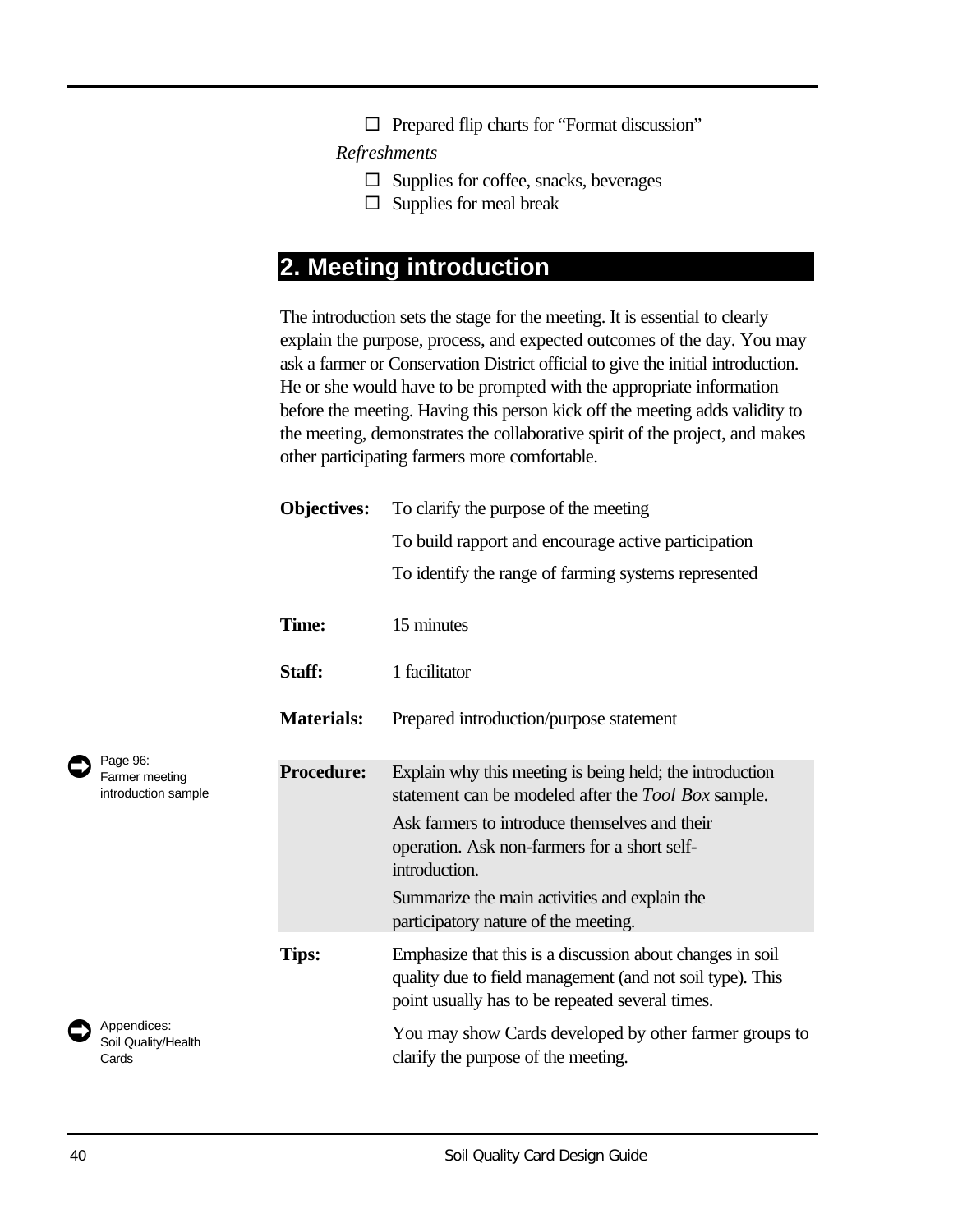- ☐ Prepared flip charts for "Format discussion"

*Refreshments*

- ☐ Supplies for coffee, snacks, beverages
- ☐ Supplies for meal break

## 2. Meeting introduction

The introduction sets the stage for the meeting. It is essential to clearly explain the purpose, process, and expected outcomes of the day. You may ask a farmer or Conservation District official to give the initial introduction. He or she would have to be prompted with the appropriate information before the meeting. Having this person kick off the meeting adds validity to the meeting, demonstrates the collaborative spirit of the project, and makes other participating farmers more comfortable.

**Objectives:** To clarify the purpose of the meeting

To build rapport and encourage active participation

To identify the range of farming systems represented

**Time:** 15 minutes

**Staff:** 1 facilitator

**Materials:** Prepared introduction/purpose statement

➡ Page 96: Farmer meeting introduction sample

**Procedure:** Explain why this meeting is being held; the introduction statement can be modeled after the *Tool Box* sample.

Ask farmers to introduce themselves and their operation. Ask non-farmers for a short self-introduction.

Summarize the main activities and explain the participatory nature of the meeting.

**Tips:** Emphasize that this is a discussion about changes in soil quality due to field management (and not soil type). This point usually has to be repeated several times.

➡ Appendices: Soil Quality/Health Cards

You may show Cards developed by other farmer groups to clarify the purpose of the meeting.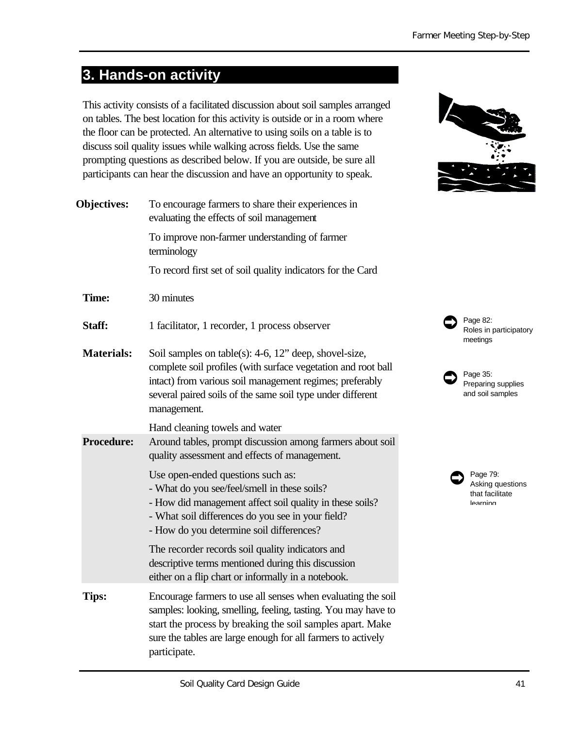## 3. Hands-on activity

This activity consists of a facilitated discussion about soil samples arranged on tables. The best location for this activity is outside or in a room where the floor can be protected. An alternative to using soils on a table is to discuss soil quality issues while walking across fields. Use the same prompting questions as described below. If you are outside, be sure all participants can hear the discussion and have an opportunity to speak.

**Objectives:** To encourage farmers to share their experiences in evaluating the effects of soil management

To improve non-farmer understanding of farmer terminology

To record first set of soil quality indicators for the Card

**Time:** 30 minutes

**Staff:** 1 facilitator, 1 recorder, 1 process observer

Page 82: Roles in participatory meetings

**Materials:** Soil samples on table(s): 4-6, 12" deep, shovel-size, complete soil profiles (with surface vegetation and root ball intact) from various soil management regimes; preferably several paired soils of the same soil type under different management.

Hand cleaning towels and water

Page 35: Preparing supplies and soil samples

**Procedure:** Around tables, prompt discussion among farmers about soil quality assessment and effects of management.

Use open-ended questions such as:
- What do you see/feel/smell in these soils?
- How did management affect soil quality in these soils?
- What soil differences do you see in your field?
- How do you determine soil differences?

Page 79: Asking questions that facilitate learning

The recorder records soil quality indicators and descriptive terms mentioned during this discussion either on a flip chart or informally in a notebook.

**Tips:** Encourage farmers to use all senses when evaluating the soil samples: looking, smelling, feeling, tasting. You may have to start the process by breaking the soil samples apart. Make sure the tables are large enough for all farmers to actively participate.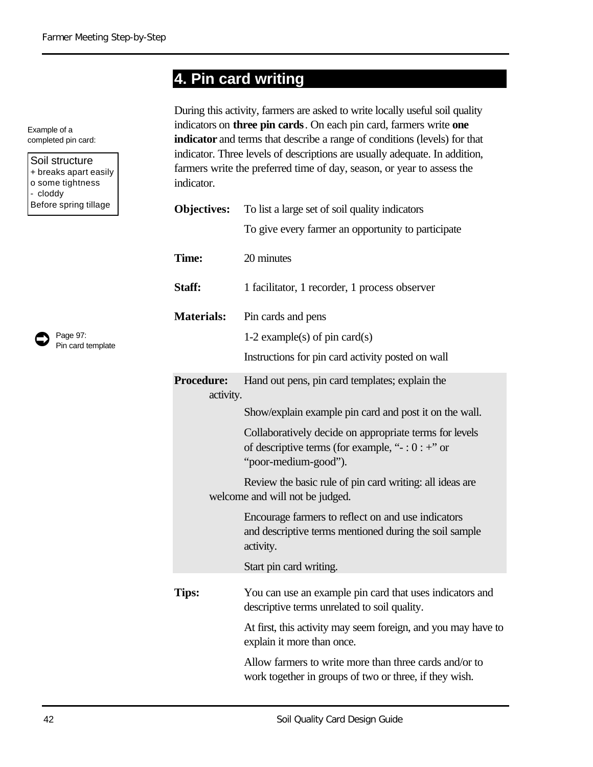## 4. Pin card writing

Example of a completed pin card:

> Soil structure
> + breaks apart easily
> o some tightness
> - cloddy
> Before spring tillage

During this activity, farmers are asked to write locally useful soil quality indicators on **three pin cards**. On each pin card, farmers write **one indicator** and terms that describe a range of conditions (levels) for that indicator. Three levels of descriptions are usually adequate. In addition, farmers write the preferred time of day, season, or year to assess the indicator.

**Objectives:** To list a large set of soil quality indicators

To give every farmer an opportunity to participate

**Time:** 20 minutes

**Staff:** 1 facilitator, 1 recorder, 1 process observer

**Materials:** Pin cards and pens

1-2 example(s) of pin card(s)

Instructions for pin card activity posted on wall

➡ Page 97: Pin card template

**Procedure:** Hand out pens, pin card templates; explain the activity.

Show/explain example pin card and post it on the wall.

Collaboratively decide on appropriate terms for levels of descriptive terms (for example, "- : 0 : +" or "poor-medium-good").

Review the basic rule of pin card writing: all ideas are welcome and will not be judged.

Encourage farmers to reflect on and use indicators and descriptive terms mentioned during the soil sample activity.

Start pin card writing.

**Tips:** You can use an example pin card that uses indicators and descriptive terms unrelated to soil quality.

At first, this activity may seem foreign, and you may have to explain it more than once.

Allow farmers to write more than three cards and/or to work together in groups of two or three, if they wish.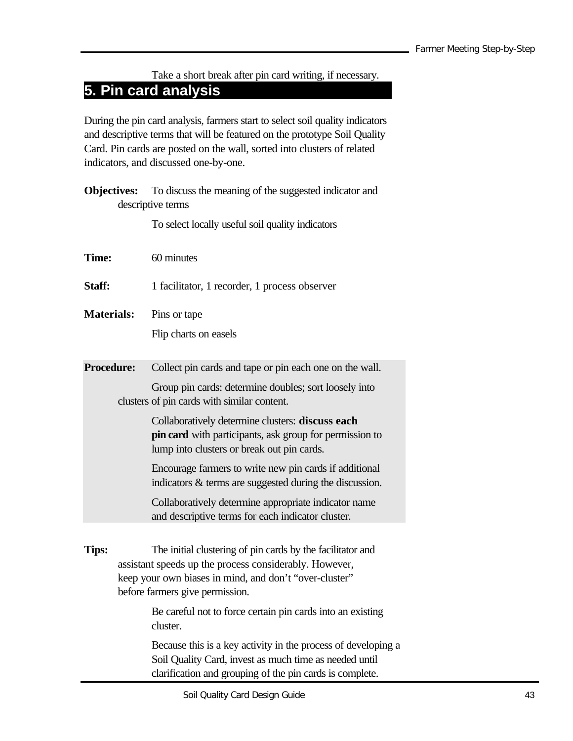Take a short break after pin card writing, if necessary.

## 5. Pin card analysis

During the pin card analysis, farmers start to select soil quality indicators and descriptive terms that will be featured on the prototype Soil Quality Card. Pin cards are posted on the wall, sorted into clusters of related indicators, and discussed one-by-one.

**Objectives:** To discuss the meaning of the suggested indicator and descriptive terms

To select locally useful soil quality indicators

**Time:** 60 minutes

**Staff:** 1 facilitator, 1 recorder, 1 process observer

**Materials:** Pins or tape

Flip charts on easels

**Procedure:** Collect pin cards and tape or pin each one on the wall.

Group pin cards: determine doubles; sort loosely into clusters of pin cards with similar content.

Collaboratively determine clusters: **discuss each pin card** with participants, ask group for permission to lump into clusters or break out pin cards.

Encourage farmers to write new pin cards if additional indicators & terms are suggested during the discussion.

Collaboratively determine appropriate indicator name and descriptive terms for each indicator cluster.

**Tips:** The initial clustering of pin cards by the facilitator and assistant speeds up the process considerably. However, keep your own biases in mind, and don't "over-cluster" before farmers give permission.

Be careful not to force certain pin cards into an existing cluster.

Because this is a key activity in the process of developing a Soil Quality Card, invest as much time as needed until clarification and grouping of the pin cards is complete.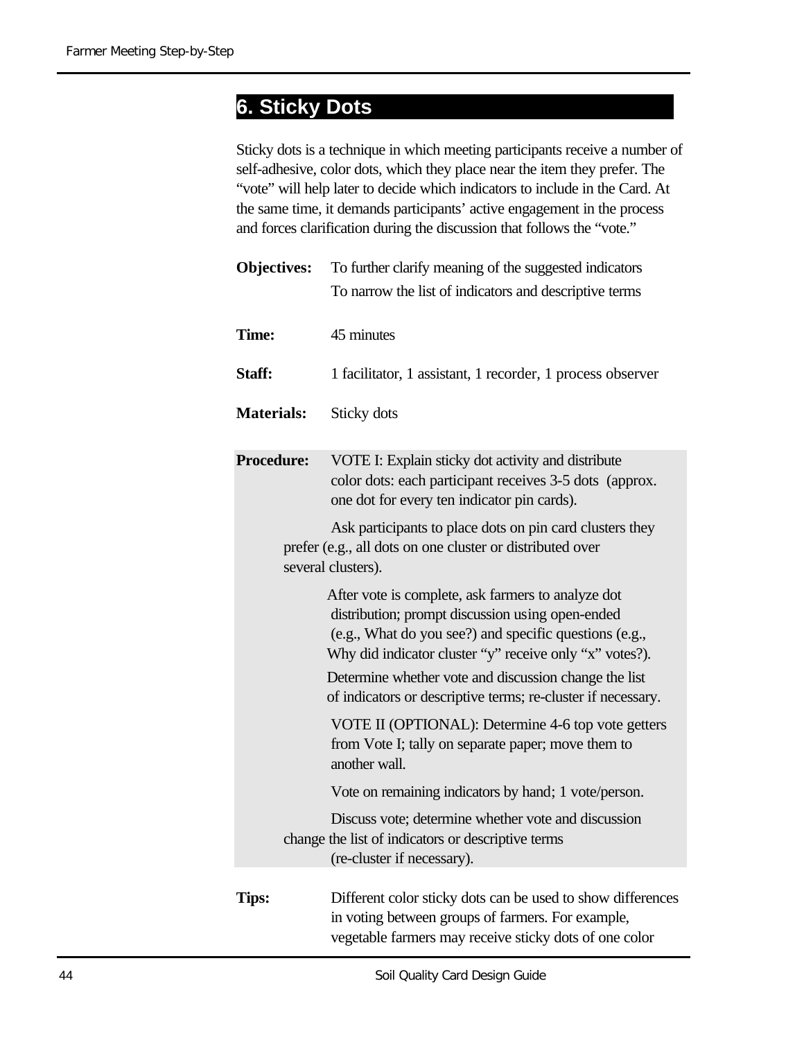## 6. Sticky Dots

Sticky dots is a technique in which meeting participants receive a number of self-adhesive, color dots, which they place near the item they prefer. The "vote" will help later to decide which indicators to include in the Card. At the same time, it demands participants' active engagement in the process and forces clarification during the discussion that follows the "vote."

**Objectives:** To further clarify meaning of the suggested indicators
To narrow the list of indicators and descriptive terms

**Time:** 45 minutes

**Staff:** 1 facilitator, 1 assistant, 1 recorder, 1 process observer

**Materials:** Sticky dots

**Procedure:** VOTE I: Explain sticky dot activity and distribute color dots: each participant receives 3-5 dots (approx. one dot for every ten indicator pin cards).

Ask participants to place dots on pin card clusters they prefer (e.g., all dots on one cluster or distributed over several clusters).

After vote is complete, ask farmers to analyze dot distribution; prompt discussion using open-ended (e.g., What do you see?) and specific questions (e.g., Why did indicator cluster "y" receive only "x" votes?).

Determine whether vote and discussion change the list of indicators or descriptive terms; re-cluster if necessary.

VOTE II (OPTIONAL): Determine 4-6 top vote getters from Vote I; tally on separate paper; move them to another wall.

Vote on remaining indicators by hand; 1 vote/person.

Discuss vote; determine whether vote and discussion change the list of indicators or descriptive terms (re-cluster if necessary).

**Tips:** Different color sticky dots can be used to show differences in voting between groups of farmers. For example, vegetable farmers may receive sticky dots of one color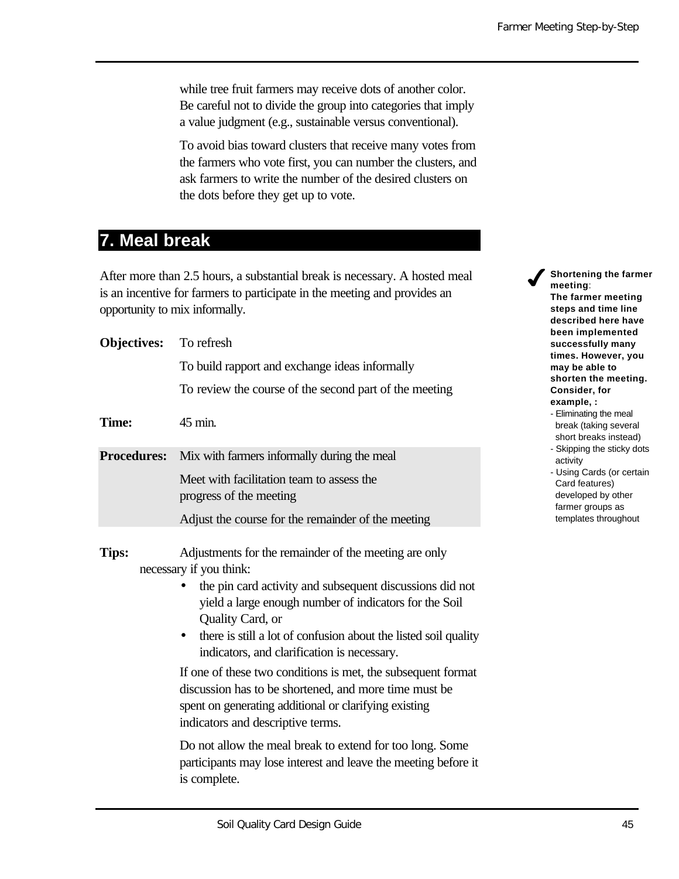while tree fruit farmers may receive dots of another color. Be careful not to divide the group into categories that imply a value judgment (e.g., sustainable versus conventional).

To avoid bias toward clusters that receive many votes from the farmers who vote first, you can number the clusters, and ask farmers to write the number of the desired clusters on the dots before they get up to vote.

## 7. Meal break

After more than 2.5 hours, a substantial break is necessary. A hosted meal is an incentive for farmers to participate in the meeting and provides an opportunity to mix informally.

**Objectives:** To refresh

To build rapport and exchange ideas informally

To review the course of the second part of the meeting

**Time:** 45 min.

**Procedures:** Mix with farmers informally during the meal

Meet with facilitation team to assess the progress of the meeting

Adjust the course for the remainder of the meeting

**Tips:** Adjustments for the remainder of the meeting are only necessary if you think:

- the pin card activity and subsequent discussions did not yield a large enough number of indicators for the Soil Quality Card, or
- there is still a lot of confusion about the listed soil quality indicators, and clarification is necessary.

If one of these two conditions is met, the subsequent format discussion has to be shortened, and more time must be spent on generating additional or clarifying existing indicators and descriptive terms.

Do not allow the meal break to extend for too long. Some participants may lose interest and leave the meeting before it is complete.

✔ **Shortening the farmer meeting:** **The farmer meeting steps and time line described here have been implemented successfully many times. However, you may be able to shorten the meeting. Consider, for example, :**

- Eliminating the meal break (taking several short breaks instead)
- Skipping the sticky dots activity
- Using Cards (or certain Card features) developed by other farmer groups as templates throughout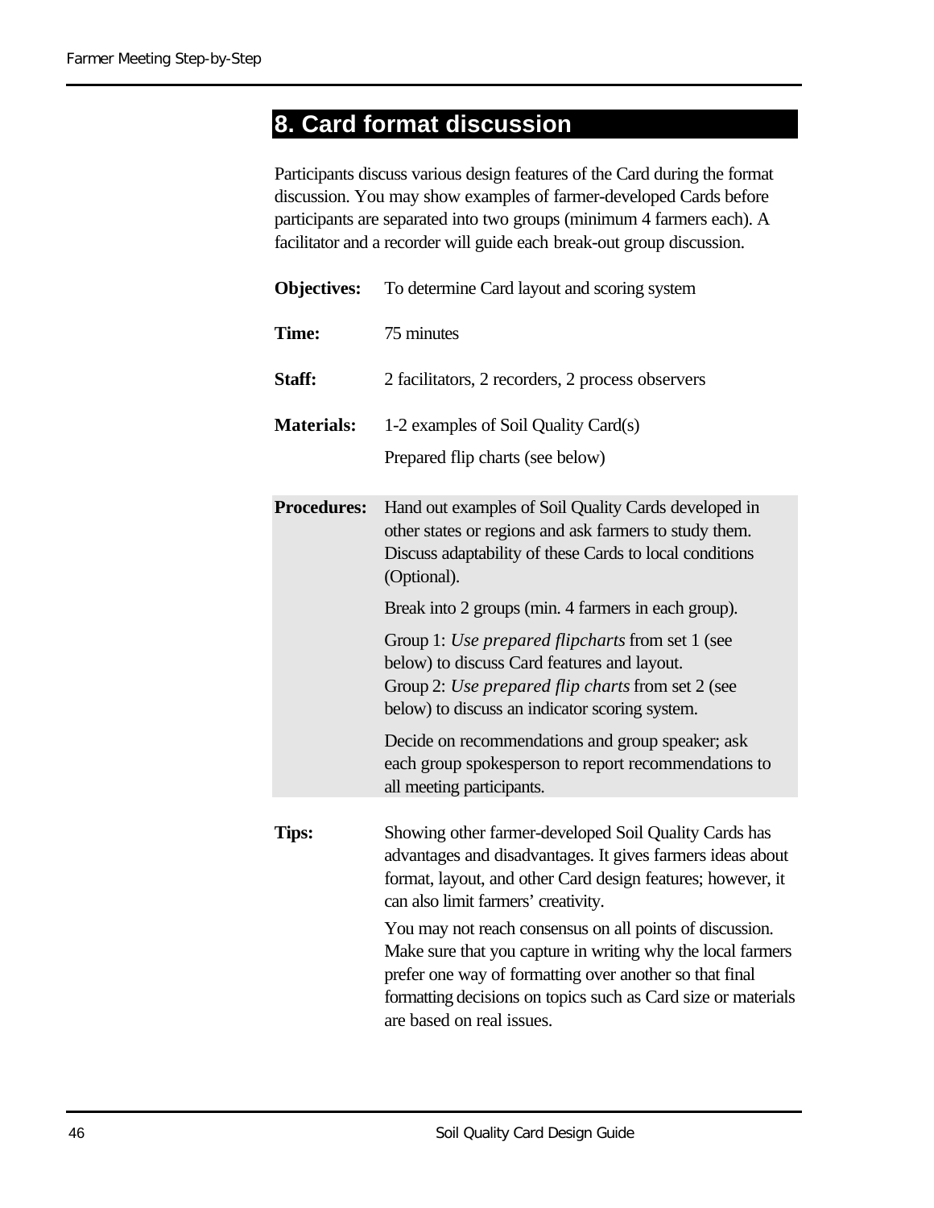## 8. Card format discussion

Participants discuss various design features of the Card during the format discussion. You may show examples of farmer-developed Cards before participants are separated into two groups (minimum 4 farmers each). A facilitator and a recorder will guide each break-out group discussion.

**Objectives:** To determine Card layout and scoring system

**Time:** 75 minutes

**Staff:** 2 facilitators, 2 recorders, 2 process observers

**Materials:** 1-2 examples of Soil Quality Card(s)

Prepared flip charts (see below)

**Procedures:** Hand out examples of Soil Quality Cards developed in other states or regions and ask farmers to study them. Discuss adaptability of these Cards to local conditions (Optional).

Break into 2 groups (min. 4 farmers in each group).

Group 1: *Use prepared flipcharts* from set 1 (see below) to discuss Card features and layout.
Group 2: *Use prepared flip charts* from set 2 (see below) to discuss an indicator scoring system.

Decide on recommendations and group speaker; ask each group spokesperson to report recommendations to all meeting participants.

**Tips:** Showing other farmer-developed Soil Quality Cards has advantages and disadvantages. It gives farmers ideas about format, layout, and other Card design features; however, it can also limit farmers' creativity.

You may not reach consensus on all points of discussion. Make sure that you capture in writing why the local farmers prefer one way of formatting over another so that final formatting decisions on topics such as Card size or materials are based on real issues.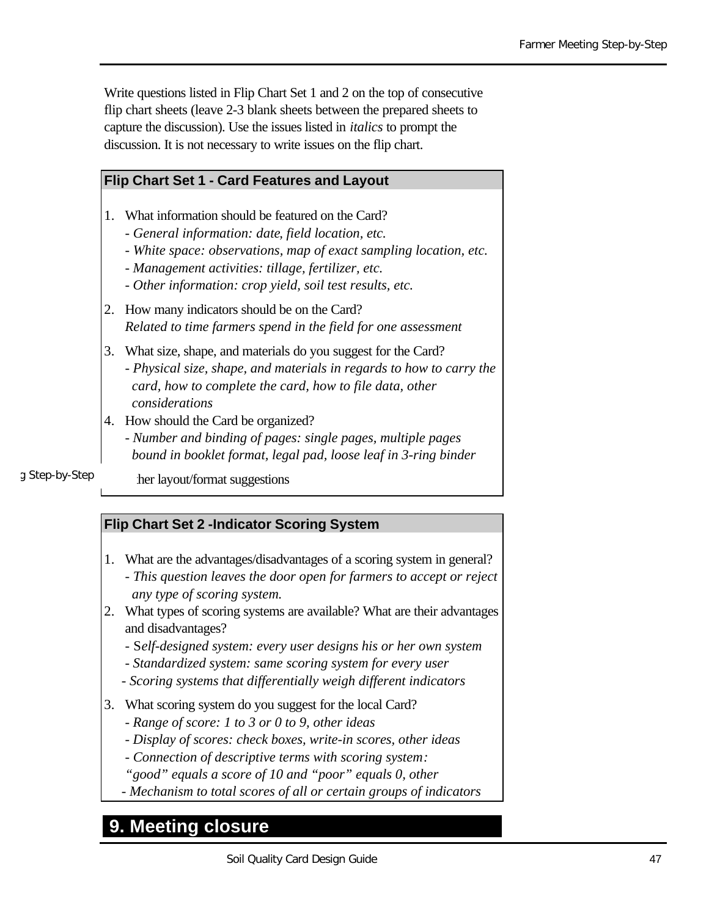Write questions listed in Flip Chart Set 1 and 2 on the top of consecutive flip chart sheets (leave 2-3 blank sheets between the prepared sheets to capture the discussion). Use the issues listed in *italics* to prompt the discussion. It is not necessary to write issues on the flip chart.

**Flip Chart Set 1 - Card Features and Layout**

1. What information should be featured on the Card?
   - *General information: date, field location, etc.*
   - *White space: observations, map of exact sampling location, etc.*
   - *Management activities: tillage, fertilizer, etc.*
   - *Other information: crop yield, soil test results, etc.*
2. How many indicators should be on the Card?
   *Related to time farmers spend in the field for one assessment*
3. What size, shape, and materials do you suggest for the Card?
   - *Physical size, shape, and materials in regards to how to carry the card, how to complete the card, how to file data, other considerations*
4. How should the Card be organized?
   - *Number and binding of pages: single pages, multiple pages bound in booklet format, legal pad, loose leaf in 3-ring binder*

   :her layout/format suggestions

**Flip Chart Set 2 -Indicator Scoring System**

1. What are the advantages/disadvantages of a scoring system in general?
   - *This question leaves the door open for farmers to accept or reject any type of scoring system.*
2. What types of scoring systems are available? What are their advantages and disadvantages?
   - *Self-designed system: every user designs his or her own system*
   - *Standardized system: same scoring system for every user*
   - *Scoring systems that differentially weigh different indicators*
3. What scoring system do you suggest for the local Card?
   - *Range of score: 1 to 3 or 0 to 9, other ideas*
   - *Display of scores: check boxes, write-in scores, other ideas*
   - *Connection of descriptive terms with scoring system: "good" equals a score of 10 and "poor" equals 0, other*
   - *Mechanism to total scores of all or certain groups of indicators*

## 9. Meeting closure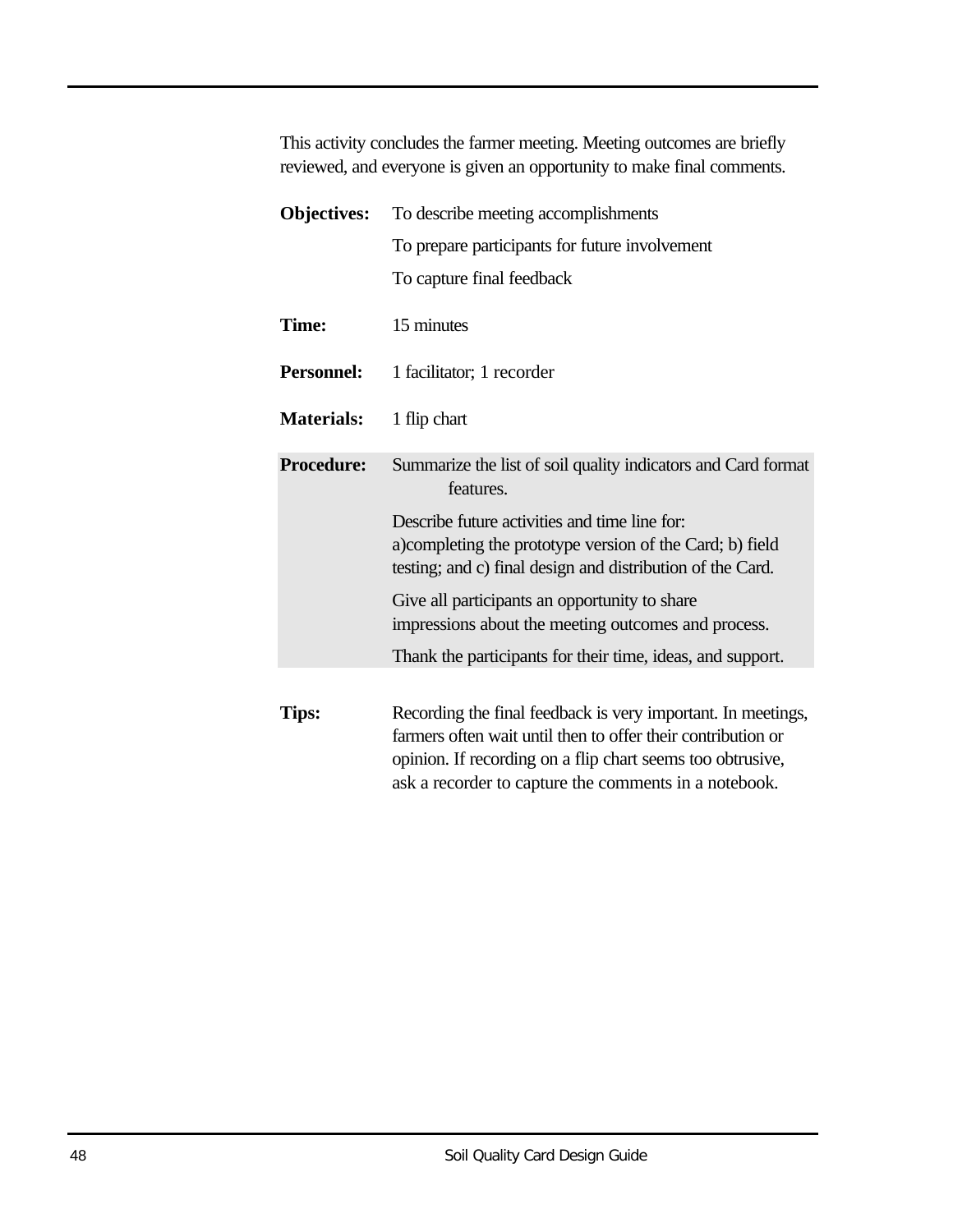This activity concludes the farmer meeting. Meeting outcomes are briefly reviewed, and everyone is given an opportunity to make final comments.

**Objectives:** To describe meeting accomplishments

To prepare participants for future involvement

To capture final feedback

**Time:** 15 minutes

**Personnel:** 1 facilitator; 1 recorder

**Materials:** 1 flip chart

**Procedure:** Summarize the list of soil quality indicators and Card format features.

Describe future activities and time line for: a)completing the prototype version of the Card; b) field testing; and c) final design and distribution of the Card.

Give all participants an opportunity to share impressions about the meeting outcomes and process.

Thank the participants for their time, ideas, and support.

**Tips:** Recording the final feedback is very important. In meetings, farmers often wait until then to offer their contribution or opinion. If recording on a flip chart seems too obtrusive, ask a recorder to capture the comments in a notebook.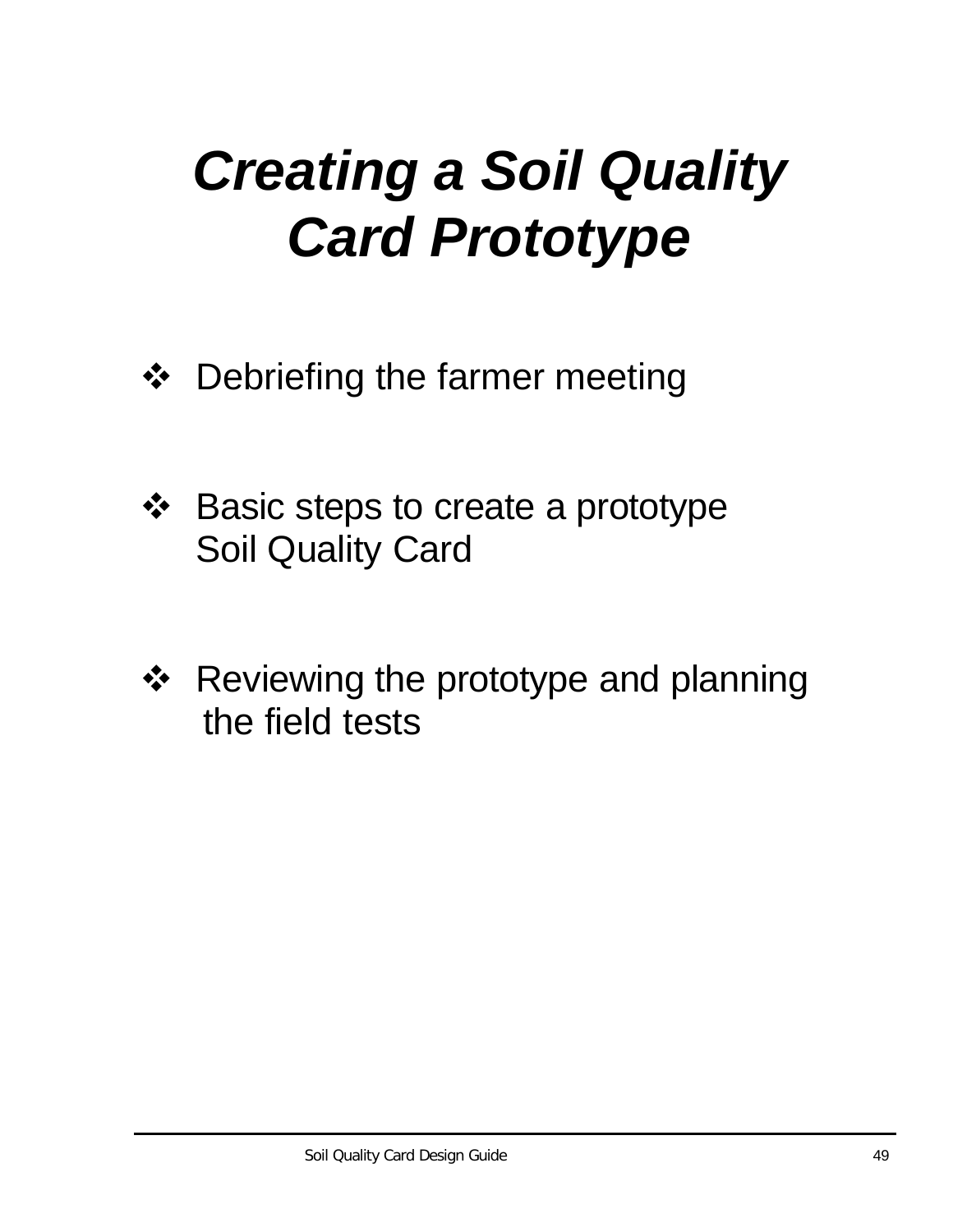# *Creating a Soil Quality Card Prototype*

- Debriefing the farmer meeting
- Basic steps to create a prototype Soil Quality Card
- Reviewing the prototype and planning the field tests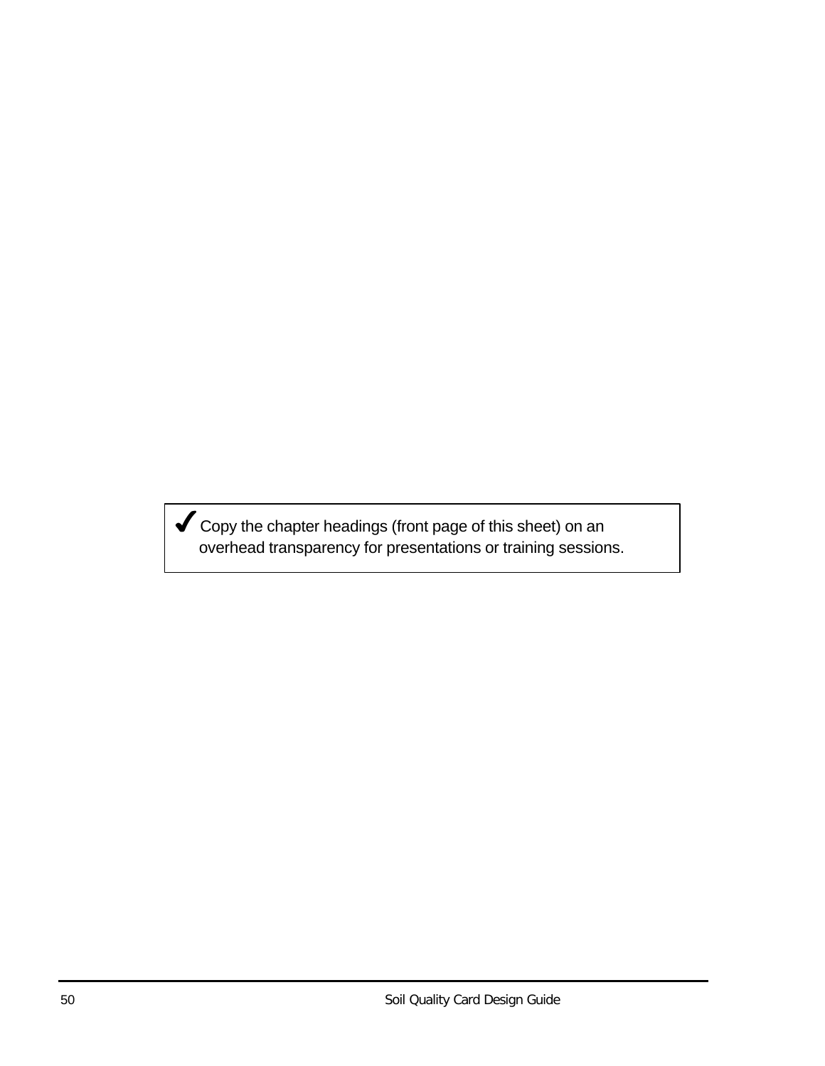✔ Copy the chapter headings (front page of this sheet) on an overhead transparency for presentations or training sessions.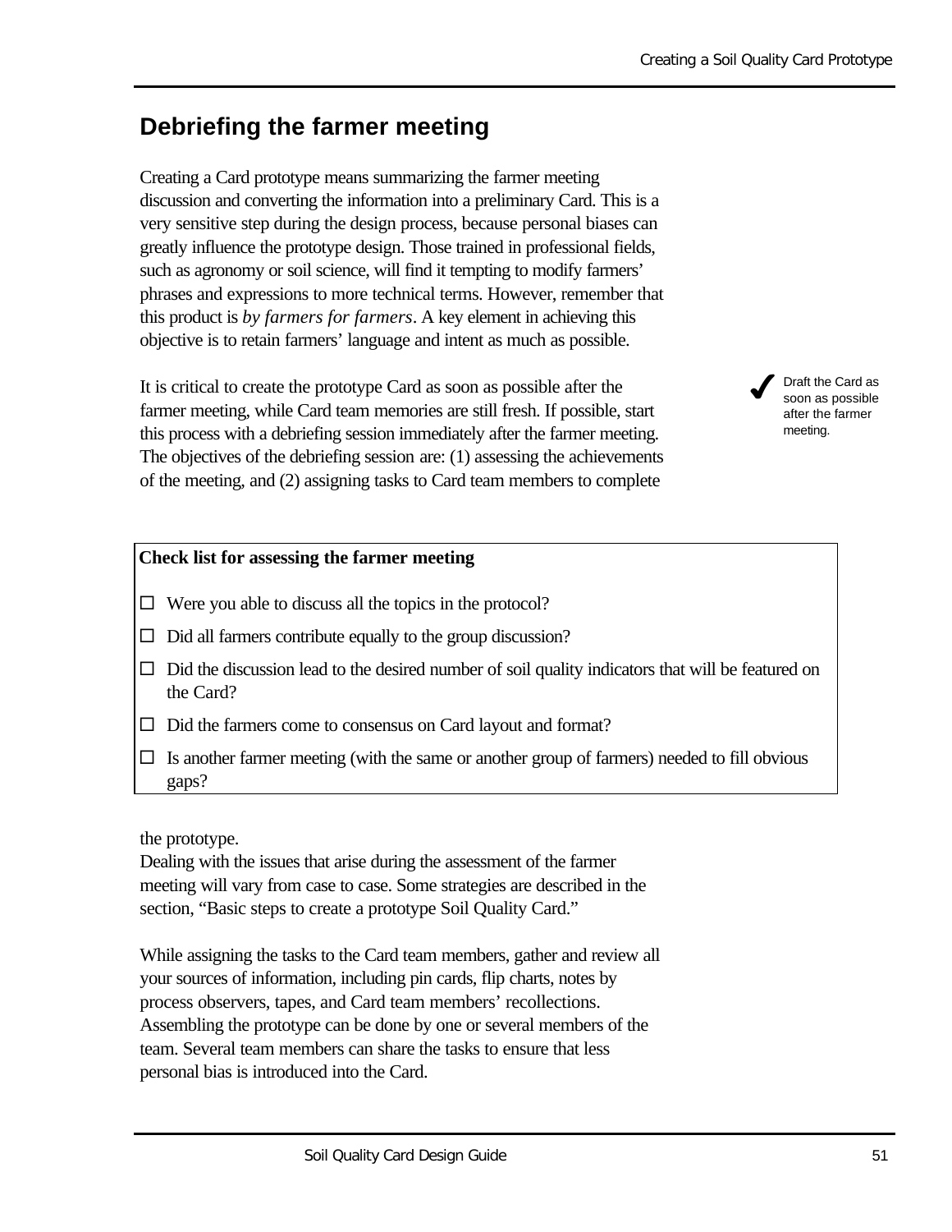## Debriefing the farmer meeting

Creating a Card prototype means summarizing the farmer meeting discussion and converting the information into a preliminary Card. This is a very sensitive step during the design process, because personal biases can greatly influence the prototype design. Those trained in professional fields, such as agronomy or soil science, will find it tempting to modify farmers' phrases and expressions to more technical terms. However, remember that this product is *by farmers for farmers*. A key element in achieving this objective is to retain farmers' language and intent as much as possible.

✔ Draft the Card as soon as possible after the farmer meeting.

It is critical to create the prototype Card as soon as possible after the farmer meeting, while Card team memories are still fresh. If possible, start this process with a debriefing session immediately after the farmer meeting. The objectives of the debriefing session are: (1) assessing the achievements of the meeting, and (2) assigning tasks to Card team members to complete the prototype.

**Check list for assessing the farmer meeting**

- ☐ Were you able to discuss all the topics in the protocol?
- ☐ Did all farmers contribute equally to the group discussion?
- ☐ Did the discussion lead to the desired number of soil quality indicators that will be featured on the Card?
- ☐ Did the farmers come to consensus on Card layout and format?
- ☐ Is another farmer meeting (with the same or another group of farmers) needed to fill obvious gaps?

Dealing with the issues that arise during the assessment of the farmer meeting will vary from case to case. Some strategies are described in the section, "Basic steps to create a prototype Soil Quality Card."

While assigning the tasks to the Card team members, gather and review all your sources of information, including pin cards, flip charts, notes by process observers, tapes, and Card team members' recollections. Assembling the prototype can be done by one or several members of the team. Several team members can share the tasks to ensure that less personal bias is introduced into the Card.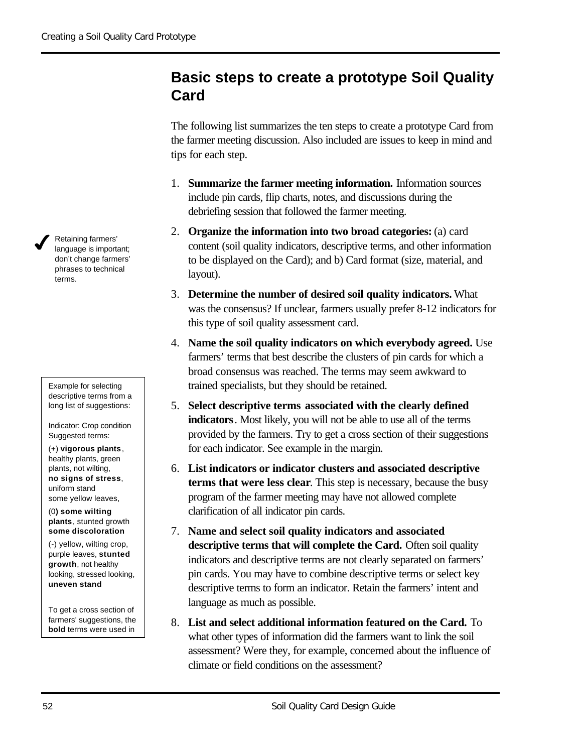## Basic steps to create a prototype Soil Quality Card

The following list summarizes the ten steps to create a prototype Card from the farmer meeting discussion. Also included are issues to keep in mind and tips for each step.

1. **Summarize the farmer meeting information.** Information sources include pin cards, flip charts, notes, and discussions during the debriefing session that followed the farmer meeting.
2. **Organize the information into two broad categories:** (a) card content (soil quality indicators, descriptive terms, and other information to be displayed on the Card); and b) Card format (size, material, and layout).
3. **Determine the number of desired soil quality indicators.** What was the consensus? If unclear, farmers usually prefer 8-12 indicators for this type of soil quality assessment card.
4. **Name the soil quality indicators on which everybody agreed.** Use farmers' terms that best describe the clusters of pin cards for which a broad consensus was reached. The terms may seem awkward to trained specialists, but they should be retained.
5. **Select descriptive terms associated with the clearly defined indicators**. Most likely, you will not be able to use all of the terms provided by the farmers. Try to get a cross section of their suggestions for each indicator. See example in the margin.
6. **List indicators or indicator clusters and associated descriptive terms that were less clear**. This step is necessary, because the busy program of the farmer meeting may have not allowed complete clarification of all indicator pin cards.
7. **Name and select soil quality indicators and associated descriptive terms that will complete the Card.** Often soil quality indicators and descriptive terms are not clearly separated on farmers' pin cards. You may have to combine descriptive terms or select key descriptive terms to form an indicator. Retain the farmers' intent and language as much as possible.
8. **List and select additional information featured on the Card.** To what other types of information did the farmers want to link the soil assessment? Were they, for example, concerned about the influence of climate or field conditions on the assessment?

✔ Retaining farmers' language is important; don't change farmers' phrases to technical terms.

Example for selecting descriptive terms from a long list of suggestions:

Indicator: Crop condition
Suggested terms:

(+) **vigorous plants**, healthy plants, green plants, not wilting, **no signs of stress**, uniform stand some yellow leaves,

(0**) some wilting plants**, stunted growth **some discoloration**

(-) yellow, wilting crop, purple leaves, **stunted growth**, not healthy looking, stressed looking, **uneven stand**

To get a cross section of farmers' suggestions, the **bold** terms were used in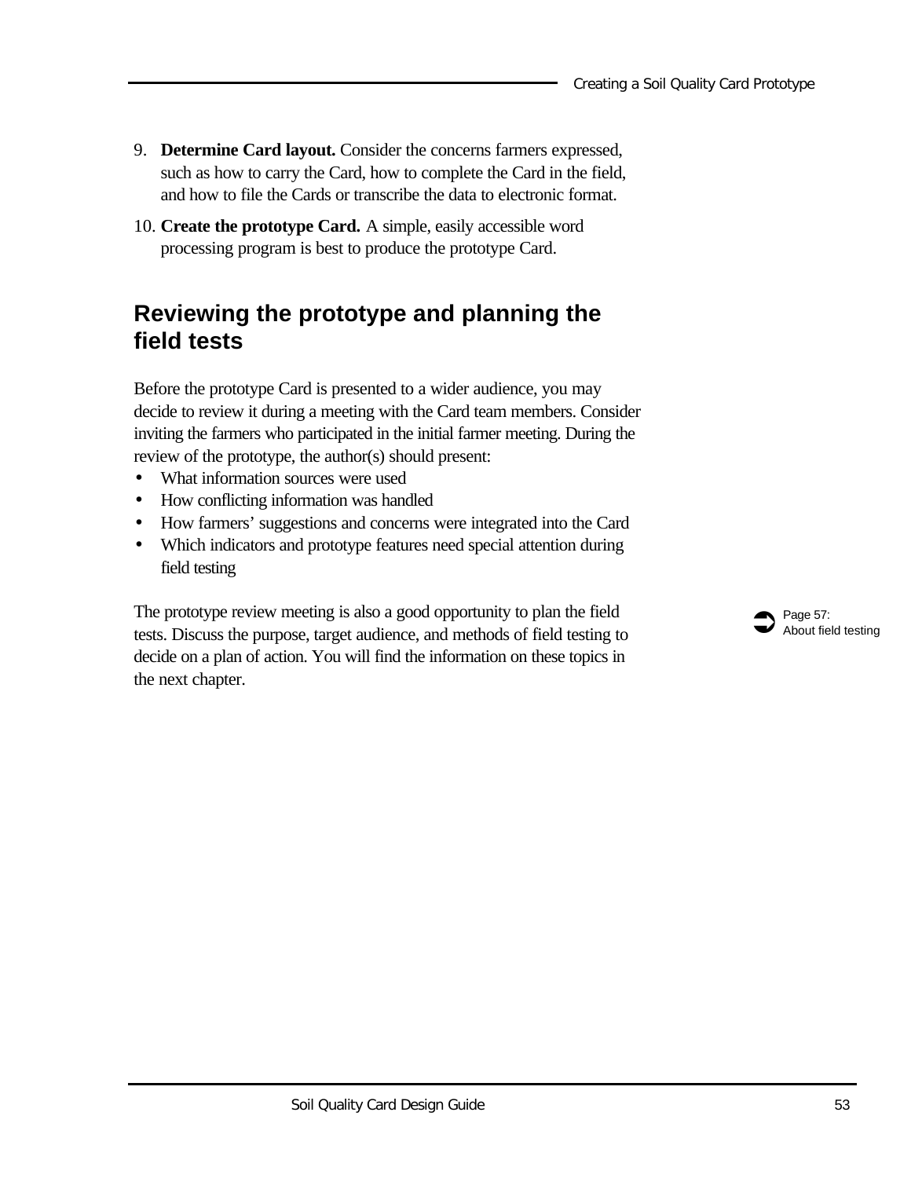9. **Determine Card layout.** Consider the concerns farmers expressed, such as how to carry the Card, how to complete the Card in the field, and how to file the Cards or transcribe the data to electronic format.
10. **Create the prototype Card.** A simple, easily accessible word processing program is best to produce the prototype Card.

## Reviewing the prototype and planning the field tests

Before the prototype Card is presented to a wider audience, you may decide to review it during a meeting with the Card team members. Consider inviting the farmers who participated in the initial farmer meeting. During the review of the prototype, the author(s) should present:

- What information sources were used
- How conflicting information was handled
- How farmers' suggestions and concerns were integrated into the Card
- Which indicators and prototype features need special attention during field testing

The prototype review meeting is also a good opportunity to plan the field tests. Discuss the purpose, target audience, and methods of field testing to decide on a plan of action. You will find the information on these topics in the next chapter.

➲ Page 57: About field testing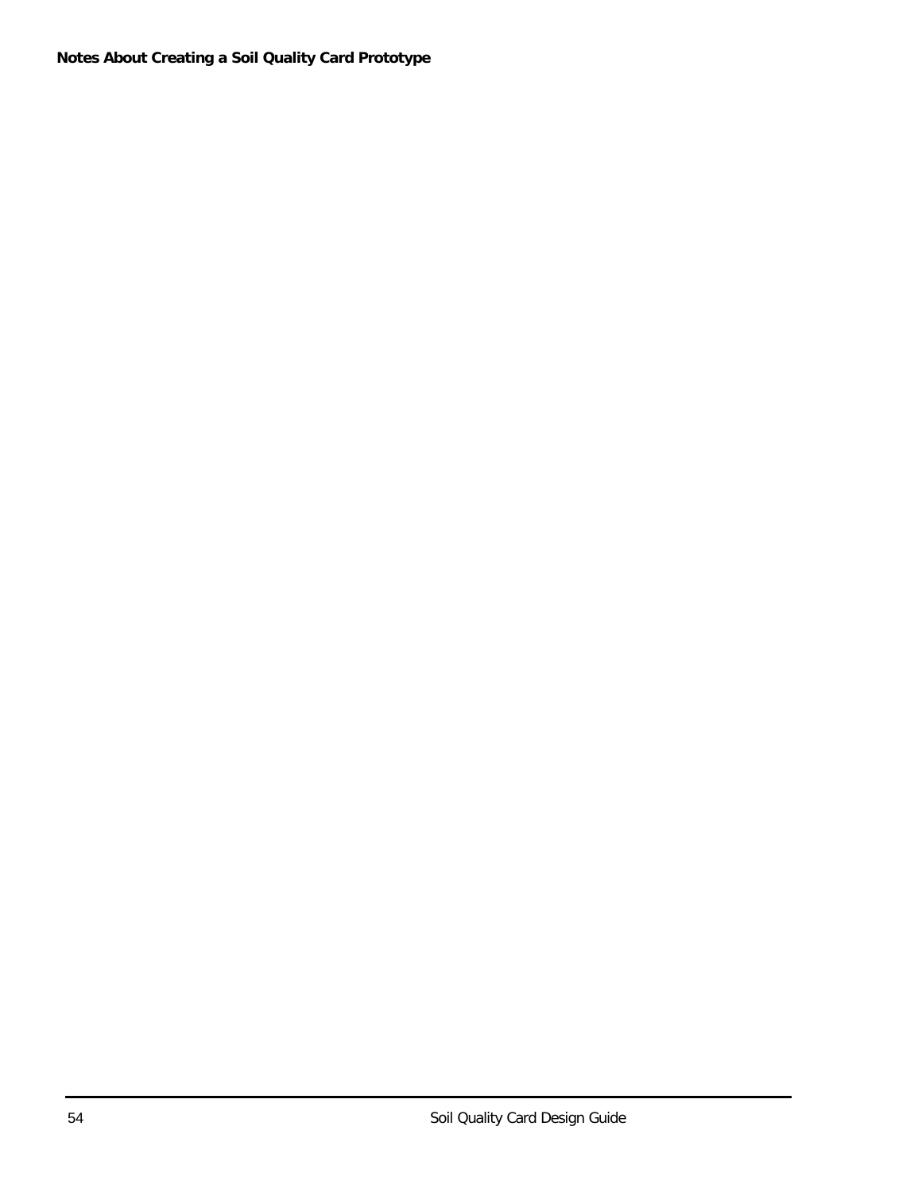**Notes About Creating a Soil Quality Card Prototype**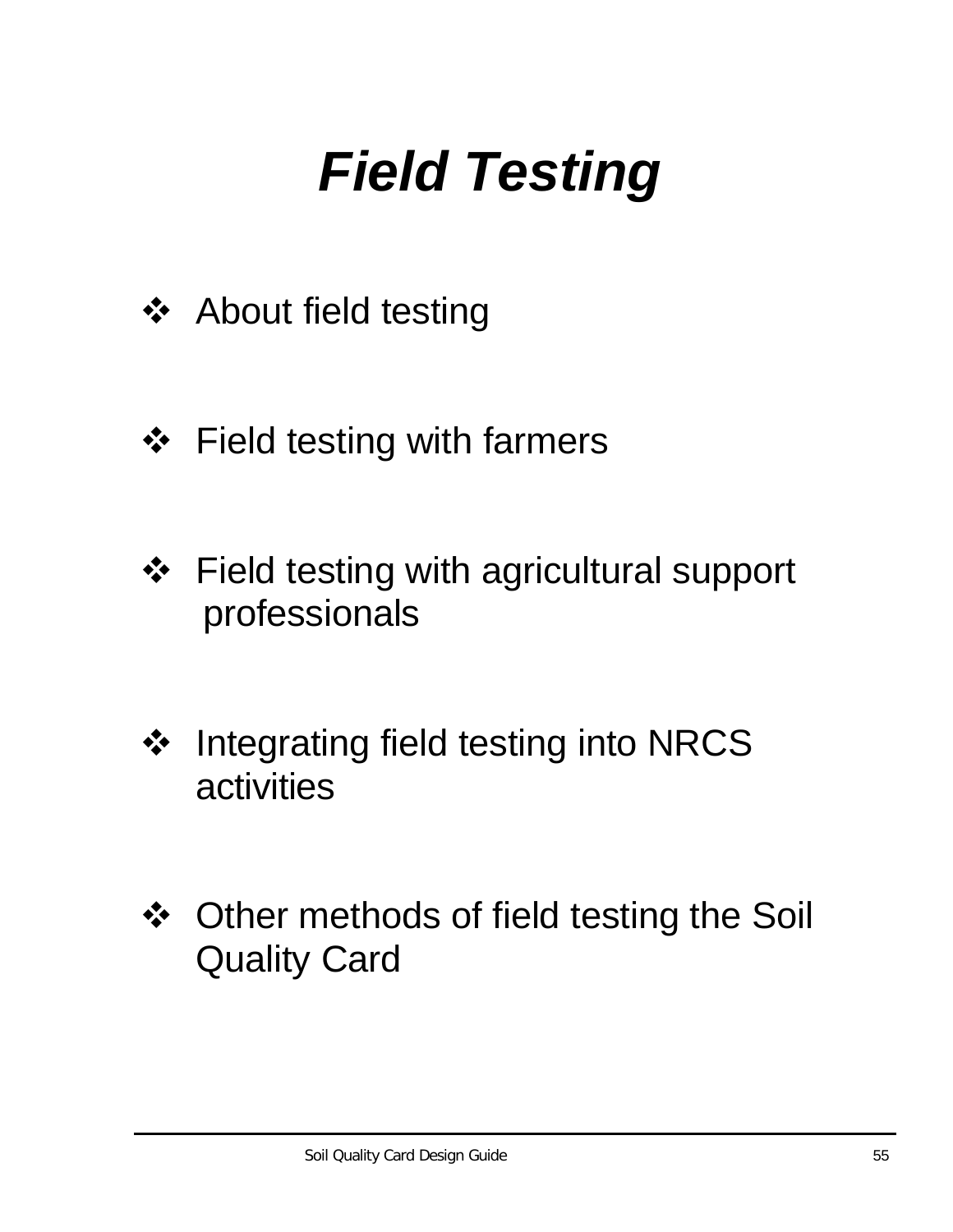# *Field Testing*

- About field testing

- Field testing with farmers

- Field testing with agricultural support professionals

- Integrating field testing into NRCS activities

- Other methods of field testing the Soil Quality Card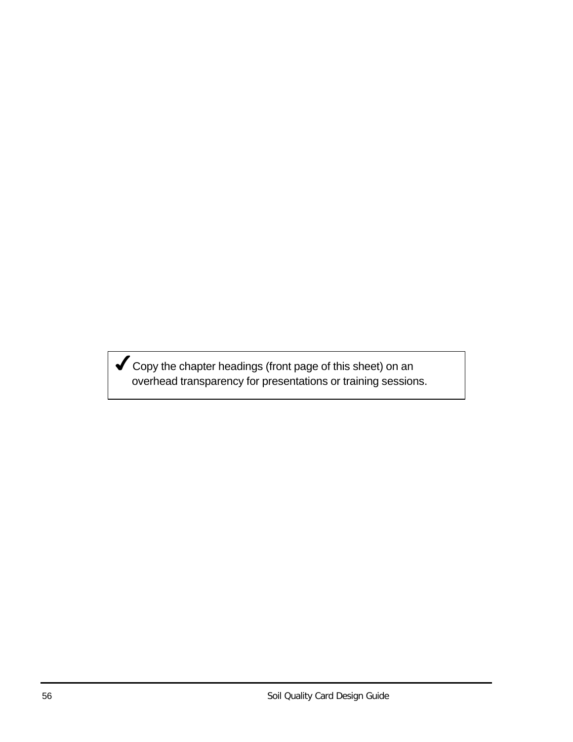✔ Copy the chapter headings (front page of this sheet) on an overhead transparency for presentations or training sessions.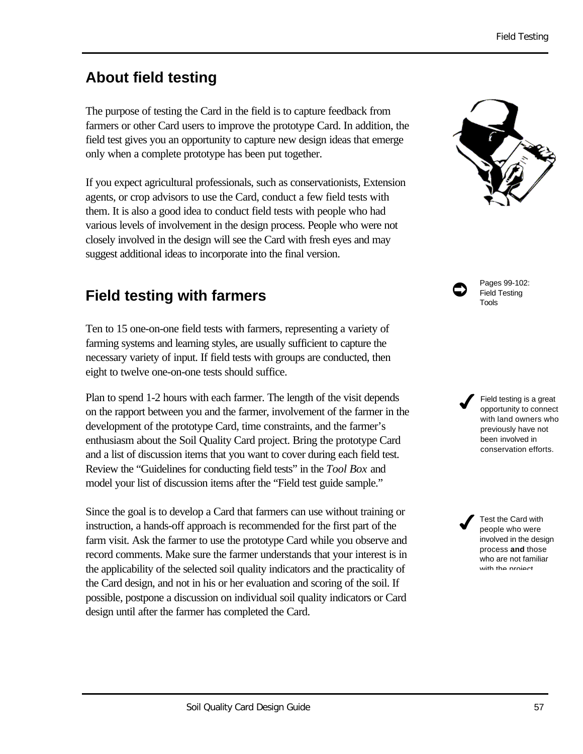## About field testing

The purpose of testing the Card in the field is to capture feedback from farmers or other Card users to improve the prototype Card. In addition, the field test gives you an opportunity to capture new design ideas that emerge only when a complete prototype has been put together.

If you expect agricultural professionals, such as conservationists, Extension agents, or crop advisors to use the Card, conduct a few field tests with them. It is also a good idea to conduct field tests with people who had various levels of involvement in the design process. People who were not closely involved in the design will see the Card with fresh eyes and may suggest additional ideas to incorporate into the final version.

## Field testing with farmers

Pages 99-102: Field Testing Tools

Ten to 15 one-on-one field tests with farmers, representing a variety of farming systems and learning styles, are usually sufficient to capture the necessary variety of input. If field tests with groups are conducted, then eight to twelve one-on-one tests should suffice.

Plan to spend 1-2 hours with each farmer. The length of the visit depends on the rapport between you and the farmer, involvement of the farmer in the development of the prototype Card, time constraints, and the farmer's enthusiasm about the Soil Quality Card project. Bring the prototype Card and a list of discussion items that you want to cover during each field test. Review the "Guidelines for conducting field tests" in the *Tool Box* and model your list of discussion items after the "Field test guide sample."

✔ Field testing is a great opportunity to connect with land owners who previously have not been involved in conservation efforts.

Since the goal is to develop a Card that farmers can use without training or instruction, a hands-off approach is recommended for the first part of the farm visit. Ask the farmer to use the prototype Card while you observe and record comments. Make sure the farmer understands that your interest is in the applicability of the selected soil quality indicators and the practicality of the Card design, and not in his or her evaluation and scoring of the soil. If possible, postpone a discussion on individual soil quality indicators or Card design until after the farmer has completed the Card.

✔ Test the Card with people who were involved in the design process **and** those who are not familiar with the project.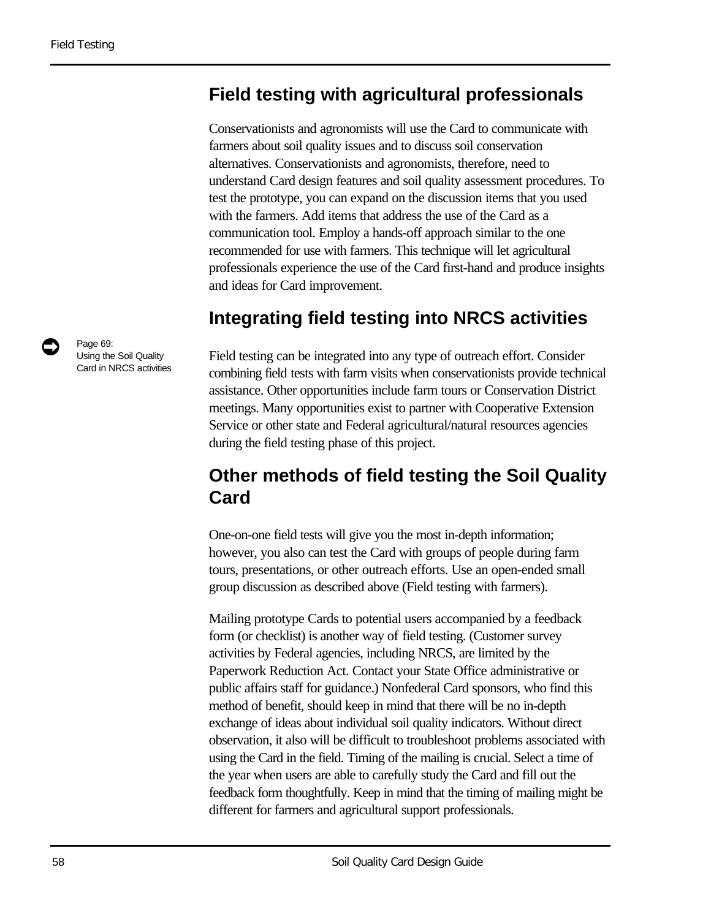## Field testing with agricultural professionals

Conservationists and agronomists will use the Card to communicate with farmers about soil quality issues and to discuss soil conservation alternatives. Conservationists and agronomists, therefore, need to understand Card design features and soil quality assessment procedures. To test the prototype, you can expand on the discussion items that you used with the farmers. Add items that address the use of the Card as a communication tool. Employ a hands-off approach similar to the one recommended for use with farmers. This technique will let agricultural professionals experience the use of the Card first-hand and produce insights and ideas for Card improvement.

## Integrating field testing into NRCS activities

Page 69: Using the Soil Quality Card in NRCS activities

Field testing can be integrated into any type of outreach effort. Consider combining field tests with farm visits when conservationists provide technical assistance. Other opportunities include farm tours or Conservation District meetings. Many opportunities exist to partner with Cooperative Extension Service or other state and Federal agricultural/natural resources agencies during the field testing phase of this project.

## Other methods of field testing the Soil Quality Card

One-on-one field tests will give you the most in-depth information; however, you also can test the Card with groups of people during farm tours, presentations, or other outreach efforts. Use an open-ended small group discussion as described above (Field testing with farmers).

Mailing prototype Cards to potential users accompanied by a feedback form (or checklist) is another way of field testing. (Customer survey activities by Federal agencies, including NRCS, are limited by the Paperwork Reduction Act. Contact your State Office administrative or public affairs staff for guidance.) Nonfederal Card sponsors, who find this method of benefit, should keep in mind that there will be no in-depth exchange of ideas about individual soil quality indicators. Without direct observation, it also will be difficult to troubleshoot problems associated with using the Card in the field. Timing of the mailing is crucial. Select a time of the year when users are able to carefully study the Card and fill out the feedback form thoughtfully. Keep in mind that the timing of mailing might be different for farmers and agricultural support professionals.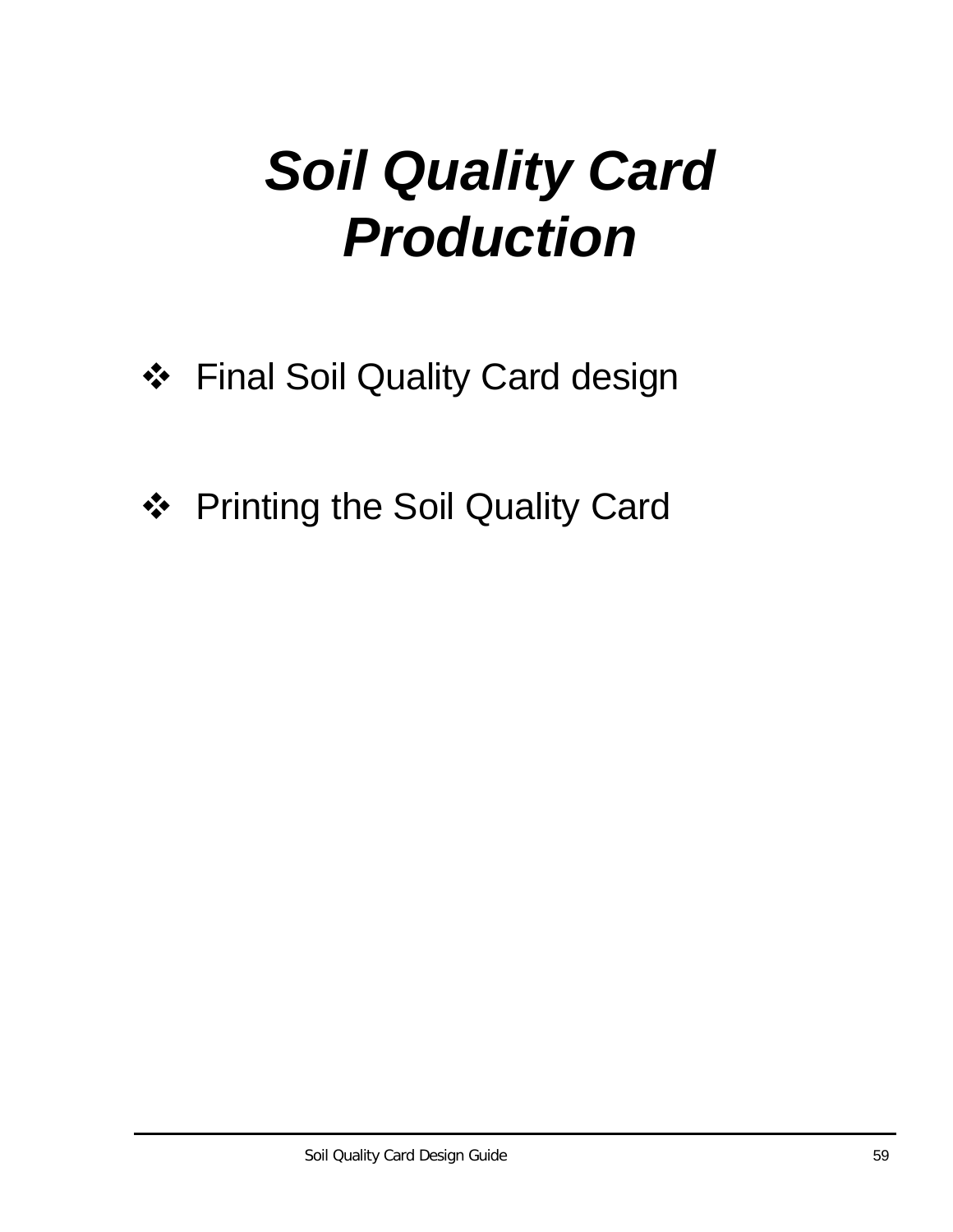# ***Soil Quality Card Production***

- Final Soil Quality Card design

- Printing the Soil Quality Card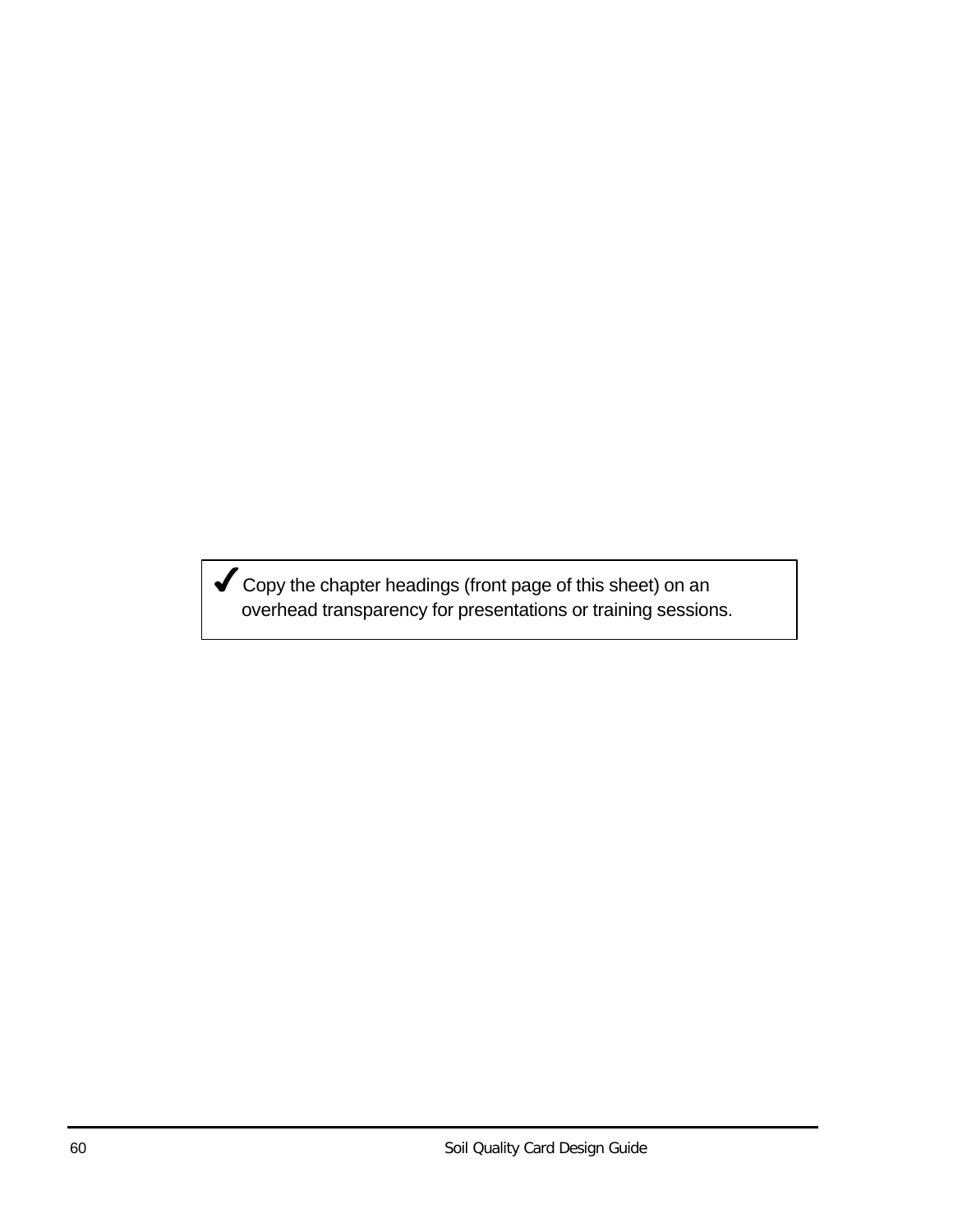✓ Copy the chapter headings (front page of this sheet) on an overhead transparency for presentations or training sessions.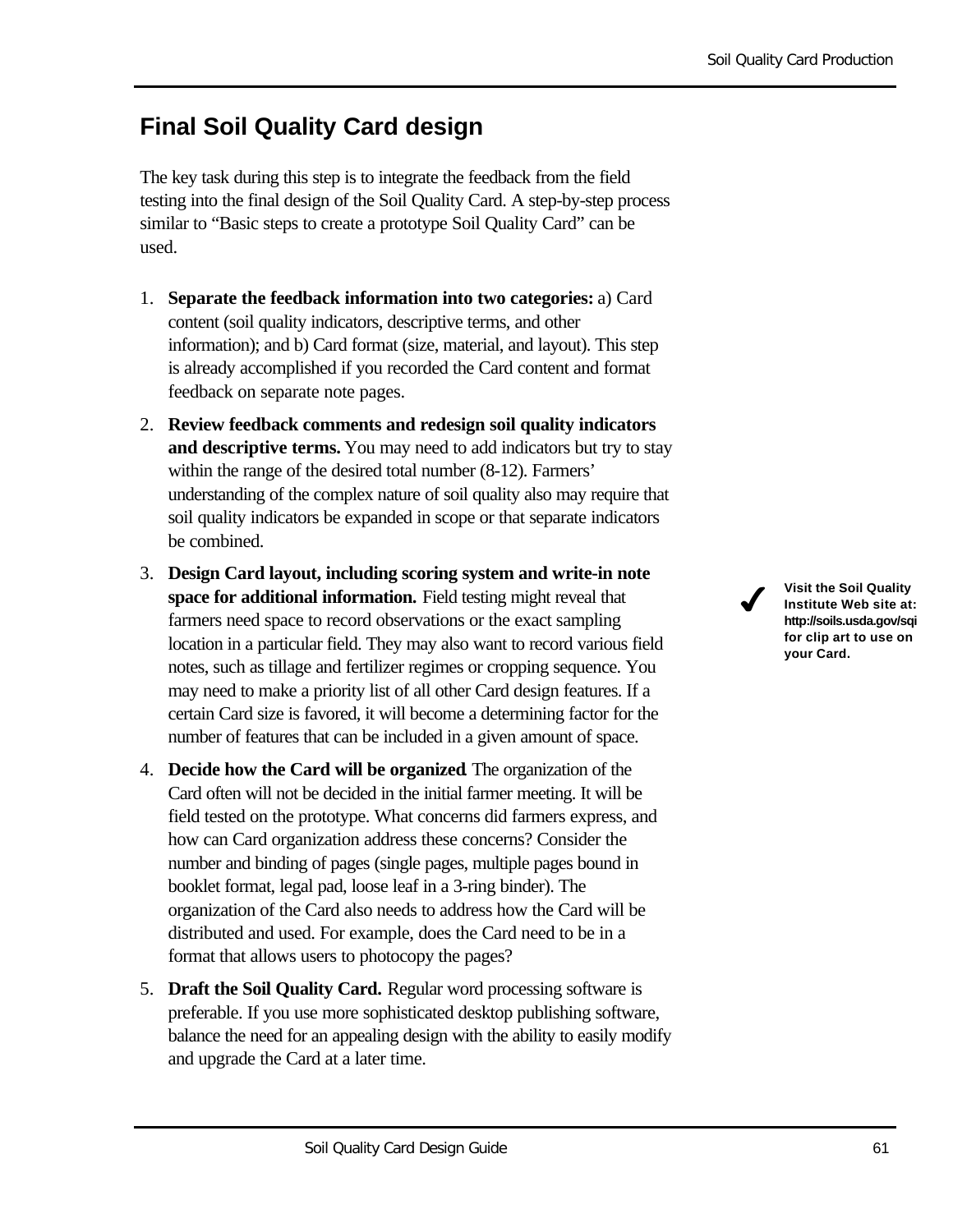## Final Soil Quality Card design

The key task during this step is to integrate the feedback from the field testing into the final design of the Soil Quality Card. A step-by-step process similar to “Basic steps to create a prototype Soil Quality Card” can be used.

1. **Separate the feedback information into two categories:** a) Card content (soil quality indicators, descriptive terms, and other information); and b) Card format (size, material, and layout). This step is already accomplished if you recorded the Card content and format feedback on separate note pages.
2. **Review feedback comments and redesign soil quality indicators and descriptive terms.** You may need to add indicators but try to stay within the range of the desired total number (8-12). Farmers’ understanding of the complex nature of soil quality also may require that soil quality indicators be expanded in scope or that separate indicators be combined.
3. **Design Card layout, including scoring system and write-in note space for additional information.** Field testing might reveal that farmers need space to record observations or the exact sampling location in a particular field. They may also want to record various field notes, such as tillage and fertilizer regimes or cropping sequence. You may need to make a priority list of all other Card design features. If a certain Card size is favored, it will become a determining factor for the number of features that can be included in a given amount of space.
4. **Decide how the Card will be organized**. The organization of the Card often will not be decided in the initial farmer meeting. It will be field tested on the prototype. What concerns did farmers express, and how can Card organization address these concerns? Consider the number and binding of pages (single pages, multiple pages bound in booklet format, legal pad, loose leaf in a 3-ring binder). The organization of the Card also needs to address how the Card will be distributed and used. For example, does the Card need to be in a format that allows users to photocopy the pages?
5. **Draft the Soil Quality Card.** Regular word processing software is preferable. If you use more sophisticated desktop publishing software, balance the need for an appealing design with the ability to easily modify and upgrade the Card at a later time.

✔ **Visit the Soil Quality Institute Web site at: http://soils.usda.gov/sqi for clip art to use on your Card.**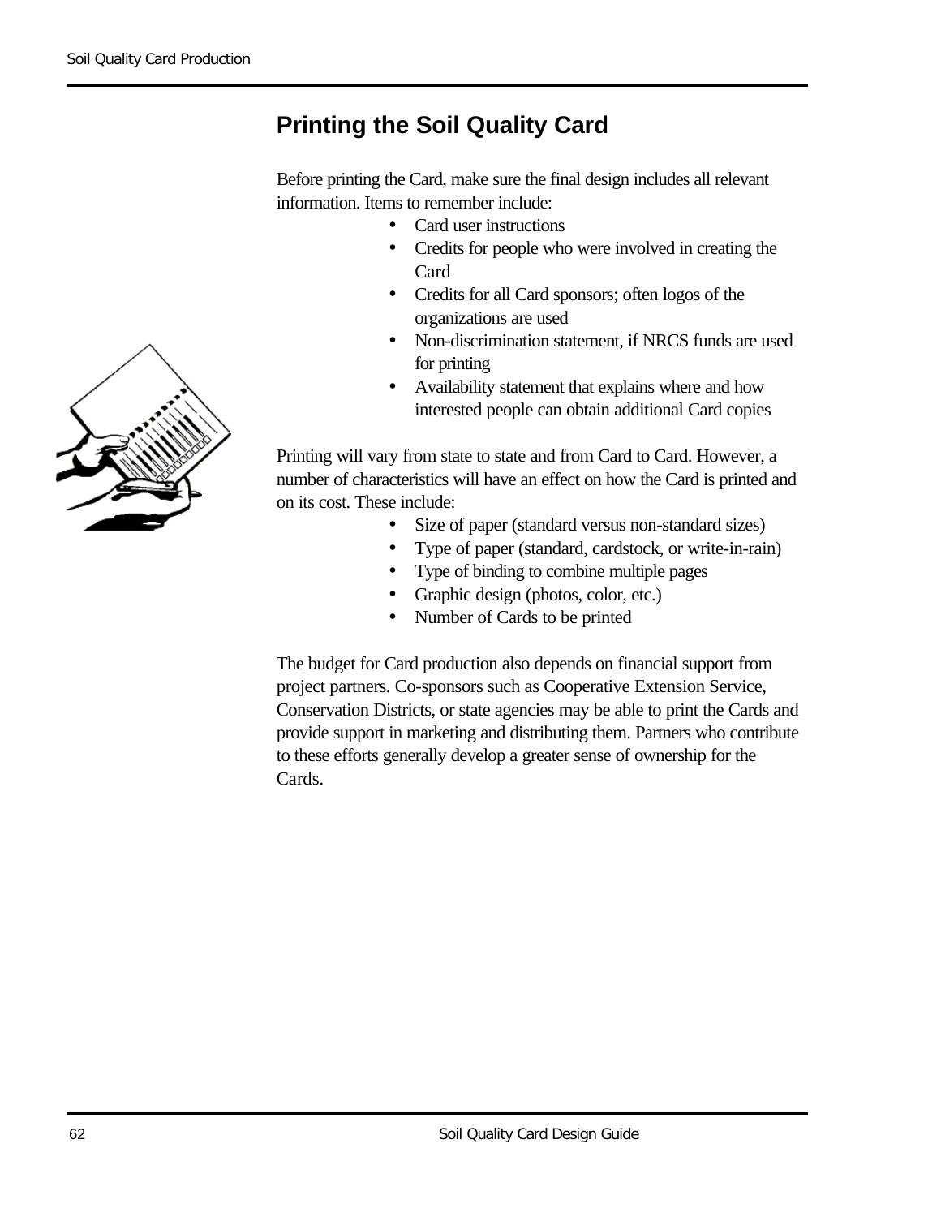## Printing the Soil Quality Card

Before printing the Card, make sure the final design includes all relevant information. Items to remember include:

- Card user instructions
- Credits for people who were involved in creating the Card
- Credits for all Card sponsors; often logos of the organizations are used
- Non-discrimination statement, if NRCS funds are used for printing
- Availability statement that explains where and how interested people can obtain additional Card copies

Printing will vary from state to state and from Card to Card. However, a number of characteristics will have an effect on how the Card is printed and on its cost. These include:

- Size of paper (standard versus non-standard sizes)
- Type of paper (standard, cardstock, or write-in-rain)
- Type of binding to combine multiple pages
- Graphic design (photos, color, etc.)
- Number of Cards to be printed

The budget for Card production also depends on financial support from project partners. Co-sponsors such as Cooperative Extension Service, Conservation Districts, or state agencies may be able to print the Cards and provide support in marketing and distributing them. Partners who contribute to these efforts generally develop a greater sense of ownership for the Cards.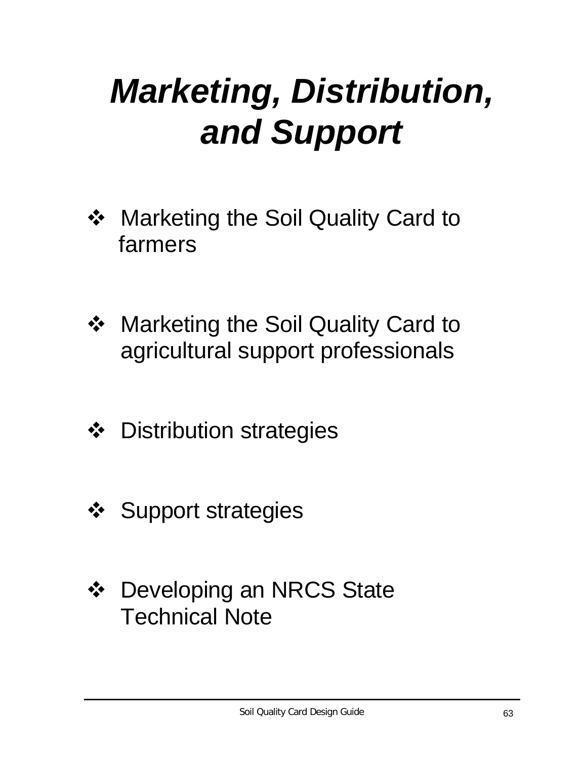# *Marketing, Distribution, and Support*

- Marketing the Soil Quality Card to farmers

- Marketing the Soil Quality Card to agricultural support professionals

- Distribution strategies

- Support strategies

- Developing an NRCS State Technical Note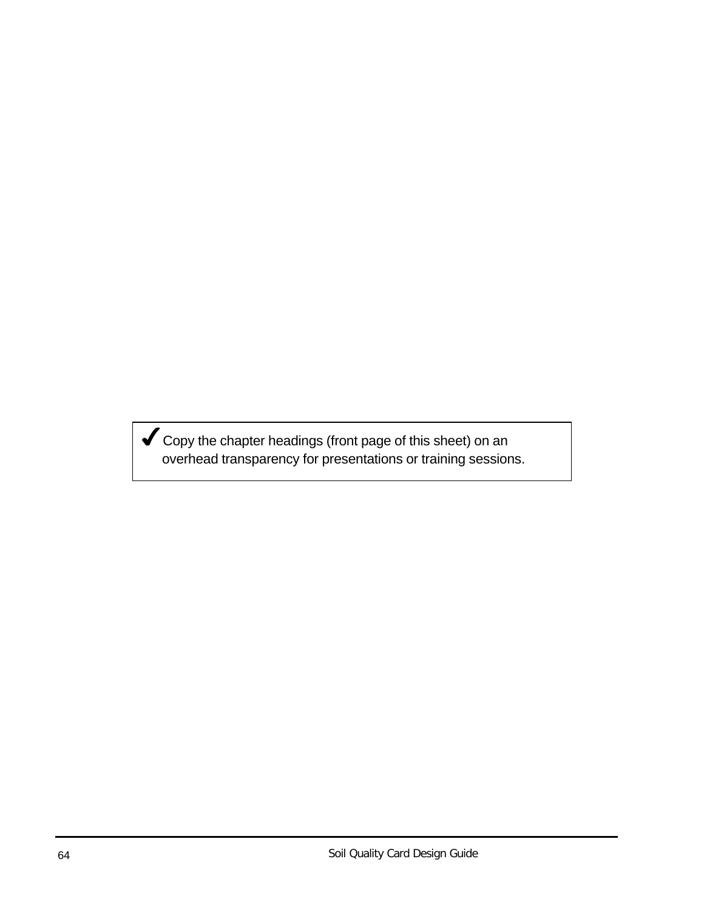✔ Copy the chapter headings (front page of this sheet) on an overhead transparency for presentations or training sessions.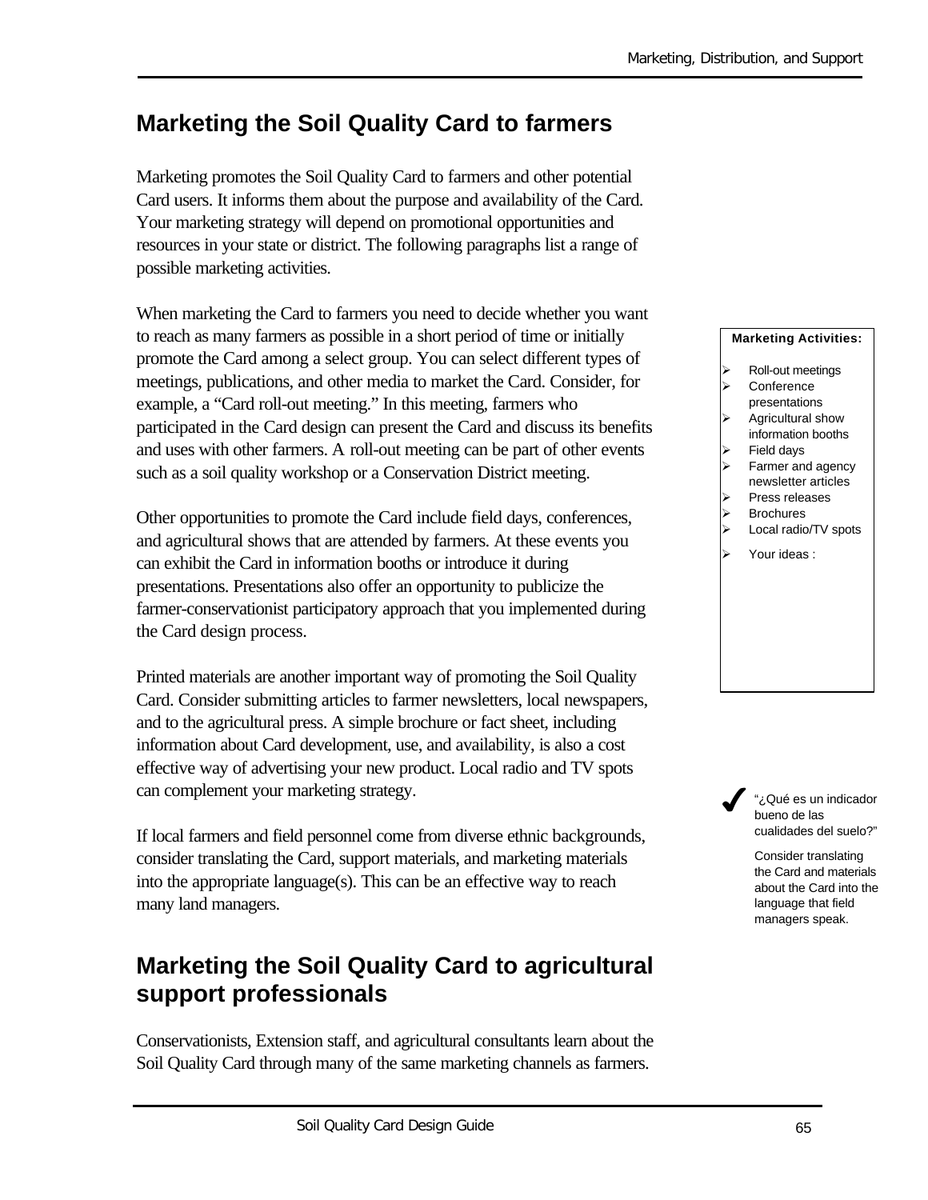## Marketing the Soil Quality Card to farmers

Marketing promotes the Soil Quality Card to farmers and other potential Card users. It informs them about the purpose and availability of the Card. Your marketing strategy will depend on promotional opportunities and resources in your state or district. The following paragraphs list a range of possible marketing activities.

When marketing the Card to farmers you need to decide whether you want to reach as many farmers as possible in a short period of time or initially promote the Card among a select group. You can select different types of meetings, publications, and other media to market the Card. Consider, for example, a "Card roll-out meeting." In this meeting, farmers who participated in the Card design can present the Card and discuss its benefits and uses with other farmers. A roll-out meeting can be part of other events such as a soil quality workshop or a Conservation District meeting.

**Marketing Activities:**

- Roll-out meetings
- Conference presentations
- Agricultural show information booths
- Field days
- Farmer and agency newsletter articles
- Press releases
- Brochures
- Local radio/TV spots
- Your ideas :

Other opportunities to promote the Card include field days, conferences, and agricultural shows that are attended by farmers. At these events you can exhibit the Card in information booths or introduce it during presentations. Presentations also offer an opportunity to publicize the farmer-conservationist participatory approach that you implemented during the Card design process.

Printed materials are another important way of promoting the Soil Quality Card. Consider submitting articles to farmer newsletters, local newspapers, and to the agricultural press. A simple brochure or fact sheet, including information about Card development, use, and availability, is also a cost effective way of advertising your new product. Local radio and TV spots can complement your marketing strategy.

✔ "¿Qué es un indicador bueno de las cualidades del suelo?"

Consider translating the Card and materials about the Card into the language that field managers speak.

If local farmers and field personnel come from diverse ethnic backgrounds, consider translating the Card, support materials, and marketing materials into the appropriate language(s). This can be an effective way to reach many land managers.

## Marketing the Soil Quality Card to agricultural support professionals

Conservationists, Extension staff, and agricultural consultants learn about the Soil Quality Card through many of the same marketing channels as farmers.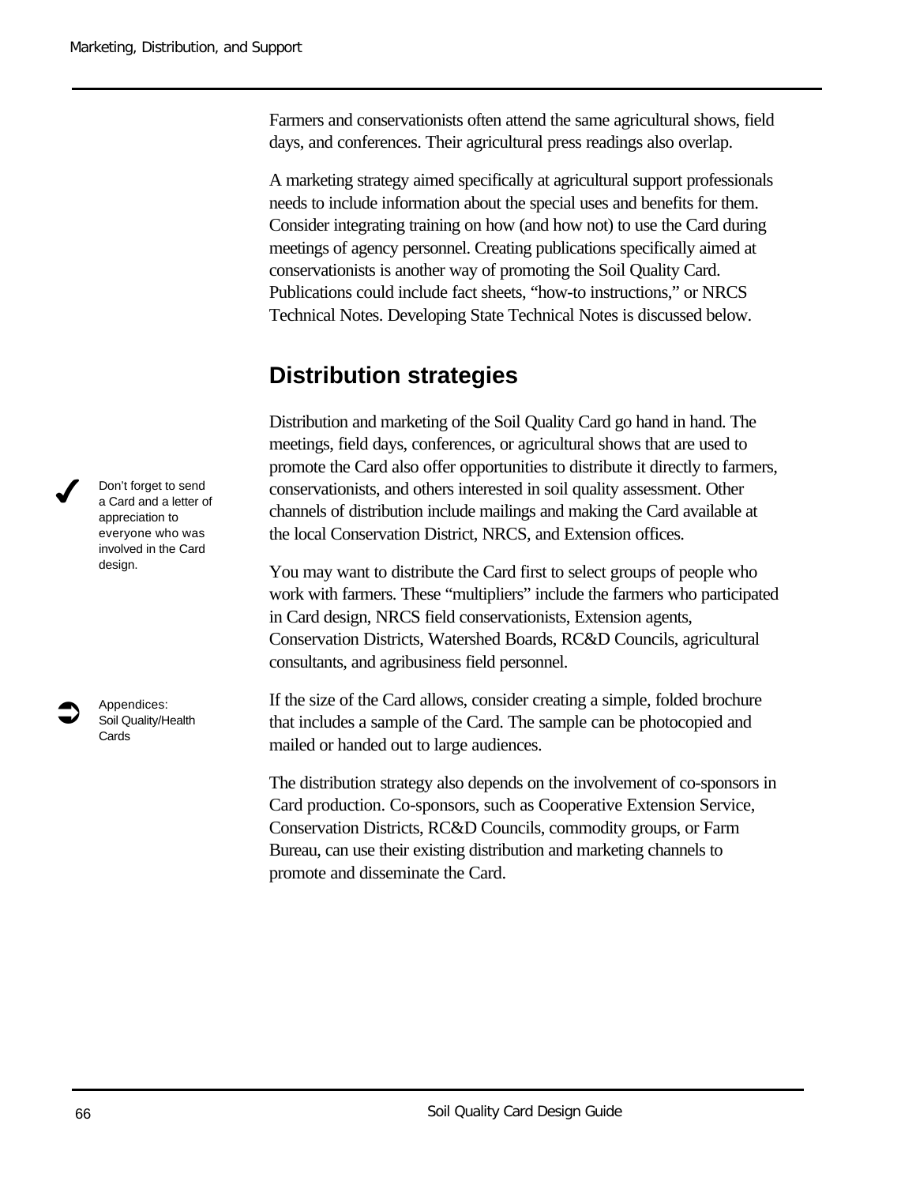Farmers and conservationists often attend the same agricultural shows, field days, and conferences. Their agricultural press readings also overlap.

A marketing strategy aimed specifically at agricultural support professionals needs to include information about the special uses and benefits for them. Consider integrating training on how (and how not) to use the Card during meetings of agency personnel. Creating publications specifically aimed at conservationists is another way of promoting the Soil Quality Card. Publications could include fact sheets, "how-to instructions," or NRCS Technical Notes. Developing State Technical Notes is discussed below.

## Distribution strategies

Distribution and marketing of the Soil Quality Card go hand in hand. The meetings, field days, conferences, or agricultural shows that are used to promote the Card also offer opportunities to distribute it directly to farmers, conservationists, and others interested in soil quality assessment. Other channels of distribution include mailings and making the Card available at the local Conservation District, NRCS, and Extension offices.

✔ Don't forget to send a Card and a letter of appreciation to everyone who was involved in the Card design.

You may want to distribute the Card first to select groups of people who work with farmers. These "multipliers" include the farmers who participated in Card design, NRCS field conservationists, Extension agents, Conservation Districts, Watershed Boards, RC&D Councils, agricultural consultants, and agribusiness field personnel.

➲ Appendices: Soil Quality/Health Cards

If the size of the Card allows, consider creating a simple, folded brochure that includes a sample of the Card. The sample can be photocopied and mailed or handed out to large audiences.

The distribution strategy also depends on the involvement of co-sponsors in Card production. Co-sponsors, such as Cooperative Extension Service, Conservation Districts, RC&D Councils, commodity groups, or Farm Bureau, can use their existing distribution and marketing channels to promote and disseminate the Card.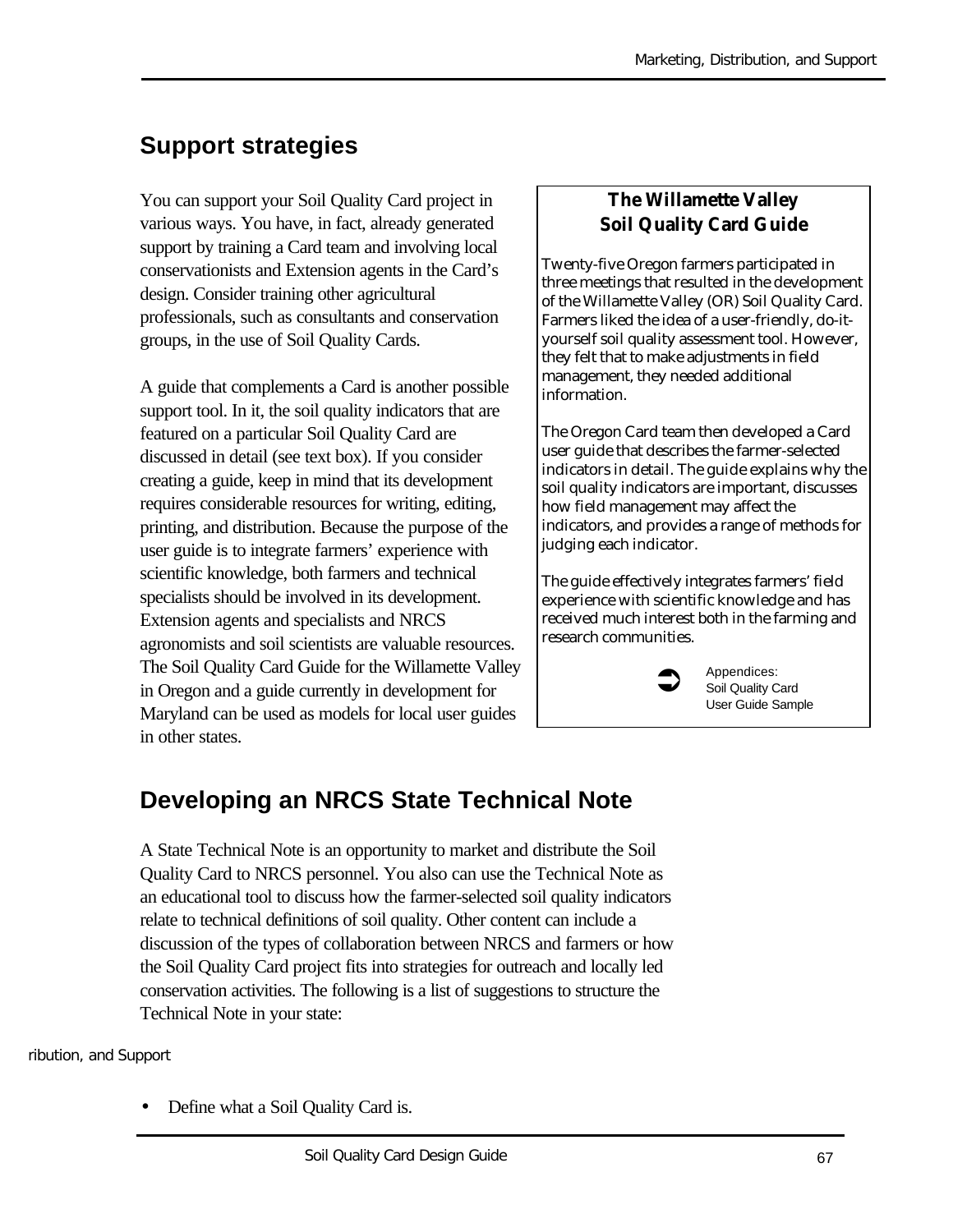## Support strategies

You can support your Soil Quality Card project in various ways. You have, in fact, already generated support by training a Card team and involving local conservationists and Extension agents in the Card's design. Consider training other agricultural professionals, such as consultants and conservation groups, in the use of Soil Quality Cards.

A guide that complements a Card is another possible support tool. In it, the soil quality indicators that are featured on a particular Soil Quality Card are discussed in detail (see text box). If you consider creating a guide, keep in mind that its development requires considerable resources for writing, editing, printing, and distribution. Because the purpose of the user guide is to integrate farmers' experience with scientific knowledge, both farmers and technical specialists should be involved in its development. Extension agents and specialists and NRCS agronomists and soil scientists are valuable resources. The Soil Quality Card Guide for the Willamette Valley in Oregon and a guide currently in development for Maryland can be used as models for local user guides in other states.

> **The Willamette Valley Soil Quality Card Guide**
>
> Twenty-five Oregon farmers participated in three meetings that resulted in the development of the Willamette Valley (OR) Soil Quality Card. Farmers liked the idea of a user-friendly, do-it-yourself soil quality assessment tool. However, they felt that to make adjustments in field management, they needed additional information.
>
> The Oregon Card team then developed a Card user guide that describes the farmer-selected indicators in detail. The guide explains why the soil quality indicators are important, discusses how field management may affect the indicators, and provides a range of methods for judging each indicator.
>
> The guide effectively integrates farmers' field experience with scientific knowledge and has received much interest both in the farming and research communities.
>
> ➲ Appendices: Soil Quality Card User Guide Sample

## Developing an NRCS State Technical Note

A State Technical Note is an opportunity to market and distribute the Soil Quality Card to NRCS personnel. You also can use the Technical Note as an educational tool to discuss how the farmer-selected soil quality indicators relate to technical definitions of soil quality. Other content can include a discussion of the types of collaboration between NRCS and farmers or how the Soil Quality Card project fits into strategies for outreach and locally led conservation activities. The following is a list of suggestions to structure the Technical Note in your state:

- Define what a Soil Quality Card is.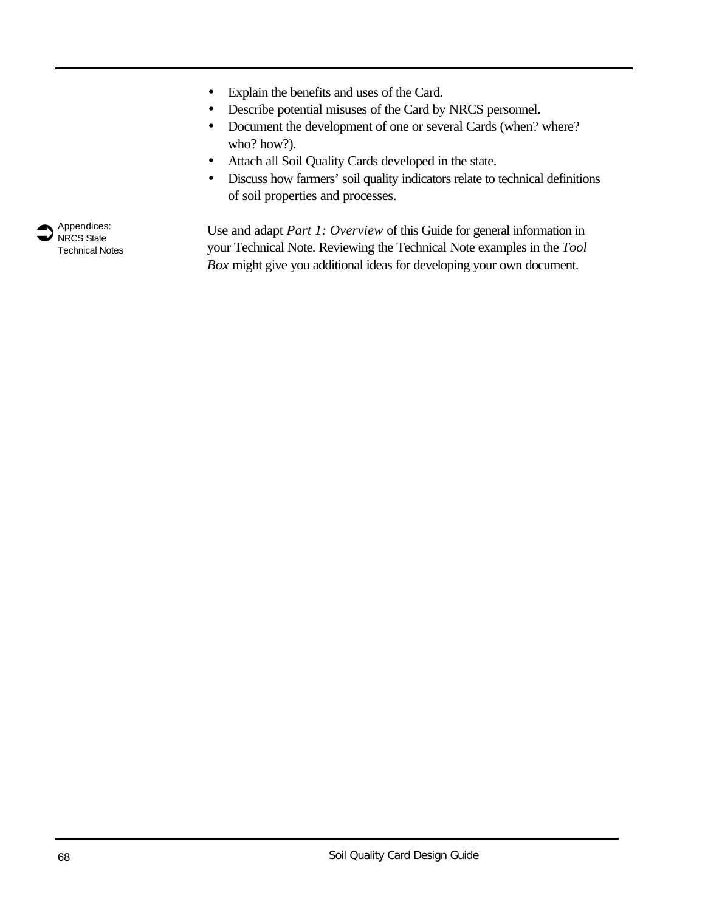- Explain the benefits and uses of the Card.
- Describe potential misuses of the Card by NRCS personnel.
- Document the development of one or several Cards (when? where? who? how?).
- Attach all Soil Quality Cards developed in the state.
- Discuss how farmers' soil quality indicators relate to technical definitions of soil properties and processes.

➡ Appendices: NRCS State Technical Notes

Use and adapt *Part 1: Overview* of this Guide for general information in your Technical Note. Reviewing the Technical Note examples in the *Tool Box* might give you additional ideas for developing your own document.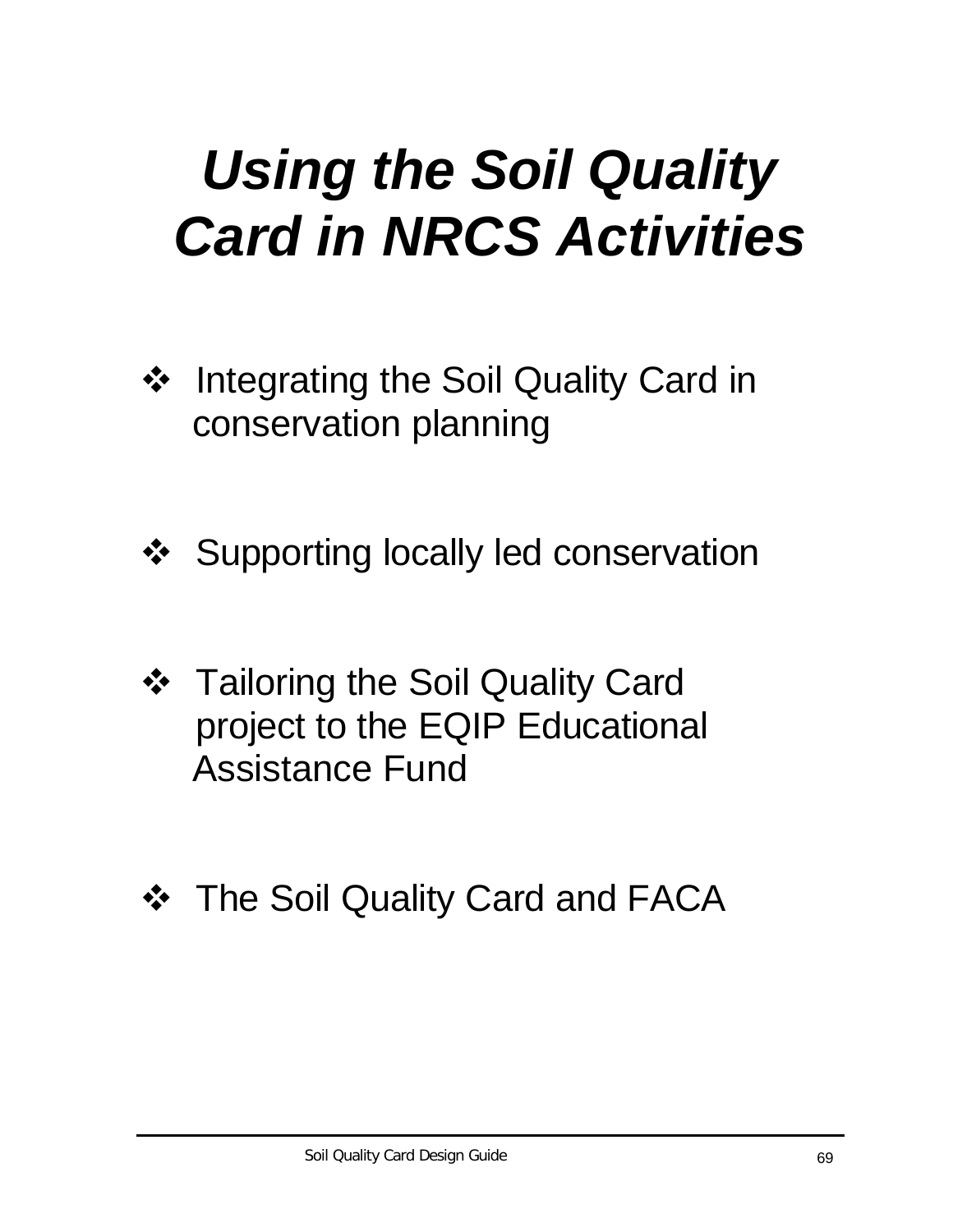# *Using the Soil Quality Card in NRCS Activities*

- Integrating the Soil Quality Card in conservation planning
- Supporting locally led conservation
- Tailoring the Soil Quality Card project to the EQIP Educational Assistance Fund
- The Soil Quality Card and FACA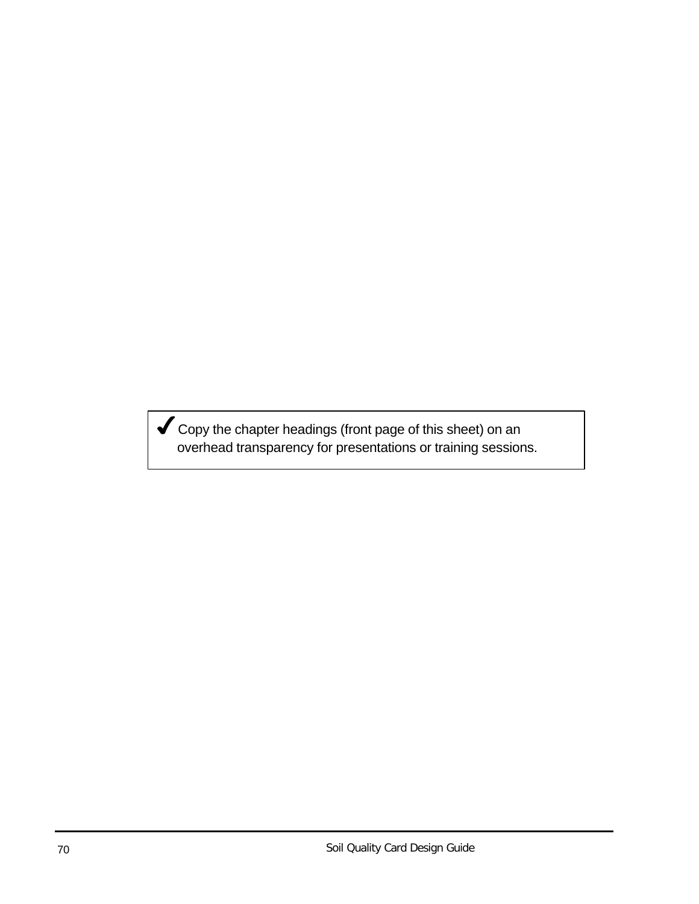✔ Copy the chapter headings (front page of this sheet) on an overhead transparency for presentations or training sessions.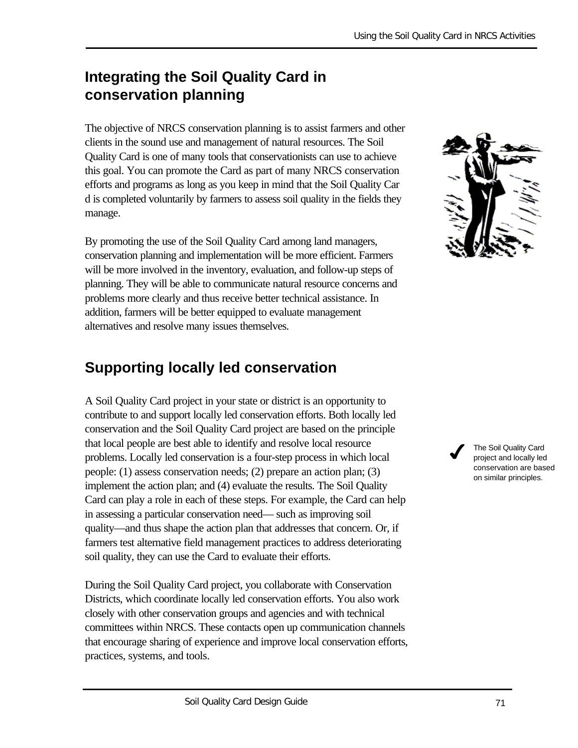## Integrating the Soil Quality Card in conservation planning

The objective of NRCS conservation planning is to assist farmers and other clients in the sound use and management of natural resources. The Soil Quality Card is one of many tools that conservationists can use to achieve this goal. You can promote the Card as part of many NRCS conservation efforts and programs as long as you keep in mind that the Soil Quality Car d is completed voluntarily by farmers to assess soil quality in the fields they manage.

By promoting the use of the Soil Quality Card among land managers, conservation planning and implementation will be more efficient. Farmers will be more involved in the inventory, evaluation, and follow-up steps of planning. They will be able to communicate natural resource concerns and problems more clearly and thus receive better technical assistance. In addition, farmers will be better equipped to evaluate management alternatives and resolve many issues themselves.

## Supporting locally led conservation

A Soil Quality Card project in your state or district is an opportunity to contribute to and support locally led conservation efforts. Both locally led conservation and the Soil Quality Card project are based on the principle that local people are best able to identify and resolve local resource problems. Locally led conservation is a four-step process in which local people: (1) assess conservation needs; (2) prepare an action plan; (3) implement the action plan; and (4) evaluate the results. The Soil Quality Card can play a role in each of these steps. For example, the Card can help in assessing a particular conservation need— such as improving soil quality—and thus shape the action plan that addresses that concern. Or, if farmers test alternative field management practices to address deteriorating soil quality, they can use the Card to evaluate their efforts.

✔ The Soil Quality Card project and locally led conservation are based on similar principles.

During the Soil Quality Card project, you collaborate with Conservation Districts, which coordinate locally led conservation efforts. You also work closely with other conservation groups and agencies and with technical committees within NRCS. These contacts open up communication channels that encourage sharing of experience and improve local conservation efforts, practices, systems, and tools.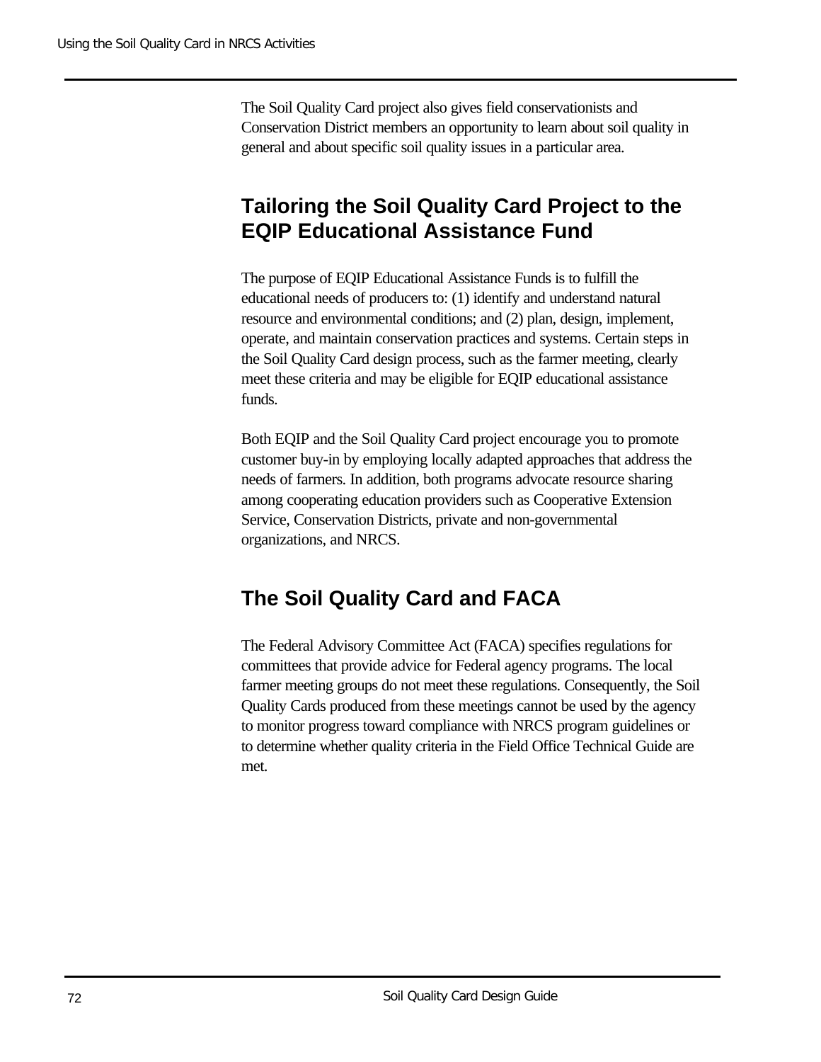The Soil Quality Card project also gives field conservationists and Conservation District members an opportunity to learn about soil quality in general and about specific soil quality issues in a particular area.

## Tailoring the Soil Quality Card Project to the EQIP Educational Assistance Fund

The purpose of EQIP Educational Assistance Funds is to fulfill the educational needs of producers to: (1) identify and understand natural resource and environmental conditions; and (2) plan, design, implement, operate, and maintain conservation practices and systems. Certain steps in the Soil Quality Card design process, such as the farmer meeting, clearly meet these criteria and may be eligible for EQIP educational assistance funds.

Both EQIP and the Soil Quality Card project encourage you to promote customer buy-in by employing locally adapted approaches that address the needs of farmers. In addition, both programs advocate resource sharing among cooperating education providers such as Cooperative Extension Service, Conservation Districts, private and non-governmental organizations, and NRCS.

## The Soil Quality Card and FACA

The Federal Advisory Committee Act (FACA) specifies regulations for committees that provide advice for Federal agency programs. The local farmer meeting groups do not meet these regulations. Consequently, the Soil Quality Cards produced from these meetings cannot be used by the agency to monitor progress toward compliance with NRCS program guidelines or to determine whether quality criteria in the Field Office Technical Guide are met.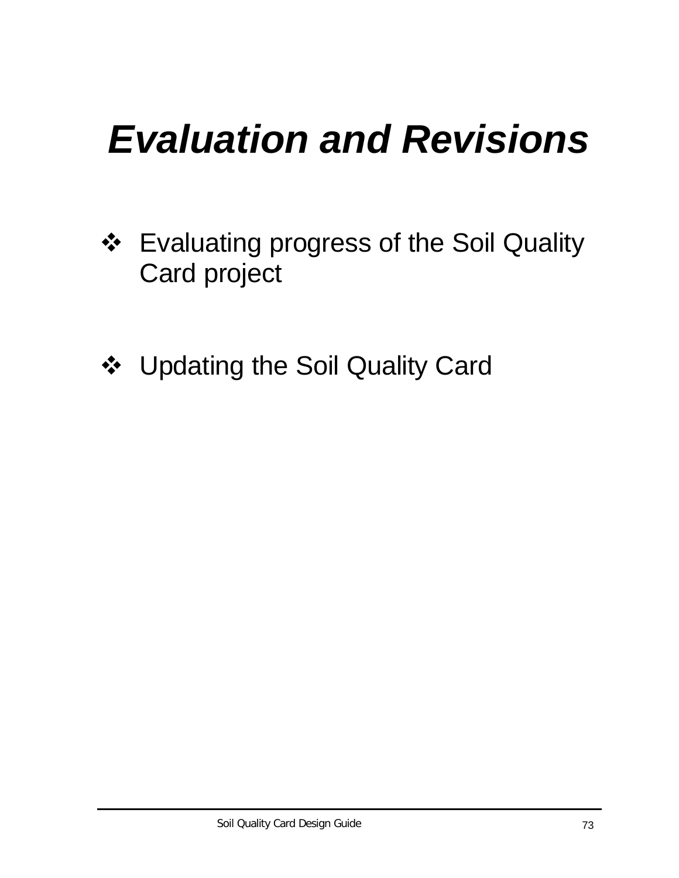# ***Evaluation and Revisions***

- Evaluating progress of the Soil Quality Card project

- Updating the Soil Quality Card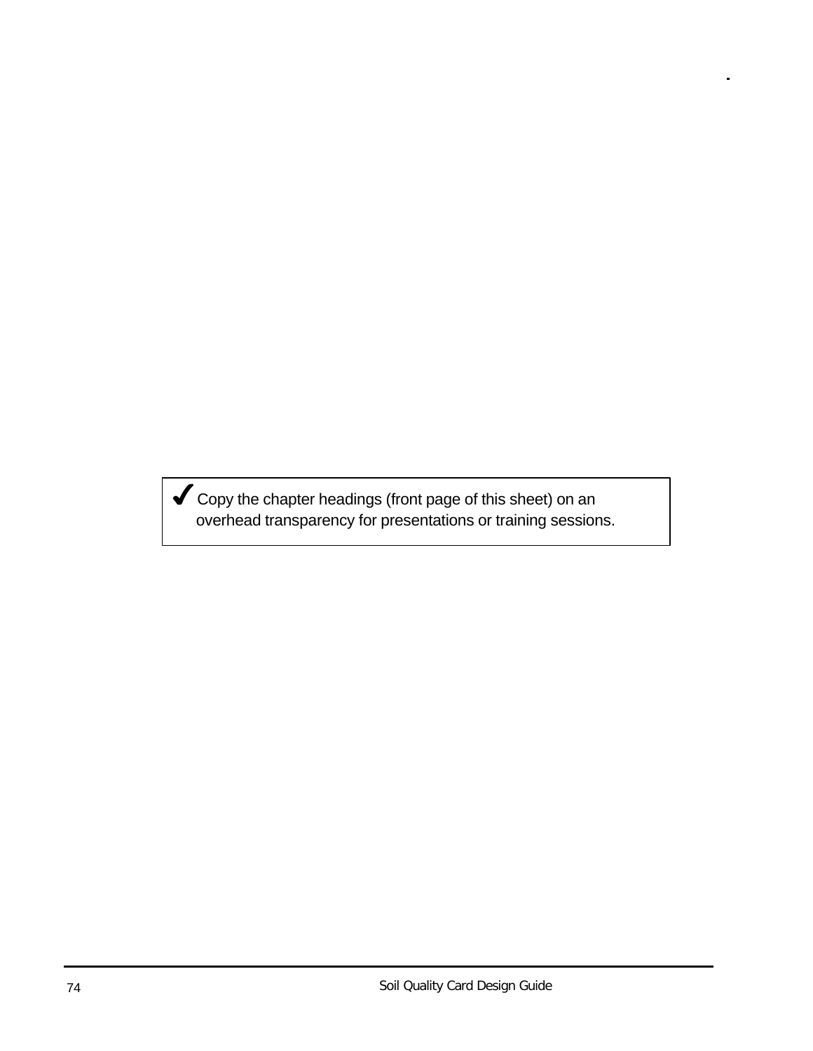✔ Copy the chapter headings (front page of this sheet) on an overhead transparency for presentations or training sessions.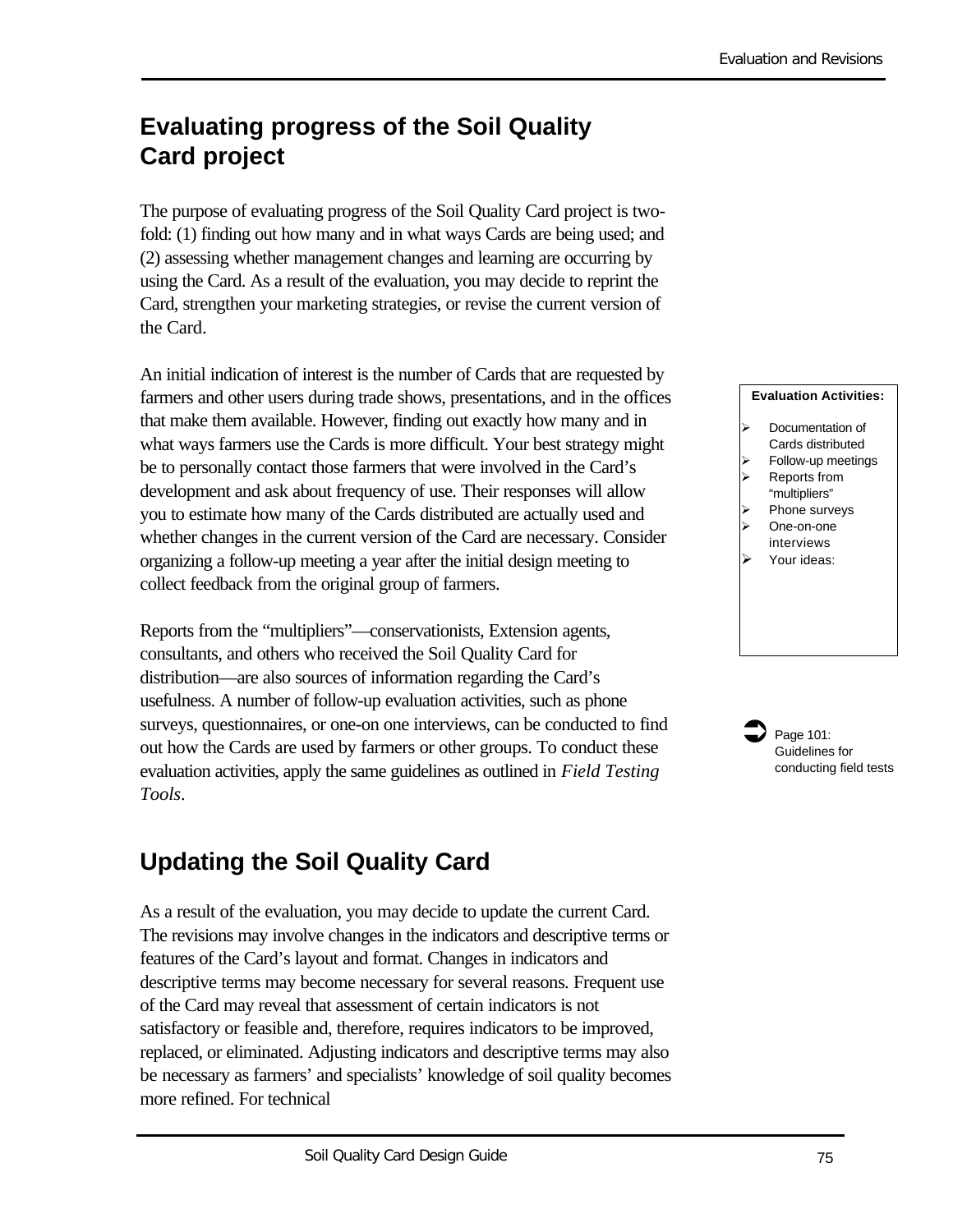## Evaluating progress of the Soil Quality Card project

The purpose of evaluating progress of the Soil Quality Card project is two-fold: (1) finding out how many and in what ways Cards are being used; and (2) assessing whether management changes and learning are occurring by using the Card. As a result of the evaluation, you may decide to reprint the Card, strengthen your marketing strategies, or revise the current version of the Card.

An initial indication of interest is the number of Cards that are requested by farmers and other users during trade shows, presentations, and in the offices that make them available. However, finding out exactly how many and in what ways farmers use the Cards is more difficult. Your best strategy might be to personally contact those farmers that were involved in the Card's development and ask about frequency of use. Their responses will allow you to estimate how many of the Cards distributed are actually used and whether changes in the current version of the Card are necessary. Consider organizing a follow-up meeting a year after the initial design meeting to collect feedback from the original group of farmers.

**Evaluation Activities:**

- Documentation of Cards distributed
- Follow-up meetings
- Reports from "multipliers"
- Phone surveys
- One-on-one interviews
- Your ideas:

Reports from the "multipliers"—conservationists, Extension agents, consultants, and others who received the Soil Quality Card for distribution—are also sources of information regarding the Card's usefulness. A number of follow-up evaluation activities, such as phone surveys, questionnaires, or one-on one interviews, can be conducted to find out how the Cards are used by farmers or other groups. To conduct these evaluation activities, apply the same guidelines as outlined in *Field Testing Tools*.

➡ Page 101: Guidelines for conducting field tests

## Updating the Soil Quality Card

As a result of the evaluation, you may decide to update the current Card. The revisions may involve changes in the indicators and descriptive terms or features of the Card's layout and format. Changes in indicators and descriptive terms may become necessary for several reasons. Frequent use of the Card may reveal that assessment of certain indicators is not satisfactory or feasible and, therefore, requires indicators to be improved, replaced, or eliminated. Adjusting indicators and descriptive terms may also be necessary as farmers' and specialists' knowledge of soil quality becomes more refined. For technical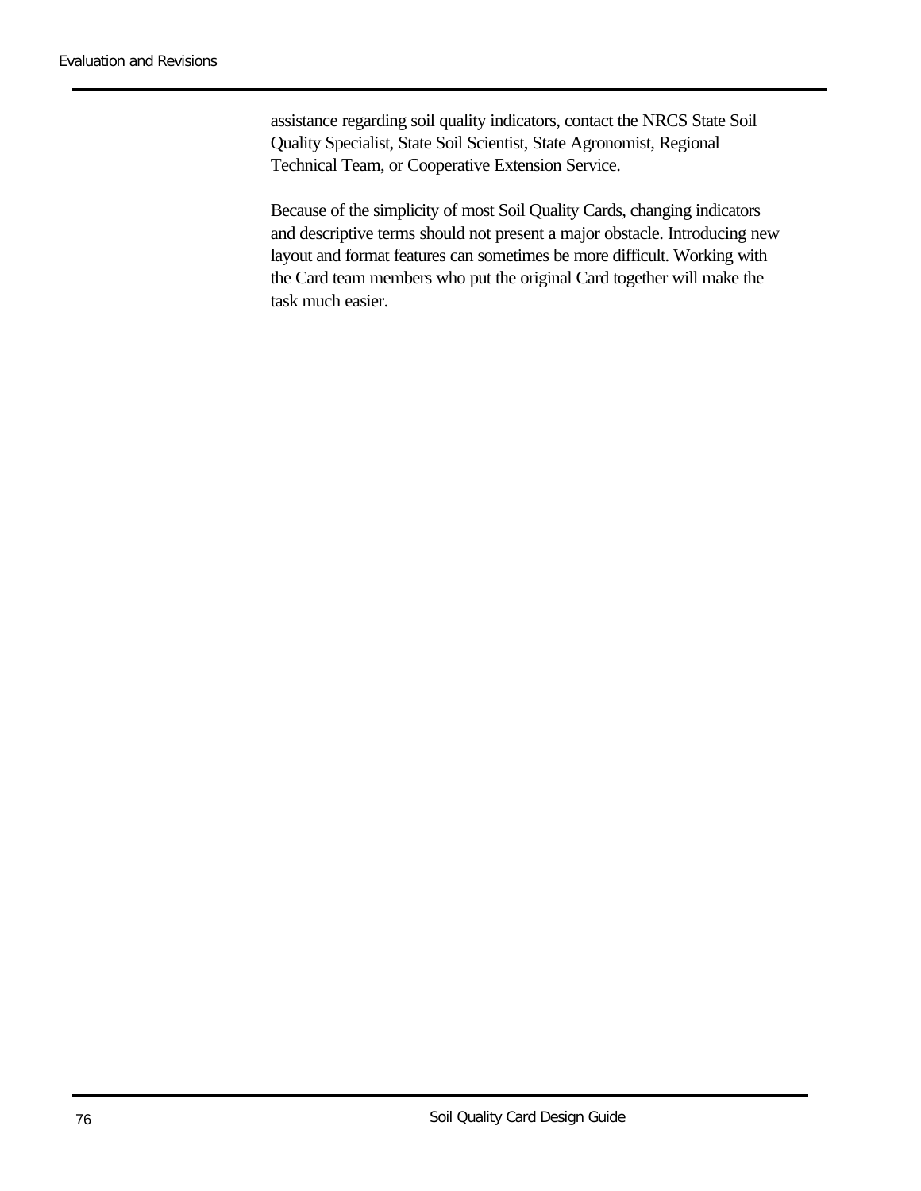assistance regarding soil quality indicators, contact the NRCS State Soil Quality Specialist, State Soil Scientist, State Agronomist, Regional Technical Team, or Cooperative Extension Service.

Because of the simplicity of most Soil Quality Cards, changing indicators and descriptive terms should not present a major obstacle. Introducing new layout and format features can sometimes be more difficult. Working with the Card team members who put the original Card together will make the task much easier.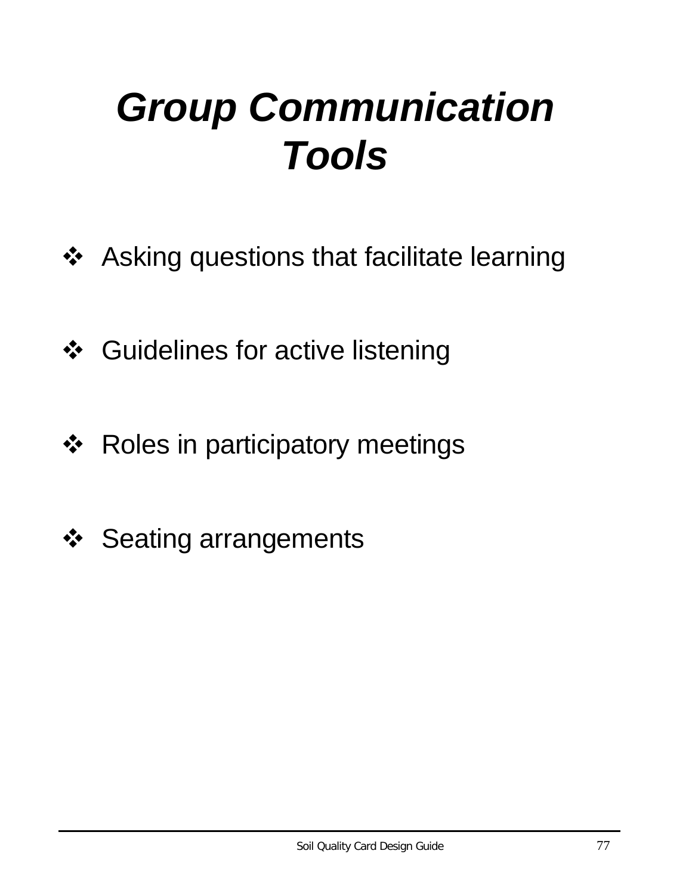# *Group Communication Tools*

- Asking questions that facilitate learning
- Guidelines for active listening
- Roles in participatory meetings
- Seating arrangements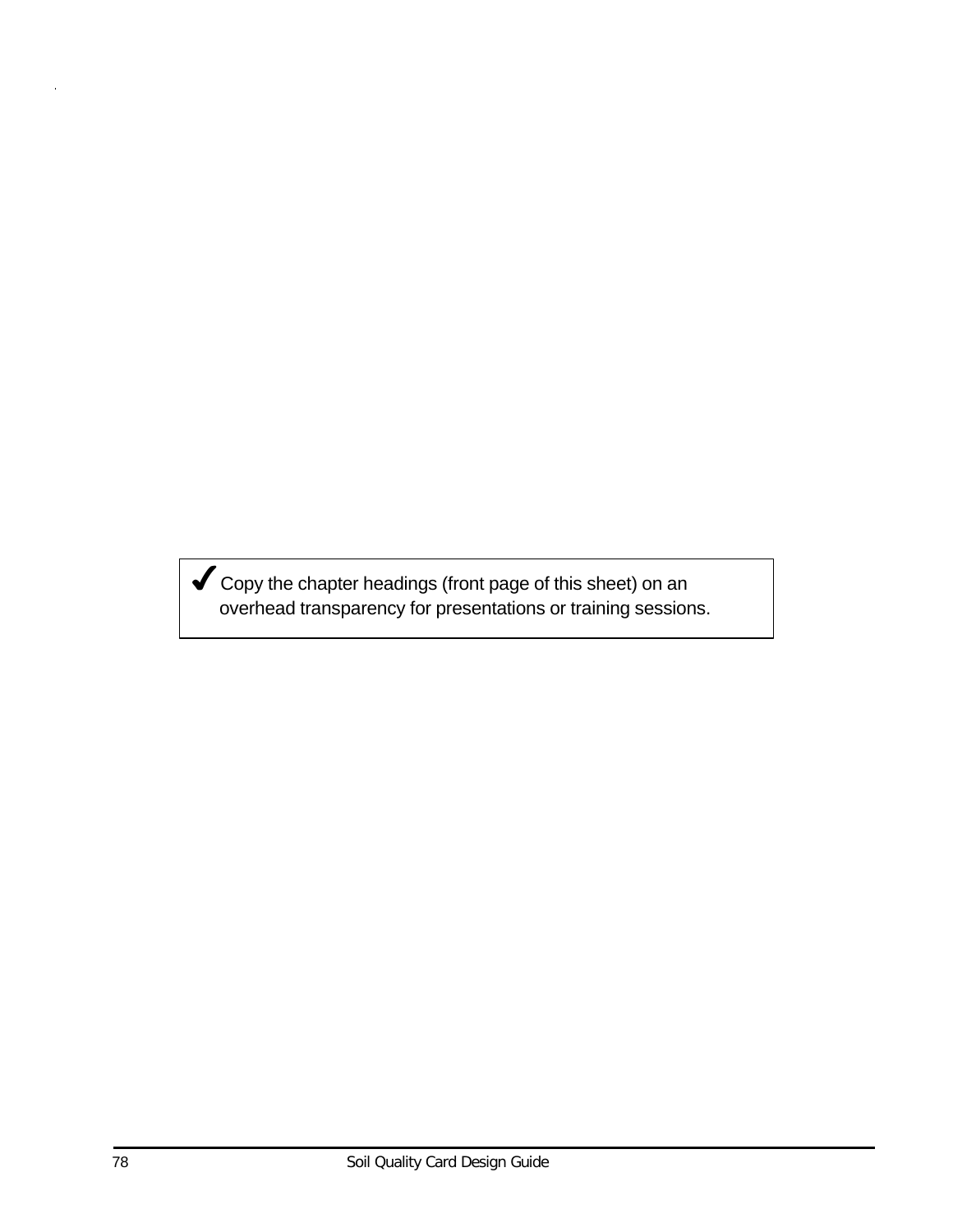✔ Copy the chapter headings (front page of this sheet) on an overhead transparency for presentations or training sessions.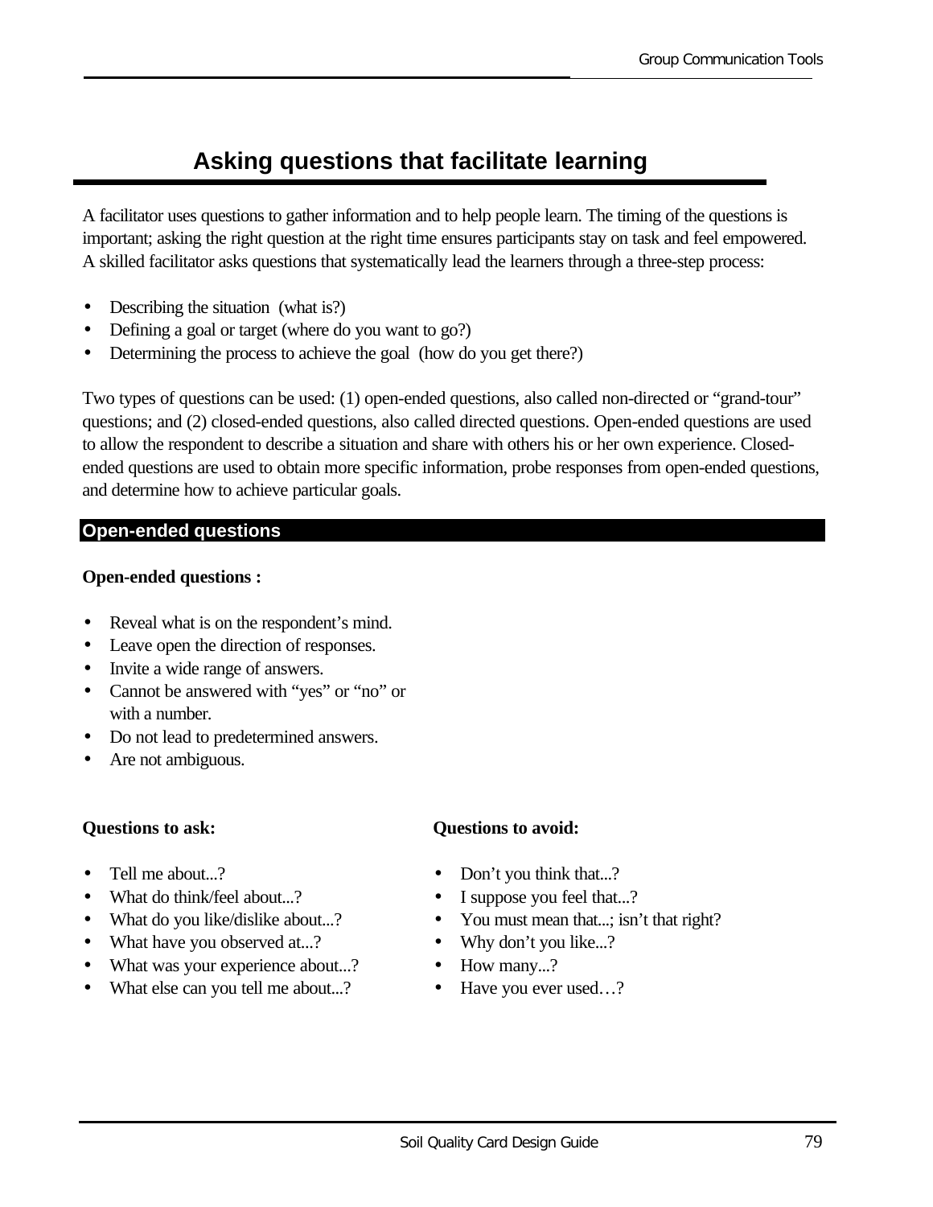# Asking questions that facilitate learning

A facilitator uses questions to gather information and to help people learn. The timing of the questions is important; asking the right question at the right time ensures participants stay on task and feel empowered. A skilled facilitator asks questions that systematically lead the learners through a three-step process:

- Describing the situation (what is?)
- Defining a goal or target (where do you want to go?)
- Determining the process to achieve the goal (how do you get there?)

Two types of questions can be used: (1) open-ended questions, also called non-directed or "grand-tour" questions; and (2) closed-ended questions, also called directed questions. Open-ended questions are used to allow the respondent to describe a situation and share with others his or her own experience. Closed-ended questions are used to obtain more specific information, probe responses from open-ended questions, and determine how to achieve particular goals.

## Open-ended questions

**Open-ended questions :**

- Reveal what is on the respondent's mind.
- Leave open the direction of responses.
- Invite a wide range of answers.
- Cannot be answered with "yes" or "no" or with a number.
- Do not lead to predetermined answers.
- Are not ambiguous.

**Questions to ask:**

- Tell me about...?
- What do think/feel about...?
- What do you like/dislike about...?
- What have you observed at...?
- What was your experience about...?
- What else can you tell me about...?

**Questions to avoid:**

- Don't you think that...?
- I suppose you feel that...?
- You must mean that...; isn't that right?
- Why don't you like...?
- How many...?
- Have you ever used…?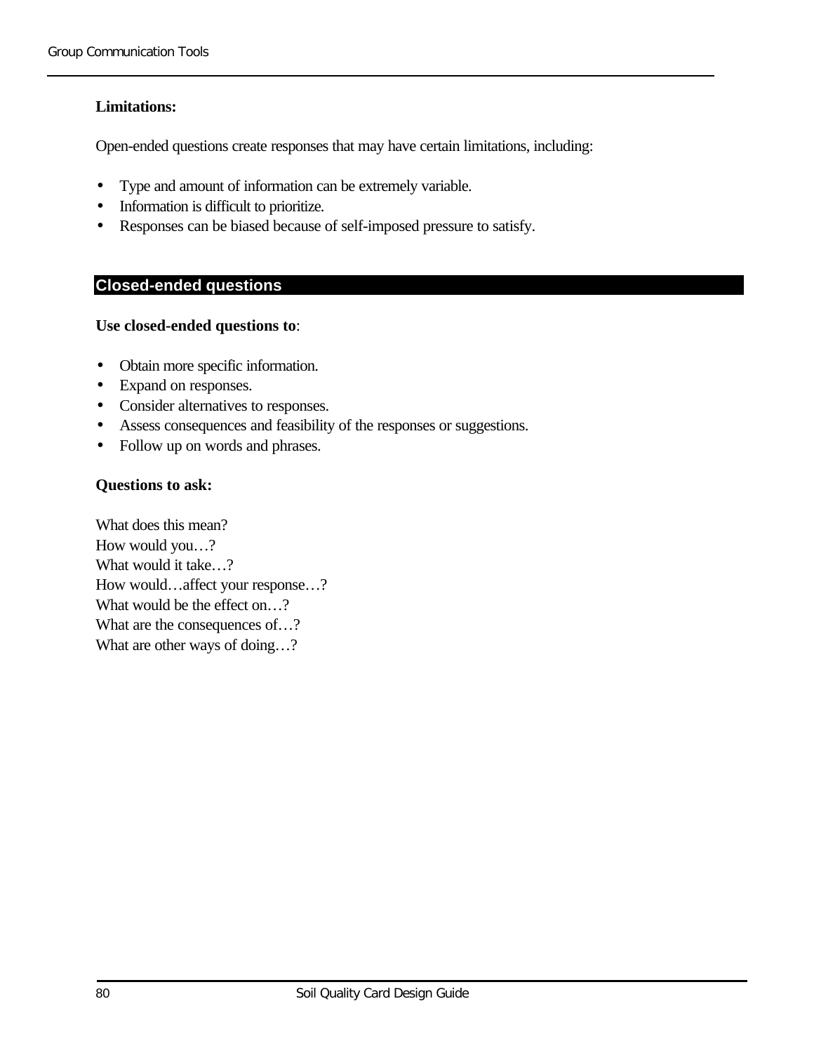**Limitations:**

Open-ended questions create responses that may have certain limitations, including:

- Type and amount of information can be extremely variable.
- Information is difficult to prioritize.
- Responses can be biased because of self-imposed pressure to satisfy.

## Closed-ended questions

**Use closed-ended questions to**:

- Obtain more specific information.
- Expand on responses.
- Consider alternatives to responses.
- Assess consequences and feasibility of the responses or suggestions.
- Follow up on words and phrases.

**Questions to ask:**

What does this mean?
How would you…?
What would it take…?
How would…affect your response…?
What would be the effect on…?
What are the consequences of…?
What are other ways of doing…?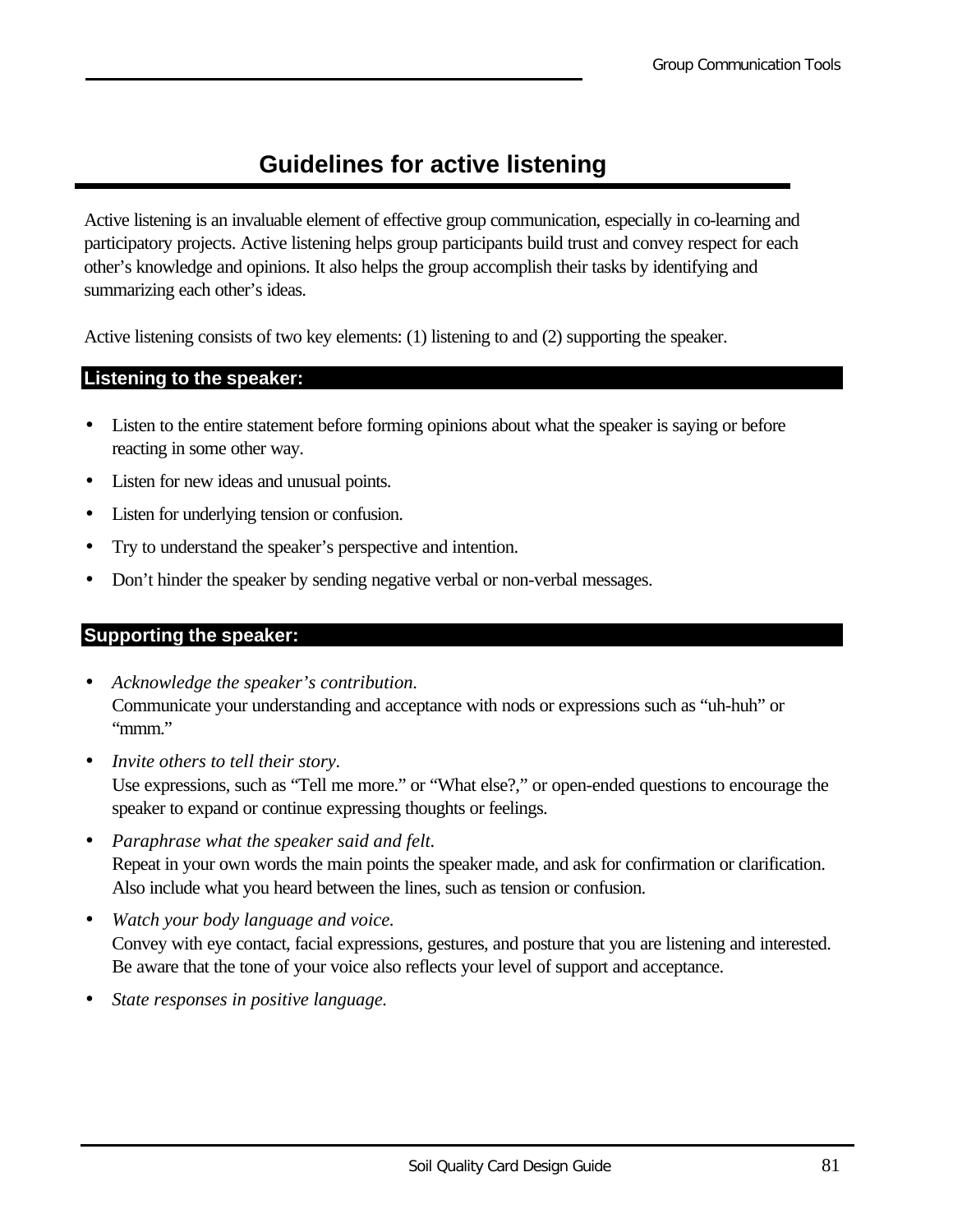# Guidelines for active listening

Active listening is an invaluable element of effective group communication, especially in co-learning and participatory projects. Active listening helps group participants build trust and convey respect for each other's knowledge and opinions. It also helps the group accomplish their tasks by identifying and summarizing each other's ideas.

Active listening consists of two key elements: (1) listening to and (2) supporting the speaker.

## Listening to the speaker:

- Listen to the entire statement before forming opinions about what the speaker is saying or before reacting in some other way.
- Listen for new ideas and unusual points.
- Listen for underlying tension or confusion.
- Try to understand the speaker's perspective and intention.
- Don't hinder the speaker by sending negative verbal or non-verbal messages.

## Supporting the speaker:

- *Acknowledge the speaker's contribution.*
  Communicate your understanding and acceptance with nods or expressions such as "uh-huh" or "mmm."
- *Invite others to tell their story.*
  Use expressions, such as "Tell me more." or "What else?," or open-ended questions to encourage the speaker to expand or continue expressing thoughts or feelings.
- *Paraphrase what the speaker said and felt.*
  Repeat in your own words the main points the speaker made, and ask for confirmation or clarification. Also include what you heard between the lines, such as tension or confusion.
- *Watch your body language and voice.*
  Convey with eye contact, facial expressions, gestures, and posture that you are listening and interested. Be aware that the tone of your voice also reflects your level of support and acceptance.
- *State responses in positive language.*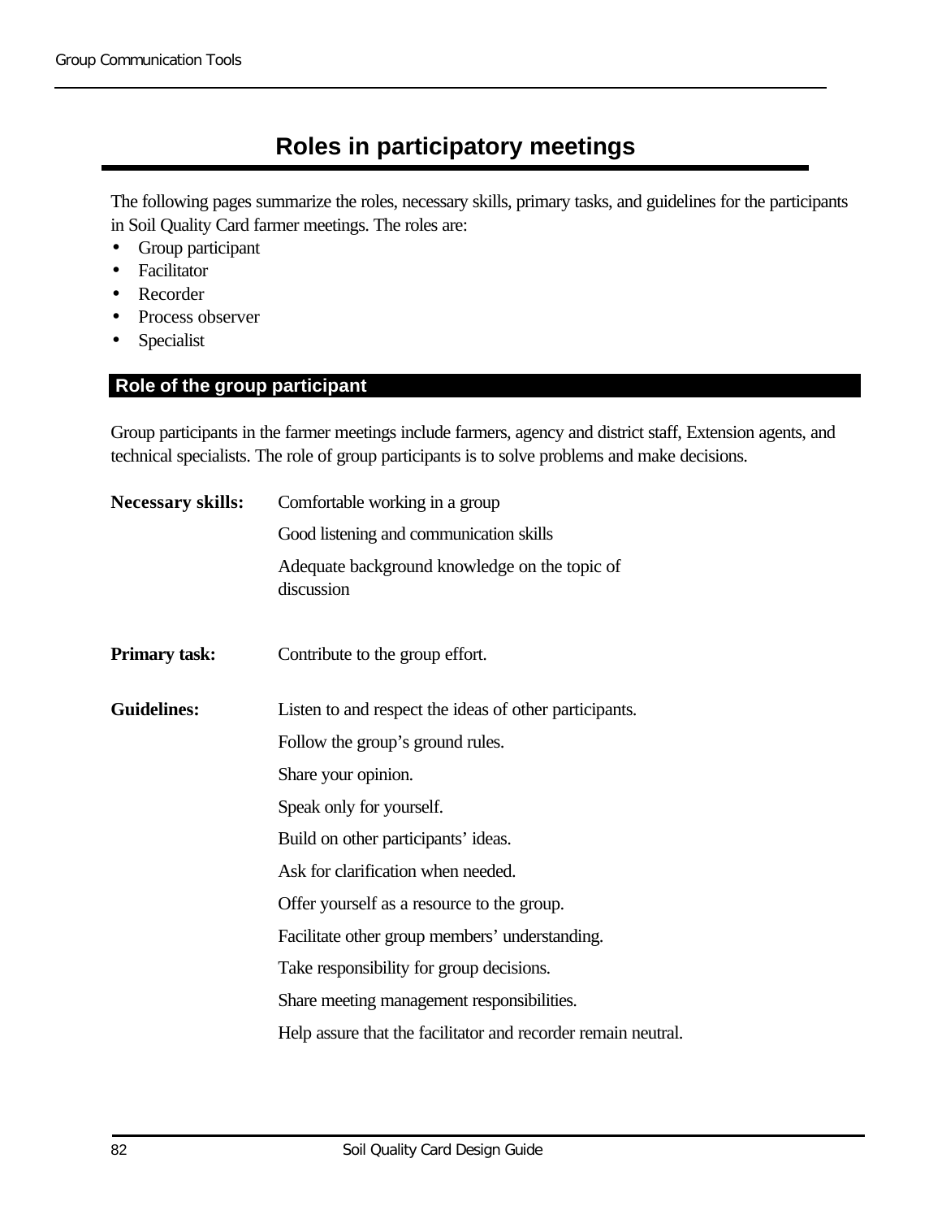# Roles in participatory meetings

The following pages summarize the roles, necessary skills, primary tasks, and guidelines for the participants in Soil Quality Card farmer meetings. The roles are:

- Group participant
- Facilitator
- Recorder
- Process observer
- Specialist

## Role of the group participant

Group participants in the farmer meetings include farmers, agency and district staff, Extension agents, and technical specialists. The role of group participants is to solve problems and make decisions.

**Necessary skills:**

Comfortable working in a group

Good listening and communication skills

Adequate background knowledge on the topic of discussion

**Primary task:**

Contribute to the group effort.

**Guidelines:**

Listen to and respect the ideas of other participants.

Follow the group's ground rules.

Share your opinion.

Speak only for yourself.

Build on other participants' ideas.

Ask for clarification when needed.

Offer yourself as a resource to the group.

Facilitate other group members' understanding.

Take responsibility for group decisions.

Share meeting management responsibilities.

Help assure that the facilitator and recorder remain neutral.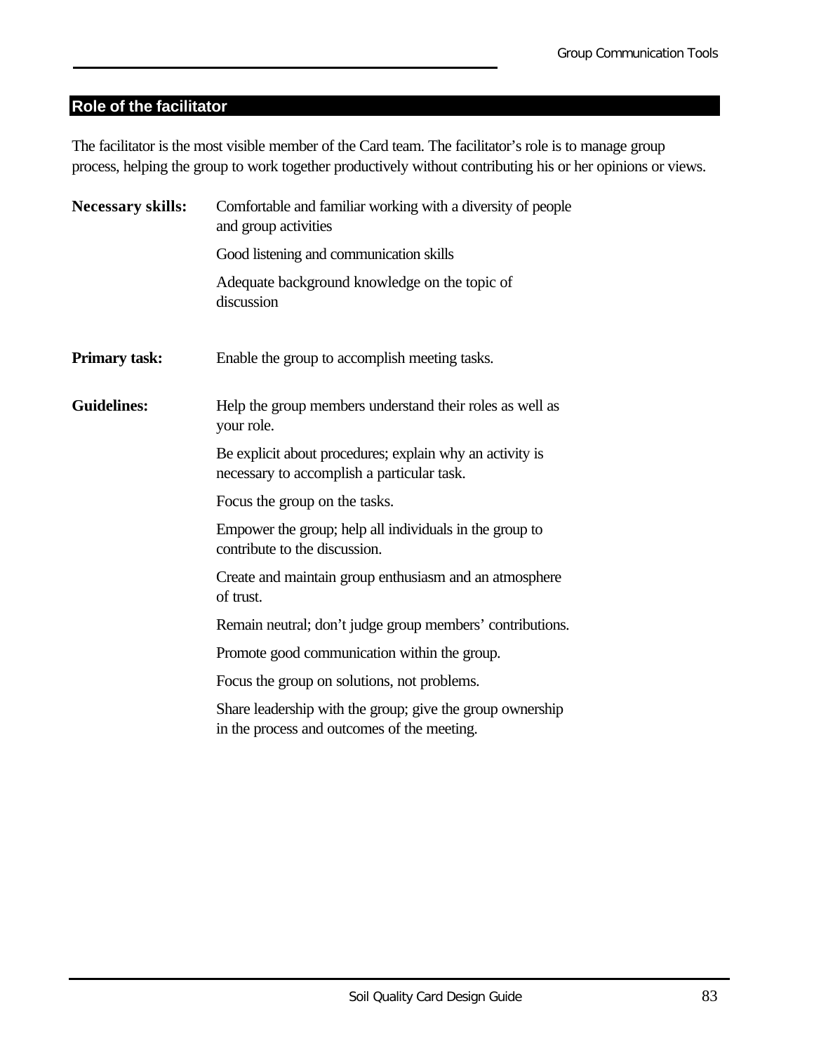## Role of the facilitator

The facilitator is the most visible member of the Card team. The facilitator's role is to manage group process, helping the group to work together productively without contributing his or her opinions or views.

**Necessary skills:**

Comfortable and familiar working with a diversity of people and group activities

Good listening and communication skills

Adequate background knowledge on the topic of discussion

**Primary task:**

Enable the group to accomplish meeting tasks.

**Guidelines:**

Help the group members understand their roles as well as your role.

Be explicit about procedures; explain why an activity is necessary to accomplish a particular task.

Focus the group on the tasks.

Empower the group; help all individuals in the group to contribute to the discussion.

Create and maintain group enthusiasm and an atmosphere of trust.

Remain neutral; don't judge group members' contributions.

Promote good communication within the group.

Focus the group on solutions, not problems.

Share leadership with the group; give the group ownership in the process and outcomes of the meeting.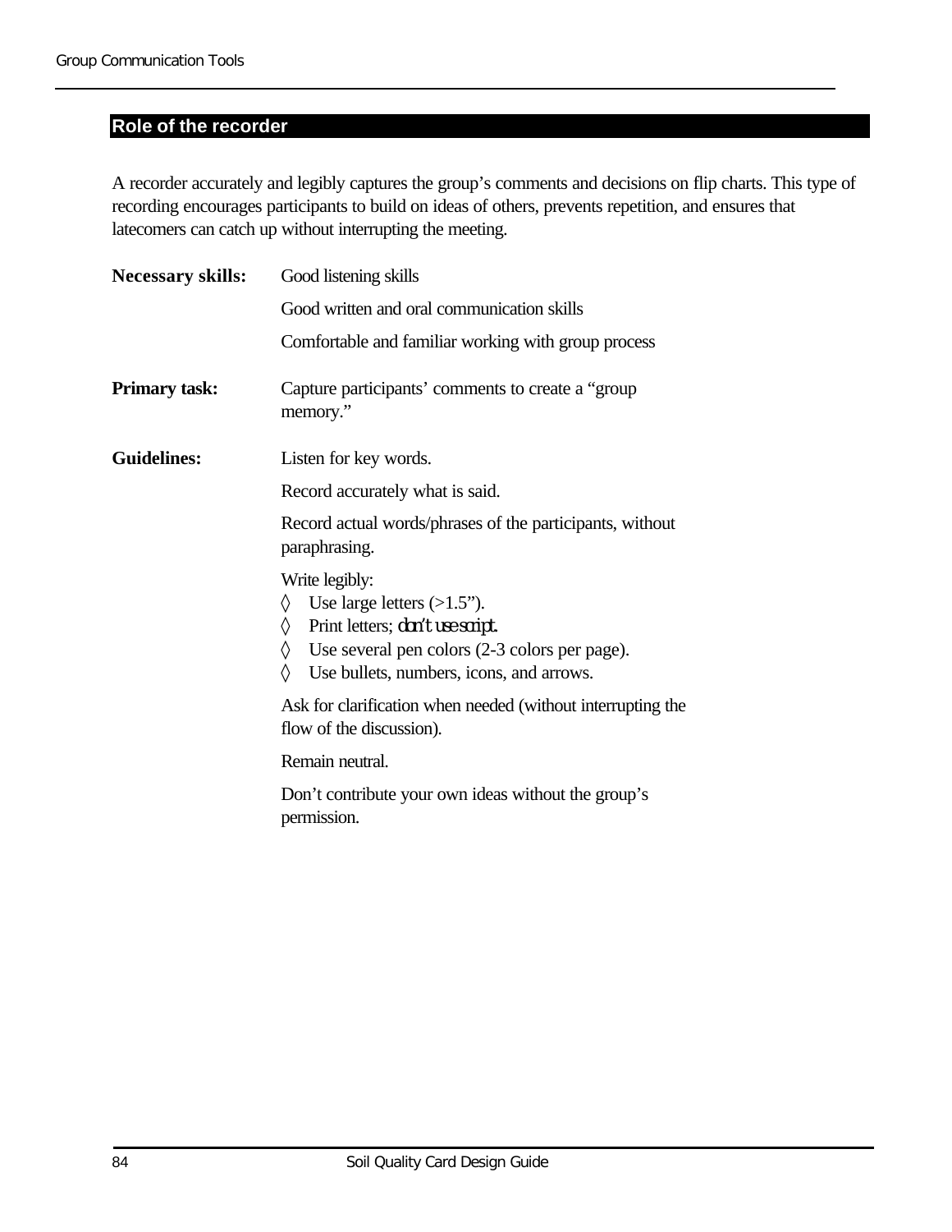## Role of the recorder

A recorder accurately and legibly captures the group's comments and decisions on flip charts. This type of recording encourages participants to build on ideas of others, prevents repetition, and ensures that latecomers can catch up without interrupting the meeting.

**Necessary skills:**

Good listening skills

Good written and oral communication skills

Comfortable and familiar working with group process

**Primary task:**

Capture participants' comments to create a "group memory."

**Guidelines:**

Listen for key words.

Record accurately what is said.

Record actual words/phrases of the participants, without paraphrasing.

Write legibly:
- ◊ Use large letters (>1.5").
- ◊ Print letters; don't use script.
- ◊ Use several pen colors (2-3 colors per page).
- ◊ Use bullets, numbers, icons, and arrows.

Ask for clarification when needed (without interrupting the flow of the discussion).

Remain neutral.

Don't contribute your own ideas without the group's permission.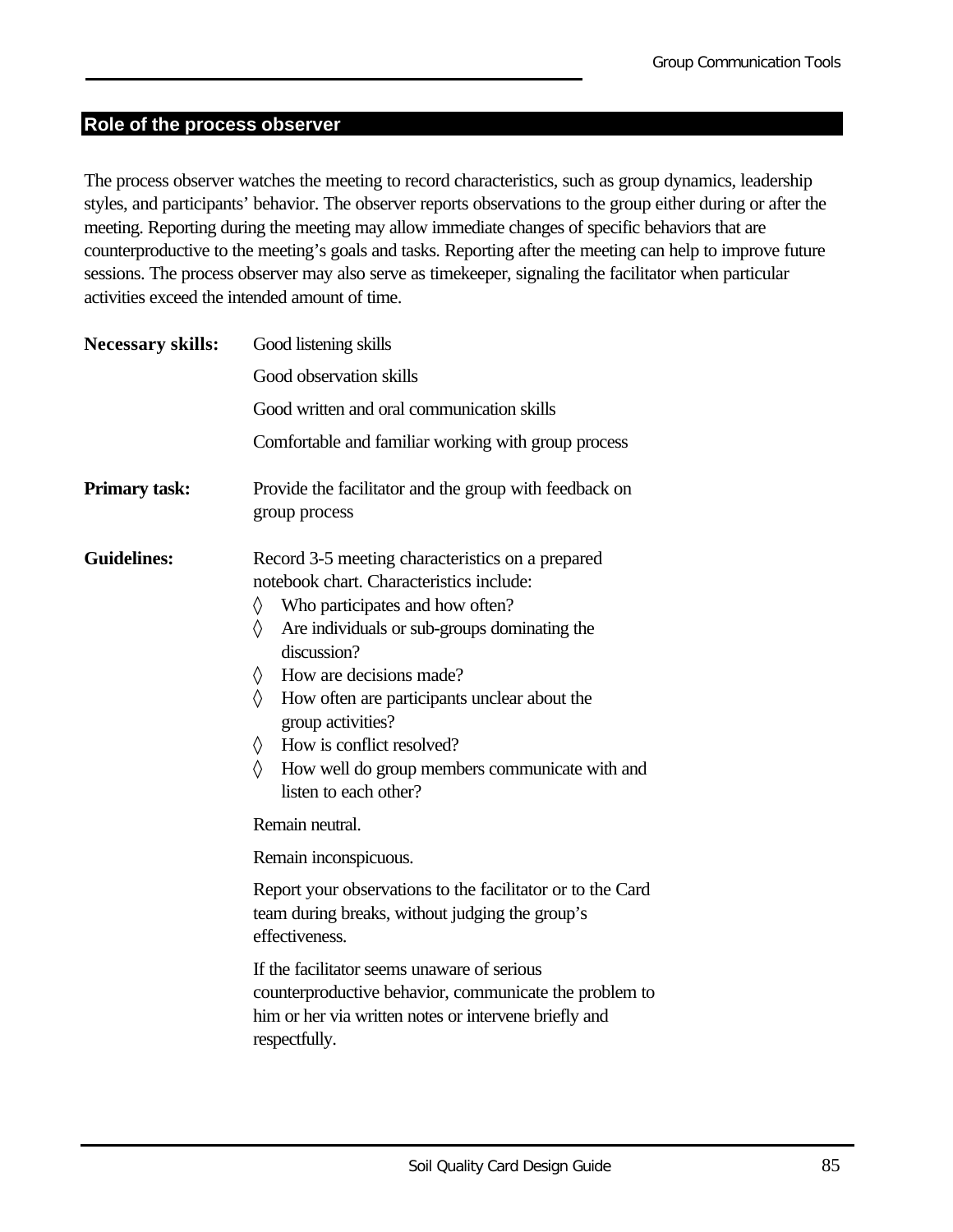## Role of the process observer

The process observer watches the meeting to record characteristics, such as group dynamics, leadership styles, and participants' behavior. The observer reports observations to the group either during or after the meeting. Reporting during the meeting may allow immediate changes of specific behaviors that are counterproductive to the meeting's goals and tasks. Reporting after the meeting can help to improve future sessions. The process observer may also serve as timekeeper, signaling the facilitator when particular activities exceed the intended amount of time.

**Necessary skills:**

Good listening skills

Good observation skills

Good written and oral communication skills

Comfortable and familiar working with group process

**Primary task:**

Provide the facilitator and the group with feedback on group process

**Guidelines:**

Record 3-5 meeting characteristics on a prepared notebook chart. Characteristics include:

- ◊ Who participates and how often?
- ◊ Are individuals or sub-groups dominating the discussion?
- ◊ How are decisions made?
- ◊ How often are participants unclear about the group activities?
- ◊ How is conflict resolved?
- ◊ How well do group members communicate with and listen to each other?

Remain neutral.

Remain inconspicuous.

Report your observations to the facilitator or to the Card team during breaks, without judging the group's effectiveness.

If the facilitator seems unaware of serious counterproductive behavior, communicate the problem to him or her via written notes or intervene briefly and respectfully.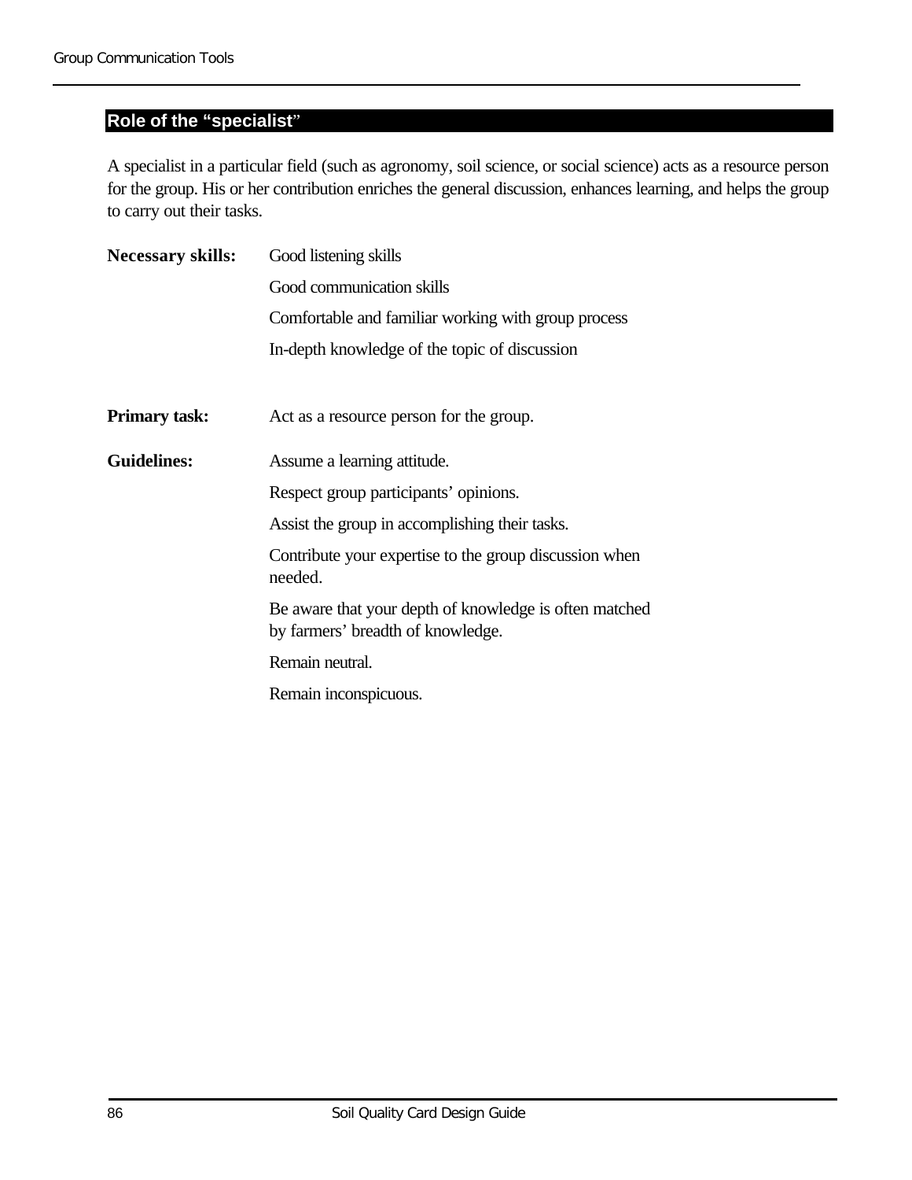## Role of the "specialist"

A specialist in a particular field (such as agronomy, soil science, or social science) acts as a resource person for the group. His or her contribution enriches the general discussion, enhances learning, and helps the group to carry out their tasks.

**Necessary skills:**

- Good listening skills
- Good communication skills
- Comfortable and familiar working with group process
- In-depth knowledge of the topic of discussion

**Primary task:** Act as a resource person for the group.

**Guidelines:**

- Assume a learning attitude.
- Respect group participants' opinions.
- Assist the group in accomplishing their tasks.
- Contribute your expertise to the group discussion when needed.
- Be aware that your depth of knowledge is often matched by farmers' breadth of knowledge.
- Remain neutral.
- Remain inconspicuous.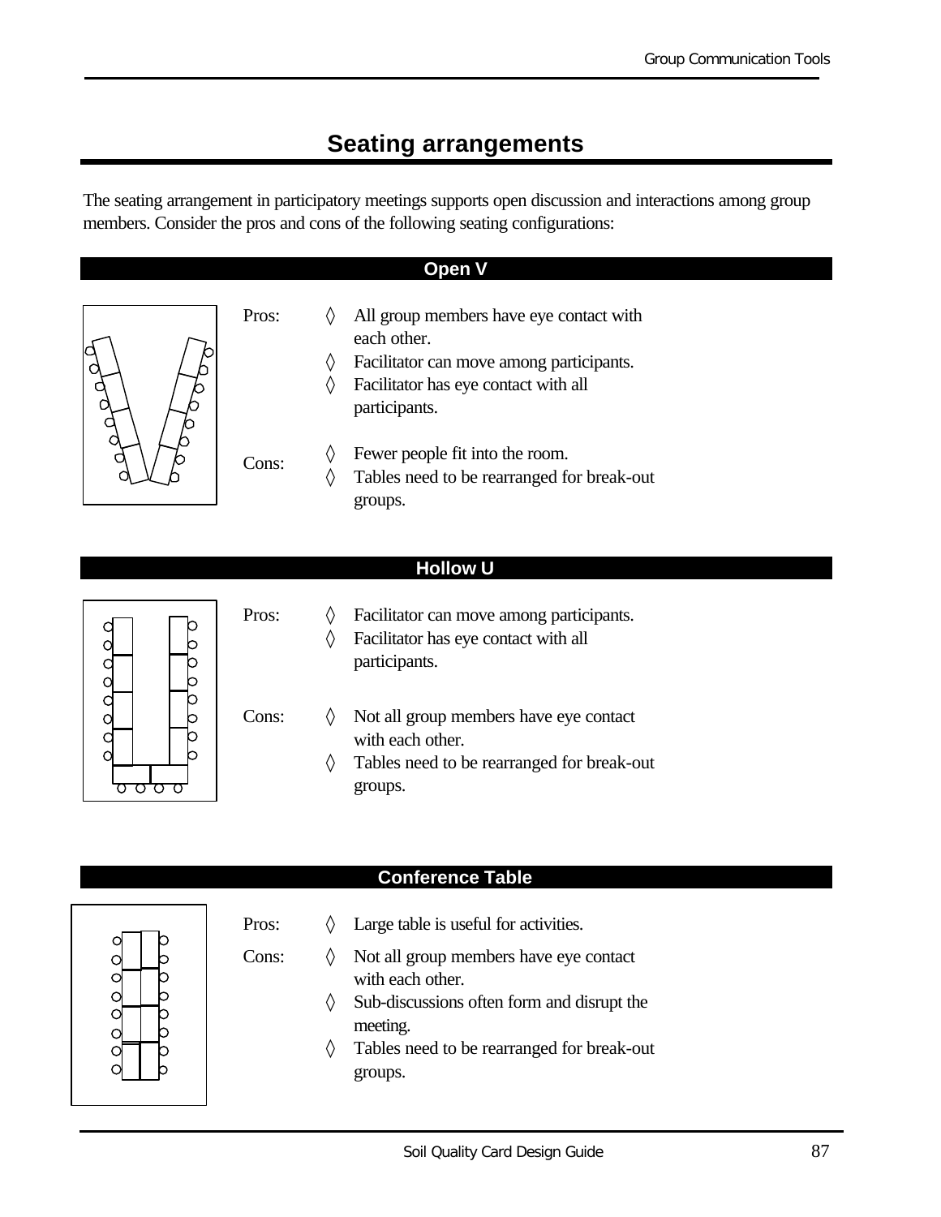# Seating arrangements

The seating arrangement in participatory meetings supports open discussion and interactions among group members. Consider the pros and cons of the following seating configurations:

## Open V

Pros:

- ◊ All group members have eye contact with each other.
- ◊ Facilitator can move among participants.
- ◊ Facilitator has eye contact with all participants.

Cons:

- ◊ Fewer people fit into the room.
- ◊ Tables need to be rearranged for break-out groups.

## Hollow U

Pros:

- ◊ Facilitator can move among participants.
- ◊ Facilitator has eye contact with all participants.

Cons:

- ◊ Not all group members have eye contact with each other.
- ◊ Tables need to be rearranged for break-out groups.

## Conference Table

Pros:

- ◊ Large table is useful for activities.

Cons:

- ◊ Not all group members have eye contact with each other.
- ◊ Sub-discussions often form and disrupt the meeting.
- ◊ Tables need to be rearranged for break-out groups.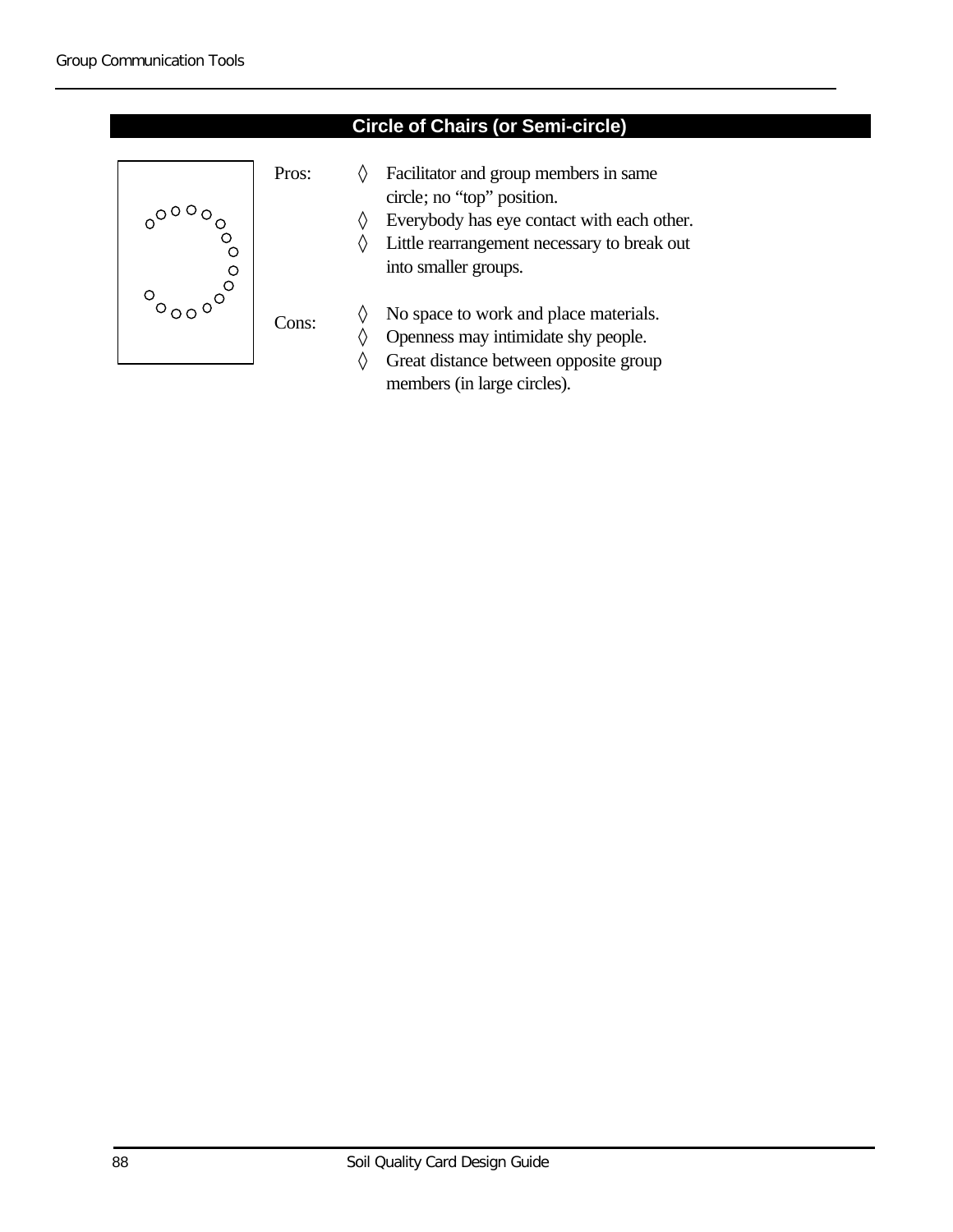## Circle of Chairs (or Semi-circle)

Pros:

- ◊ Facilitator and group members in same circle; no “top” position.
- ◊ Everybody has eye contact with each other.
- ◊ Little rearrangement necessary to break out into smaller groups.

Cons:

- ◊ No space to work and place materials.
- ◊ Openness may intimidate shy people.
- ◊ Great distance between opposite group members (in large circles).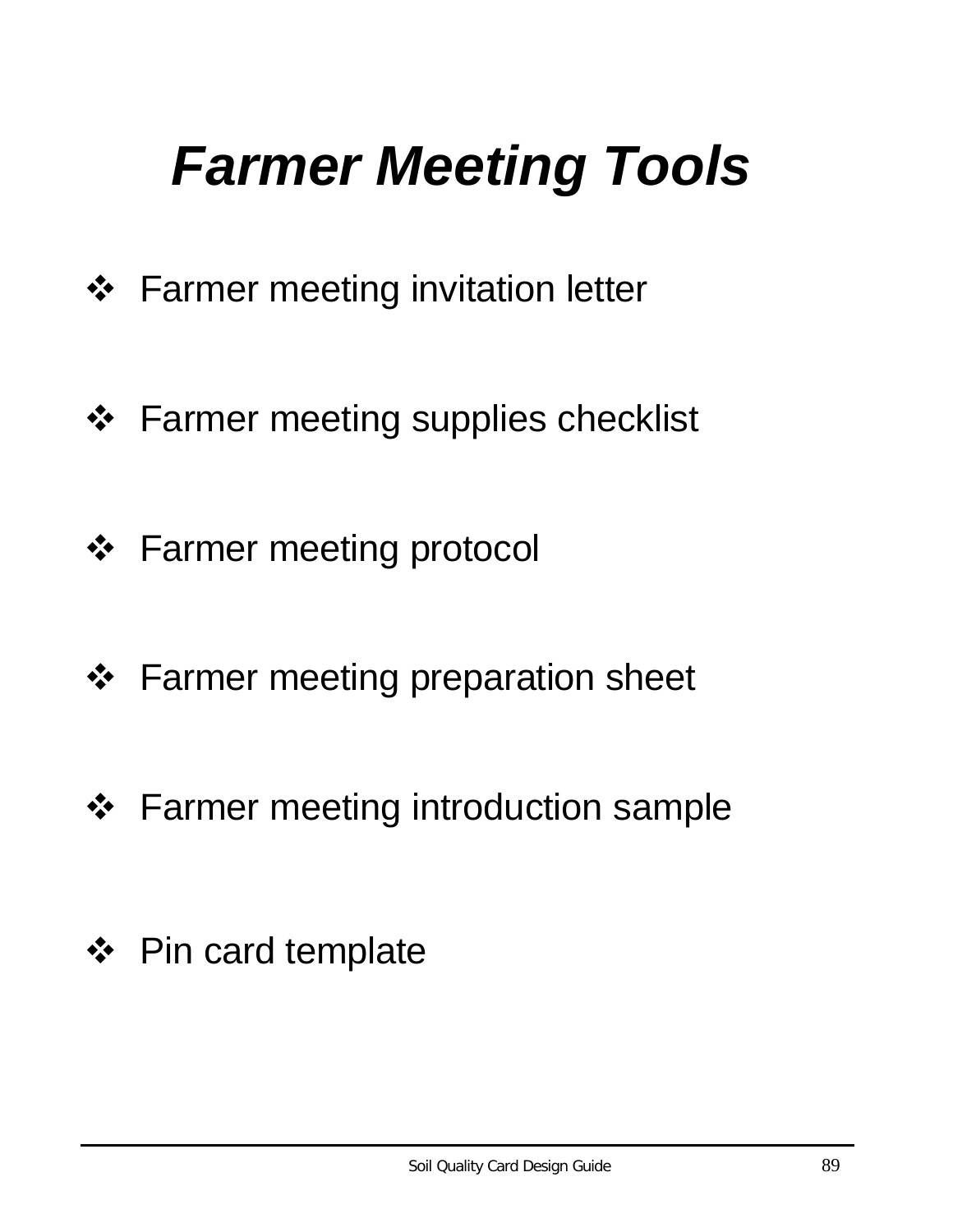# *Farmer Meeting Tools*

- Farmer meeting invitation letter
- Farmer meeting supplies checklist
- Farmer meeting protocol
- Farmer meeting preparation sheet
- Farmer meeting introduction sample
- Pin card template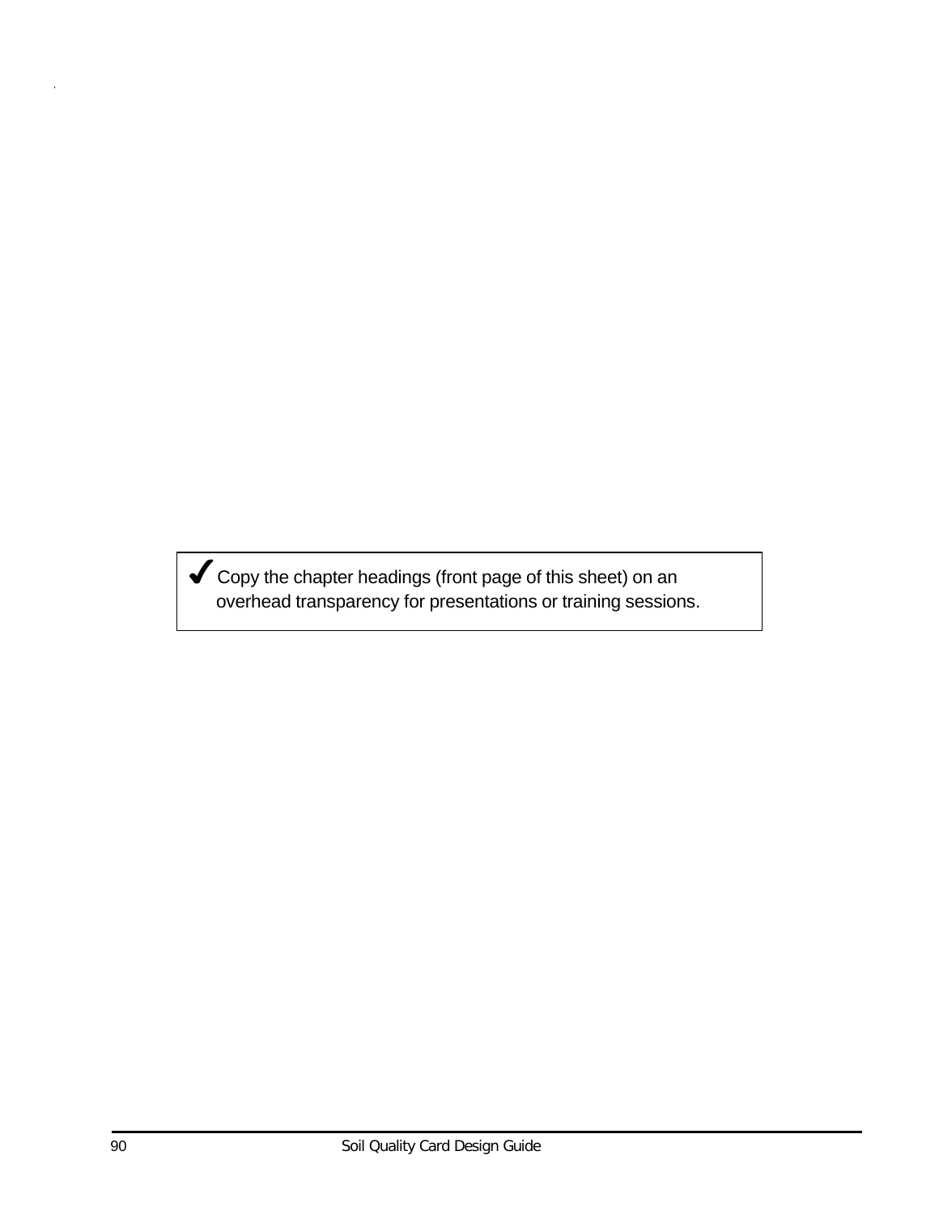✔ Copy the chapter headings (front page of this sheet) on an overhead transparency for presentations or training sessions.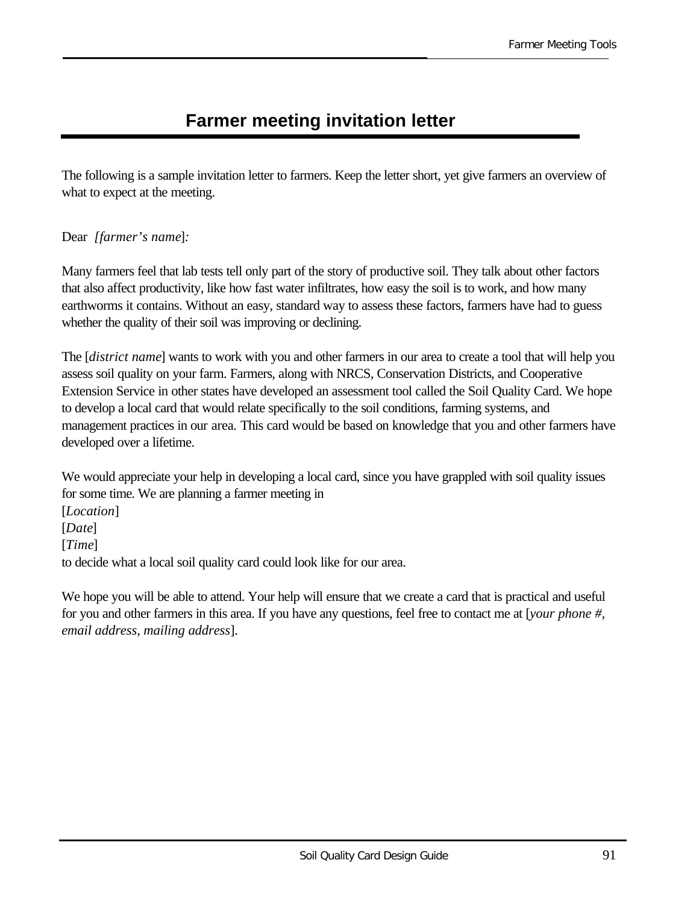# Farmer meeting invitation letter

The following is a sample invitation letter to farmers. Keep the letter short, yet give farmers an overview of what to expect at the meeting.

Dear *[farmer's name]:*

Many farmers feel that lab tests tell only part of the story of productive soil. They talk about other factors that also affect productivity, like how fast water infiltrates, how easy the soil is to work, and how many earthworms it contains. Without an easy, standard way to assess these factors, farmers have had to guess whether the quality of their soil was improving or declining.

The [*district name*] wants to work with you and other farmers in our area to create a tool that will help you assess soil quality on your farm. Farmers, along with NRCS, Conservation Districts, and Cooperative Extension Service in other states have developed an assessment tool called the Soil Quality Card. We hope to develop a local card that would relate specifically to the soil conditions, farming systems, and management practices in our area. This card would be based on knowledge that you and other farmers have developed over a lifetime.

We would appreciate your help in developing a local card, since you have grappled with soil quality issues for some time. We are planning a farmer meeting in  
[*Location*]  
[*Date*]  
[*Time*]  
to decide what a local soil quality card could look like for our area.

We hope you will be able to attend. Your help will ensure that we create a card that is practical and useful for you and other farmers in this area. If you have any questions, feel free to contact me at [*your phone #, email address, mailing address*].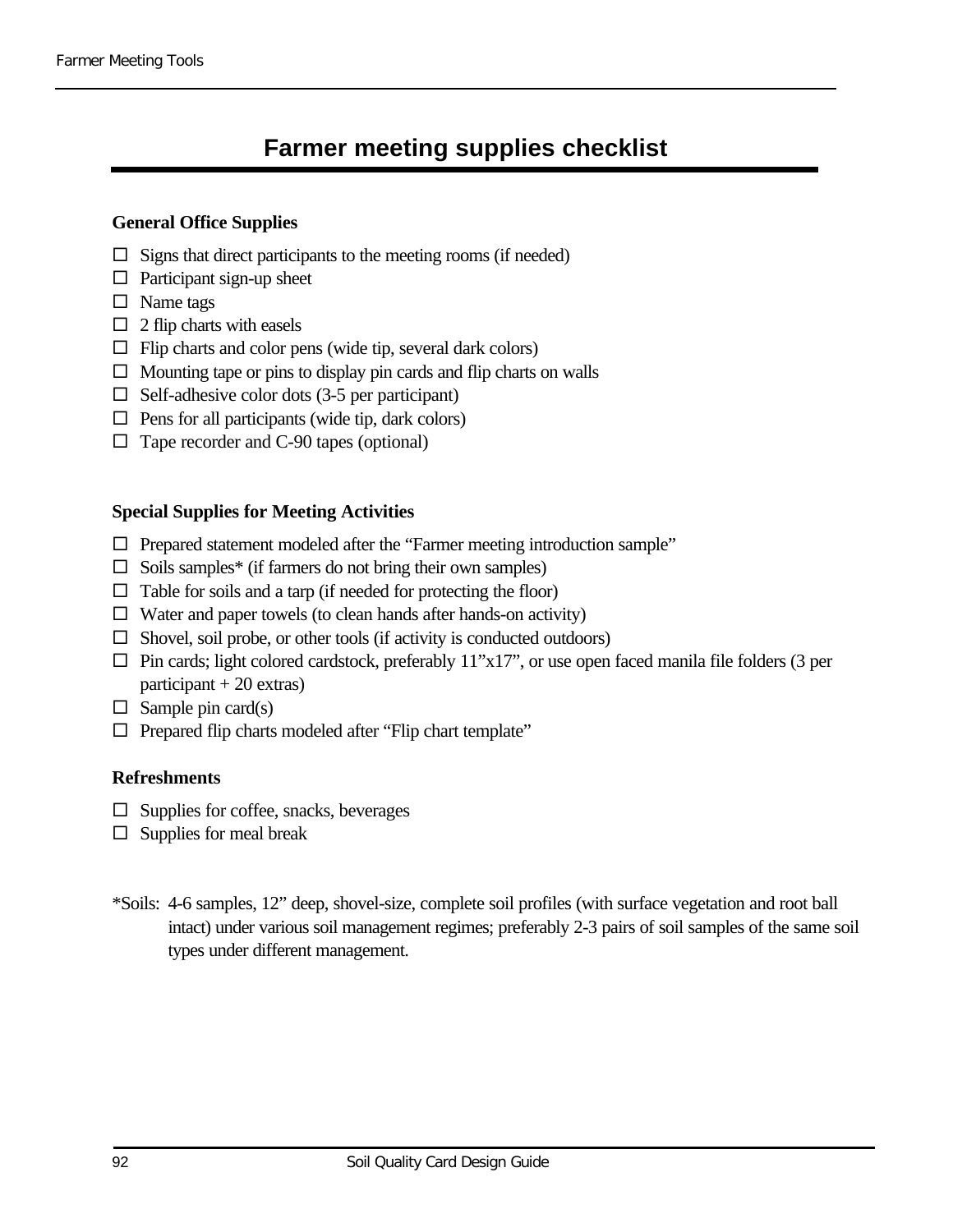# Farmer meeting supplies checklist

**General Office Supplies**

- ☐ Signs that direct participants to the meeting rooms (if needed)
- ☐ Participant sign-up sheet
- ☐ Name tags
- ☐ 2 flip charts with easels
- ☐ Flip charts and color pens (wide tip, several dark colors)
- ☐ Mounting tape or pins to display pin cards and flip charts on walls
- ☐ Self-adhesive color dots (3-5 per participant)
- ☐ Pens for all participants (wide tip, dark colors)
- ☐ Tape recorder and C-90 tapes (optional)

**Special Supplies for Meeting Activities**

- ☐ Prepared statement modeled after the "Farmer meeting introduction sample"
- ☐ Soils samples* (if farmers do not bring their own samples)
- ☐ Table for soils and a tarp (if needed for protecting the floor)
- ☐ Water and paper towels (to clean hands after hands-on activity)
- ☐ Shovel, soil probe, or other tools (if activity is conducted outdoors)
- ☐ Pin cards; light colored cardstock, preferably 11"x17", or use open faced manila file folders (3 per participant + 20 extras)
- ☐ Sample pin card(s)
- ☐ Prepared flip charts modeled after "Flip chart template"

**Refreshments**

- ☐ Supplies for coffee, snacks, beverages
- ☐ Supplies for meal break

*Soils: 4-6 samples, 12" deep, shovel-size, complete soil profiles (with surface vegetation and root ball intact) under various soil management regimes; preferably 2-3 pairs of soil samples of the same soil types under different management.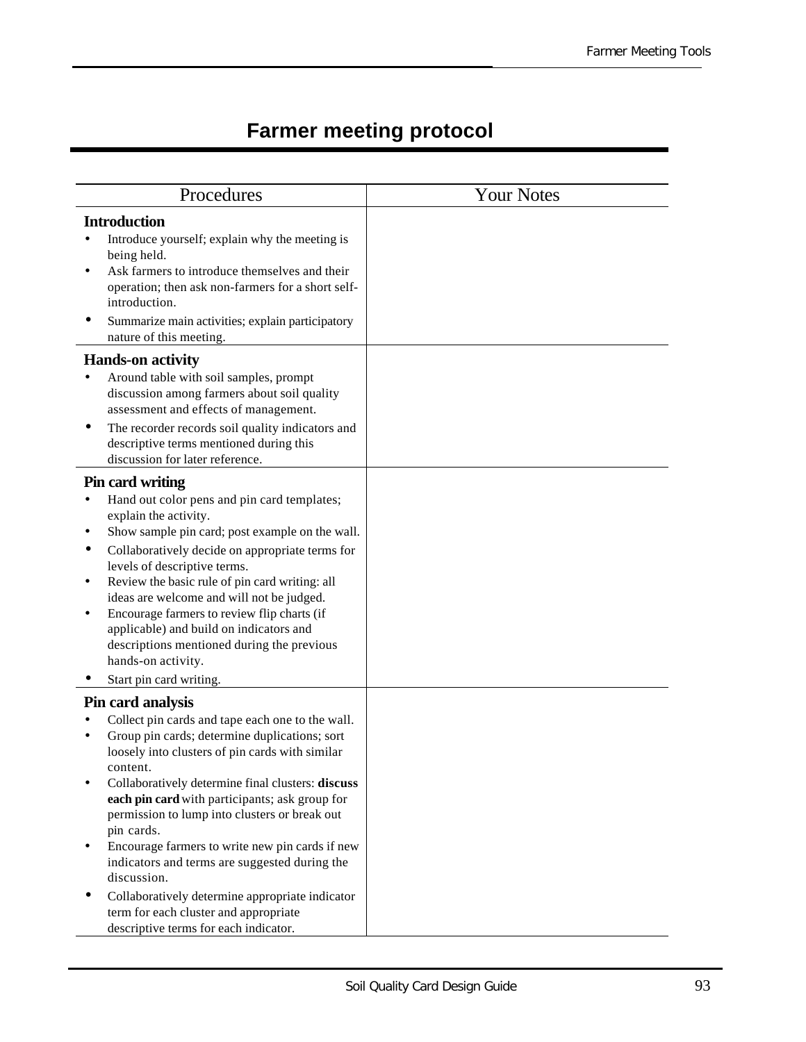# Farmer meeting protocol

| Procedures | Your Notes |
|---|---|
| **Introduction**<br>• Introduce yourself; explain why the meeting is being held.<br>• Ask farmers to introduce themselves and their operation; then ask non-farmers for a short self-introduction.<br>• Summarize main activities; explain participatory nature of this meeting. | |
| **Hands-on activity**<br>• Around table with soil samples, prompt discussion among farmers about soil quality assessment and effects of management.<br>• The recorder records soil quality indicators and descriptive terms mentioned during this discussion for later reference. | |
| **Pin card writing**<br>• Hand out color pens and pin card templates; explain the activity.<br>• Show sample pin card; post example on the wall.<br>• Collaboratively decide on appropriate terms for levels of descriptive terms.<br>• Review the basic rule of pin card writing: all ideas are welcome and will not be judged.<br>• Encourage farmers to review flip charts (if applicable) and build on indicators and descriptions mentioned during the previous hands-on activity.<br>• Start pin card writing. | |
| **Pin card analysis**<br>• Collect pin cards and tape each one to the wall.<br>• Group pin cards; determine duplications; sort loosely into clusters of pin cards with similar content.<br>• Collaboratively determine final clusters: **discuss each pin card** with participants; ask group for permission to lump into clusters or break out pin cards.<br>• Encourage farmers to write new pin cards if new indicators and terms are suggested during the discussion.<br>• Collaboratively determine appropriate indicator term for each cluster and appropriate descriptive terms for each indicator. | |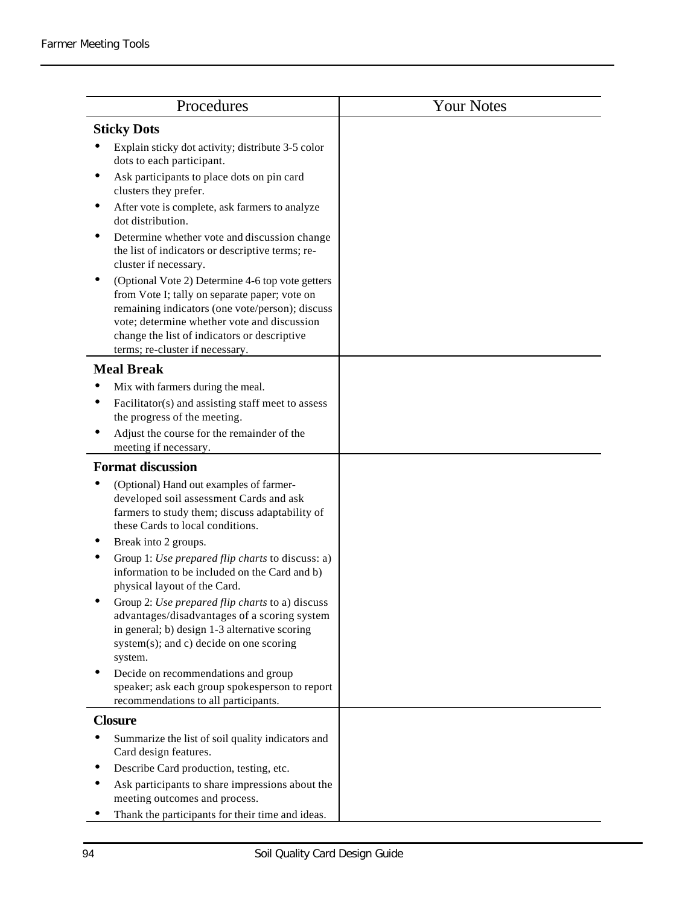| Procedures | Your Notes |
|---|---|
| **Sticky Dots**<br>• Explain sticky dot activity; distribute 3-5 color dots to each participant.<br>• Ask participants to place dots on pin card clusters they prefer.<br>• After vote is complete, ask farmers to analyze dot distribution.<br>• Determine whether vote and discussion change the list of indicators or descriptive terms; re-cluster if necessary.<br>• (Optional Vote 2) Determine 4-6 top vote getters from Vote I; tally on separate paper; vote on remaining indicators (one vote/person); discuss vote; determine whether vote and discussion change the list of indicators or descriptive terms; re-cluster if necessary. | |
| **Meal Break**<br>• Mix with farmers during the meal.<br>• Facilitator(s) and assisting staff meet to assess the progress of the meeting.<br>• Adjust the course for the remainder of the meeting if necessary. | |
| **Format discussion**<br>• (Optional) Hand out examples of farmer-developed soil assessment Cards and ask farmers to study them; discuss adaptability of these Cards to local conditions.<br>• Break into 2 groups.<br>• Group 1: *Use prepared flip charts* to discuss: a) information to be included on the Card and b) physical layout of the Card.<br>• Group 2: *Use prepared flip charts* to a) discuss advantages/disadvantages of a scoring system in general; b) design 1-3 alternative scoring system(s); and c) decide on one scoring system.<br>• Decide on recommendations and group speaker; ask each group spokesperson to report recommendations to all participants. | |
| **Closure**<br>• Summarize the list of soil quality indicators and Card design features.<br>• Describe Card production, testing, etc.<br>• Ask participants to share impressions about the meeting outcomes and process.<br>• Thank the participants for their time and ideas. | |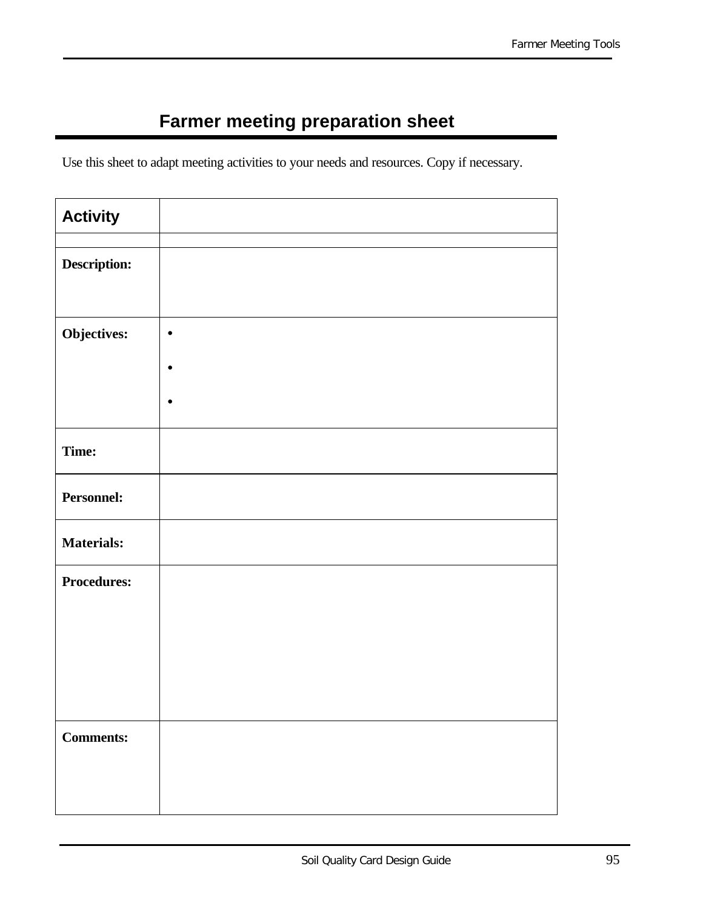# Farmer meeting preparation sheet

Use this sheet to adapt meeting activities to your needs and resources. Copy if necessary.

| **Activity** | |
|---|---|
| | |
| **Description:** | |
| **Objectives:** | • <br> • <br> • |
| **Time:** | |
| **Personnel:** | |
| **Materials:** | |
| **Procedures:** | |
| **Comments:** | |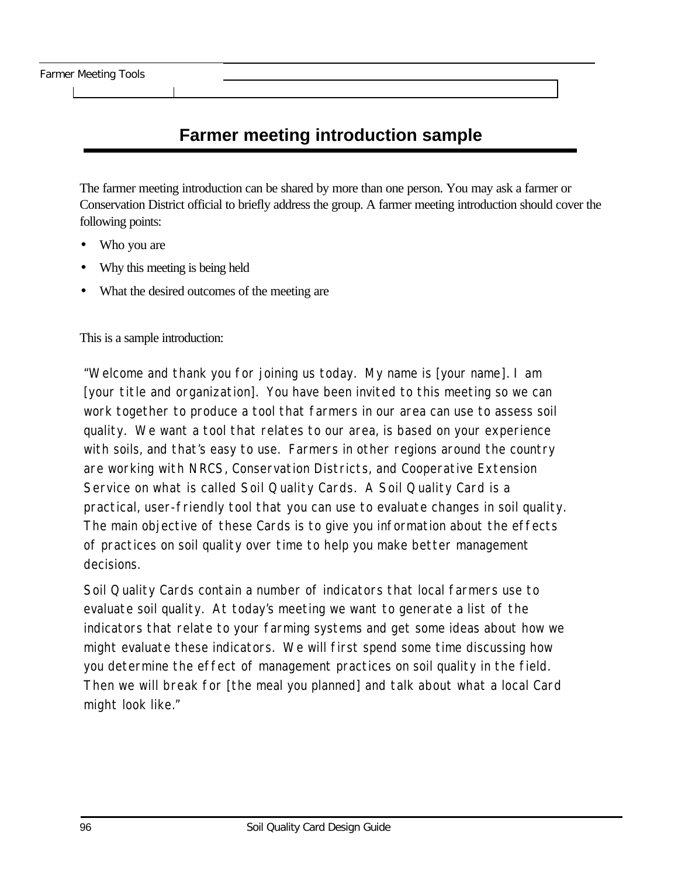# Farmer meeting introduction sample

The farmer meeting introduction can be shared by more than one person. You may ask a farmer or Conservation District official to briefly address the group. A farmer meeting introduction should cover the following points:

- Who you are
- Why this meeting is being held
- What the desired outcomes of the meeting are

This is a sample introduction:

"Welcome and thank you for joining us today. My name is [your name]. I am [your title and organization]. You have been invited to this meeting so we can work together to produce a tool that farmers in our area can use to assess soil quality. We want a tool that relates to our area, is based on your experience with soils, and that's easy to use. Farmers in other regions around the country are working with NRCS, Conservation Districts, and Cooperative Extension Service on what is called Soil Quality Cards. A Soil Quality Card is a practical, user-friendly tool that you can use to evaluate changes in soil quality. The main objective of these Cards is to give you information about the effects of practices on soil quality over time to help you make better management decisions.

Soil Quality Cards contain a number of indicators that local farmers use to evaluate soil quality. At today's meeting we want to generate a list of the indicators that relate to your farming systems and get some ideas about how we might evaluate these indicators. We will first spend some time discussing how you determine the effect of management practices on soil quality in the field. Then we will break for [the meal you planned] and talk about what a local Card might look like."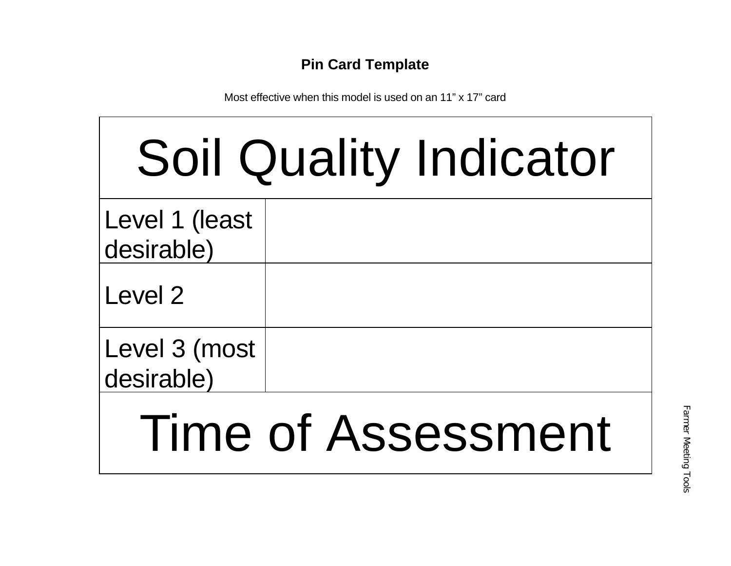**Pin Card Template**

Most effective when this model is used on an 11" x 17" card

| Soil Quality Indicator | |
|---|---|
| Level 1 (least desirable) | |
| Level 2 | |
| Level 3 (most desirable) | |
| Time of Assessment | |

Farmer Meeting Tools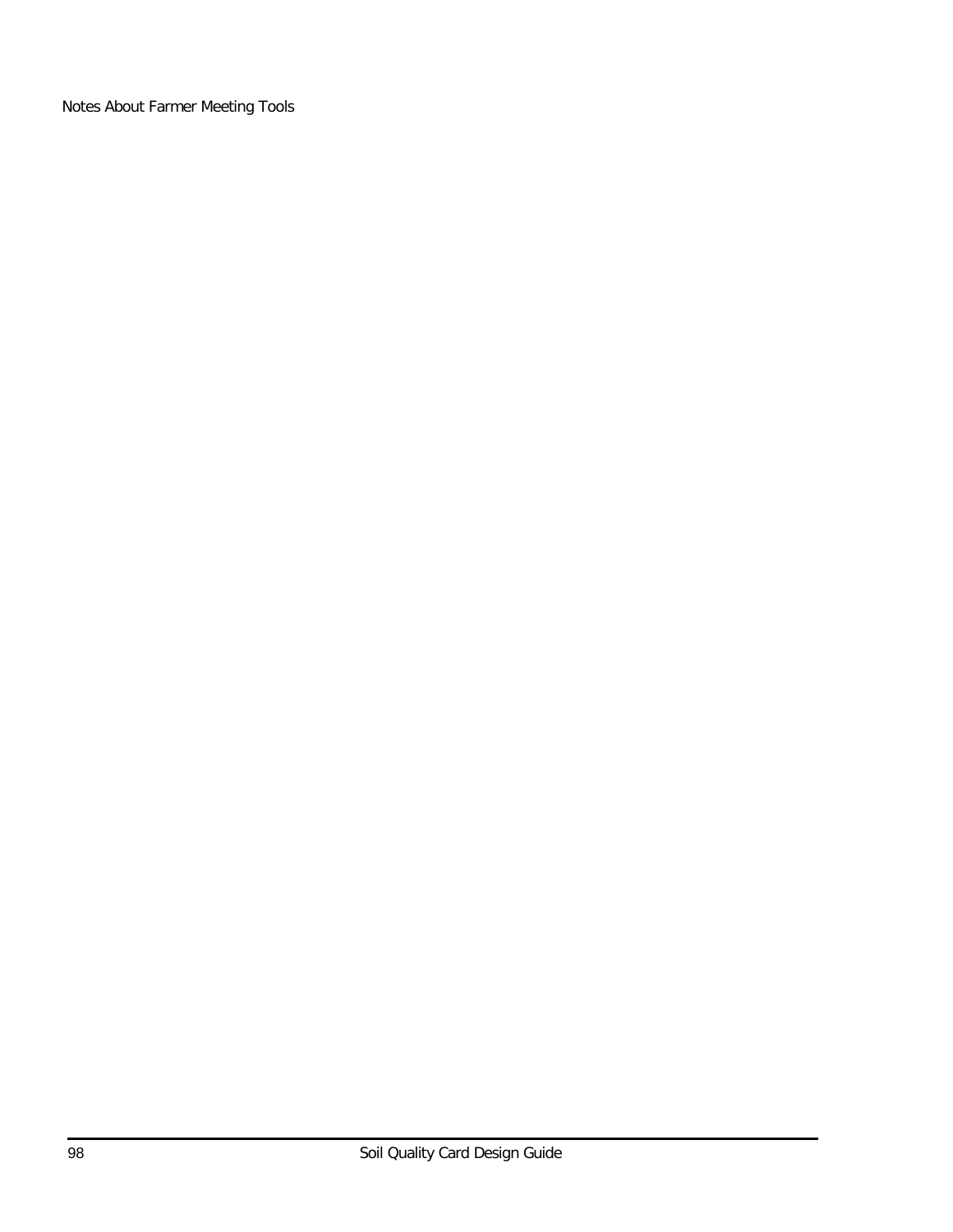Notes About Farmer Meeting Tools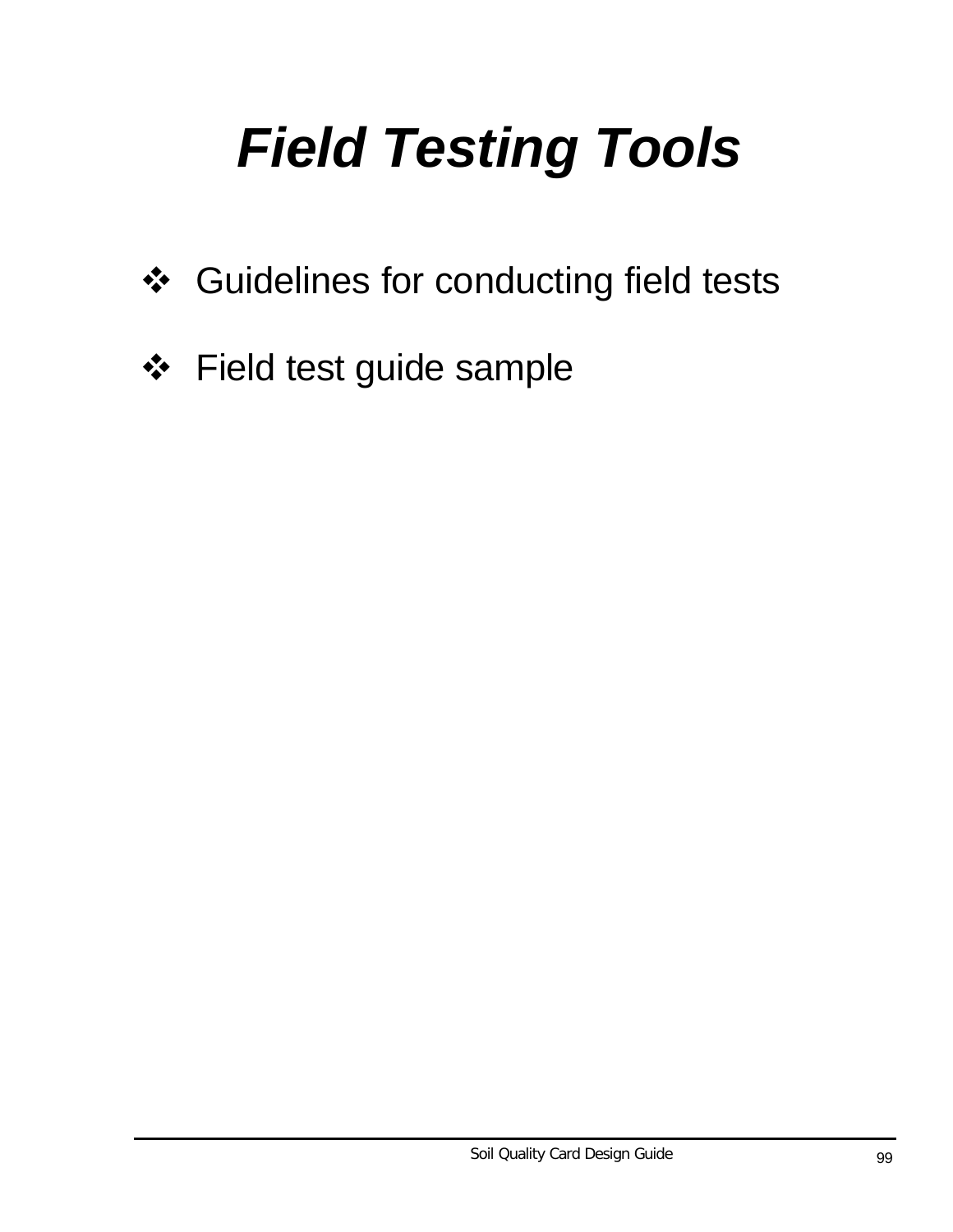# *Field Testing Tools*

- Guidelines for conducting field tests
- Field test guide sample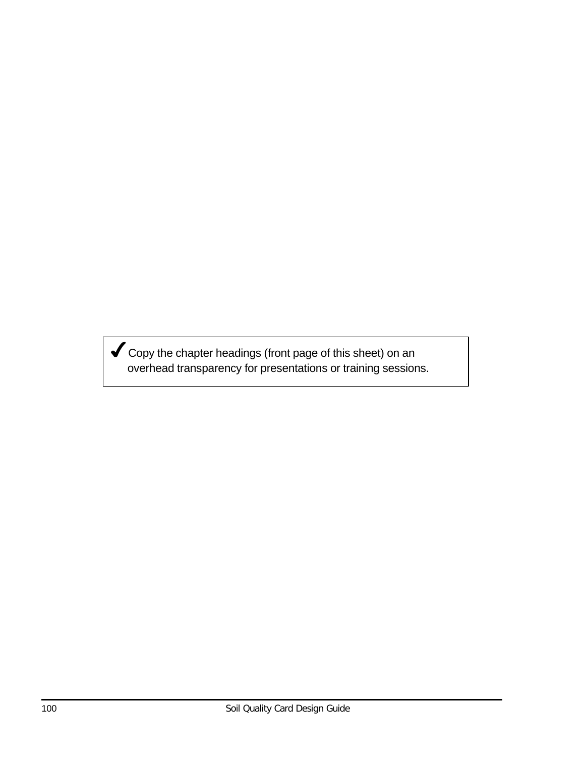✔ Copy the chapter headings (front page of this sheet) on an overhead transparency for presentations or training sessions.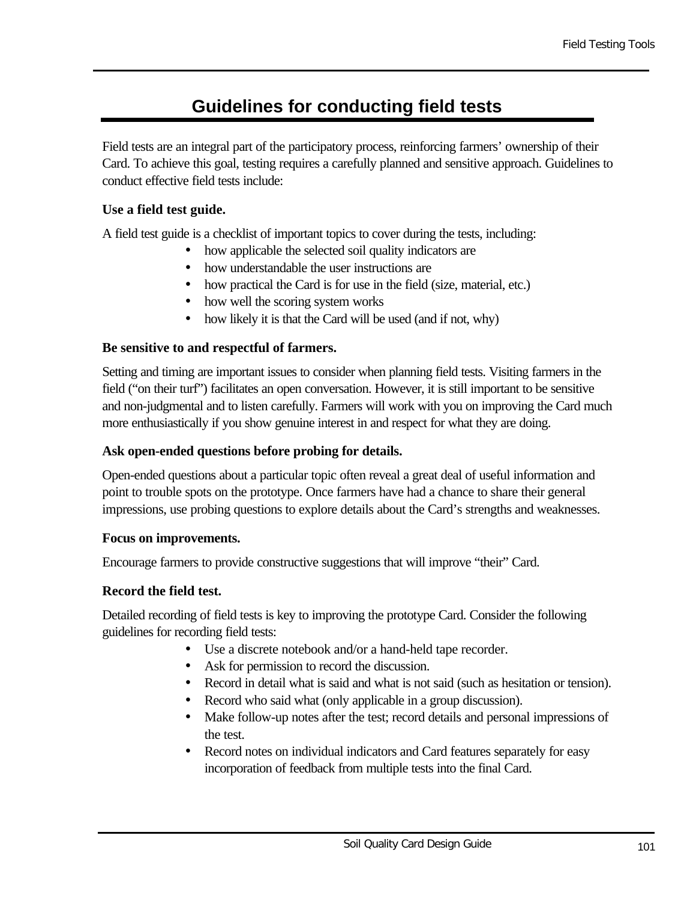# Guidelines for conducting field tests

Field tests are an integral part of the participatory process, reinforcing farmers' ownership of their Card. To achieve this goal, testing requires a carefully planned and sensitive approach. Guidelines to conduct effective field tests include:

**Use a field test guide.**

A field test guide is a checklist of important topics to cover during the tests, including:

- how applicable the selected soil quality indicators are
- how understandable the user instructions are
- how practical the Card is for use in the field (size, material, etc.)
- how well the scoring system works
- how likely it is that the Card will be used (and if not, why)

**Be sensitive to and respectful of farmers.**

Setting and timing are important issues to consider when planning field tests. Visiting farmers in the field ("on their turf") facilitates an open conversation. However, it is still important to be sensitive and non-judgmental and to listen carefully. Farmers will work with you on improving the Card much more enthusiastically if you show genuine interest in and respect for what they are doing.

**Ask open-ended questions before probing for details.**

Open-ended questions about a particular topic often reveal a great deal of useful information and point to trouble spots on the prototype. Once farmers have had a chance to share their general impressions, use probing questions to explore details about the Card's strengths and weaknesses.

**Focus on improvements.**

Encourage farmers to provide constructive suggestions that will improve "their" Card.

**Record the field test.**

Detailed recording of field tests is key to improving the prototype Card. Consider the following guidelines for recording field tests:

- Use a discrete notebook and/or a hand-held tape recorder.
- Ask for permission to record the discussion.
- Record in detail what is said and what is not said (such as hesitation or tension).
- Record who said what (only applicable in a group discussion).
- Make follow-up notes after the test; record details and personal impressions of the test.
- Record notes on individual indicators and Card features separately for easy incorporation of feedback from multiple tests into the final Card.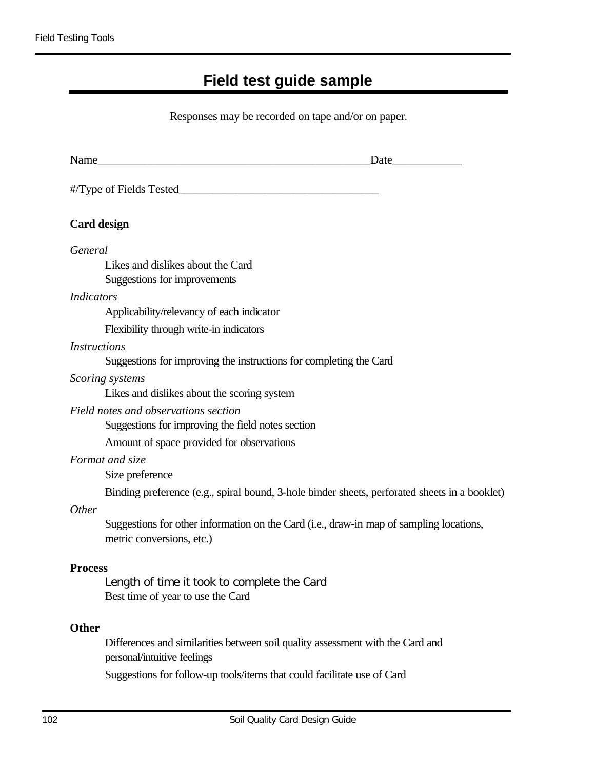# Field test guide sample

Responses may be recorded on tape and/or on paper.

Name_______________________________________________Date____________

#/Type of Fields Tested___________________________________

**Card design**

*General*

Likes and dislikes about the Card

Suggestions for improvements

*Indicators*

Applicability/relevancy of each indicator

Flexibility through write-in indicators

*Instructions*

Suggestions for improving the instructions for completing the Card

*Scoring systems*

Likes and dislikes about the scoring system

*Field notes and observations section*

Suggestions for improving the field notes section

Amount of space provided for observations

*Format and size*

Size preference

Binding preference (e.g., spiral bound, 3-hole binder sheets, perforated sheets in a booklet)

*Other*

Suggestions for other information on the Card (i.e., draw-in map of sampling locations, metric conversions, etc.)

**Process**

Length of time it took to complete the Card

Best time of year to use the Card

**Other**

Differences and similarities between soil quality assessment with the Card and personal/intuitive feelings

Suggestions for follow-up tools/items that could facilitate use of Card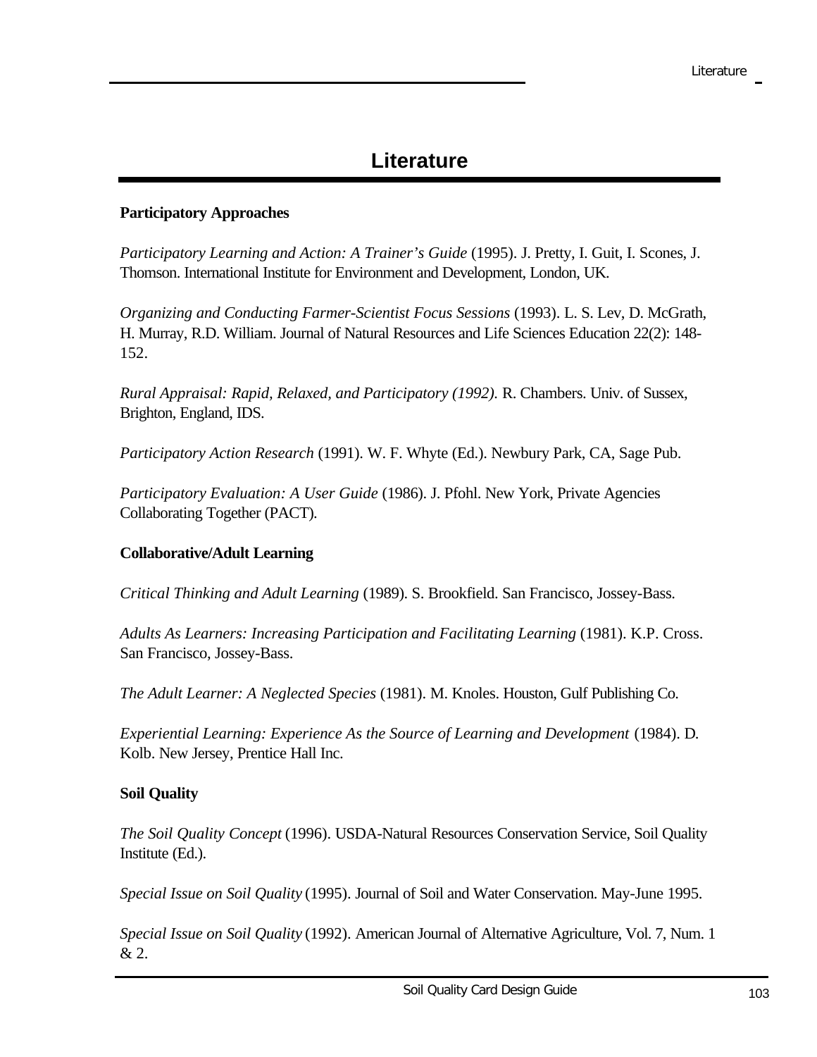# Literature

**Participatory Approaches**

*Participatory Learning and Action: A Trainer's Guide* (1995). J. Pretty, I. Guit, I. Scones, J. Thomson. International Institute for Environment and Development, London, UK.

*Organizing and Conducting Farmer-Scientist Focus Sessions* (1993). L. S. Lev, D. McGrath, H. Murray, R.D. William. Journal of Natural Resources and Life Sciences Education 22(2): 148-152.

*Rural Appraisal: Rapid, Relaxed, and Participatory (1992).* R. Chambers. Univ. of Sussex, Brighton, England, IDS.

*Participatory Action Research* (1991). W. F. Whyte (Ed.). Newbury Park, CA, Sage Pub.

*Participatory Evaluation: A User Guide* (1986). J. Pfohl. New York, Private Agencies Collaborating Together (PACT).

**Collaborative/Adult Learning**

*Critical Thinking and Adult Learning* (1989). S. Brookfield. San Francisco, Jossey-Bass.

*Adults As Learners: Increasing Participation and Facilitating Learning* (1981). K.P. Cross. San Francisco, Jossey-Bass.

*The Adult Learner: A Neglected Species* (1981). M. Knoles. Houston, Gulf Publishing Co.

*Experiential Learning: Experience As the Source of Learning and Development* (1984). D. Kolb. New Jersey, Prentice Hall Inc.

**Soil Quality**

*The Soil Quality Concept* (1996). USDA-Natural Resources Conservation Service, Soil Quality Institute (Ed.).

*Special Issue on Soil Quality* (1995). Journal of Soil and Water Conservation. May-June 1995.

*Special Issue on Soil Quality* (1992). American Journal of Alternative Agriculture, Vol. 7, Num. 1 & 2.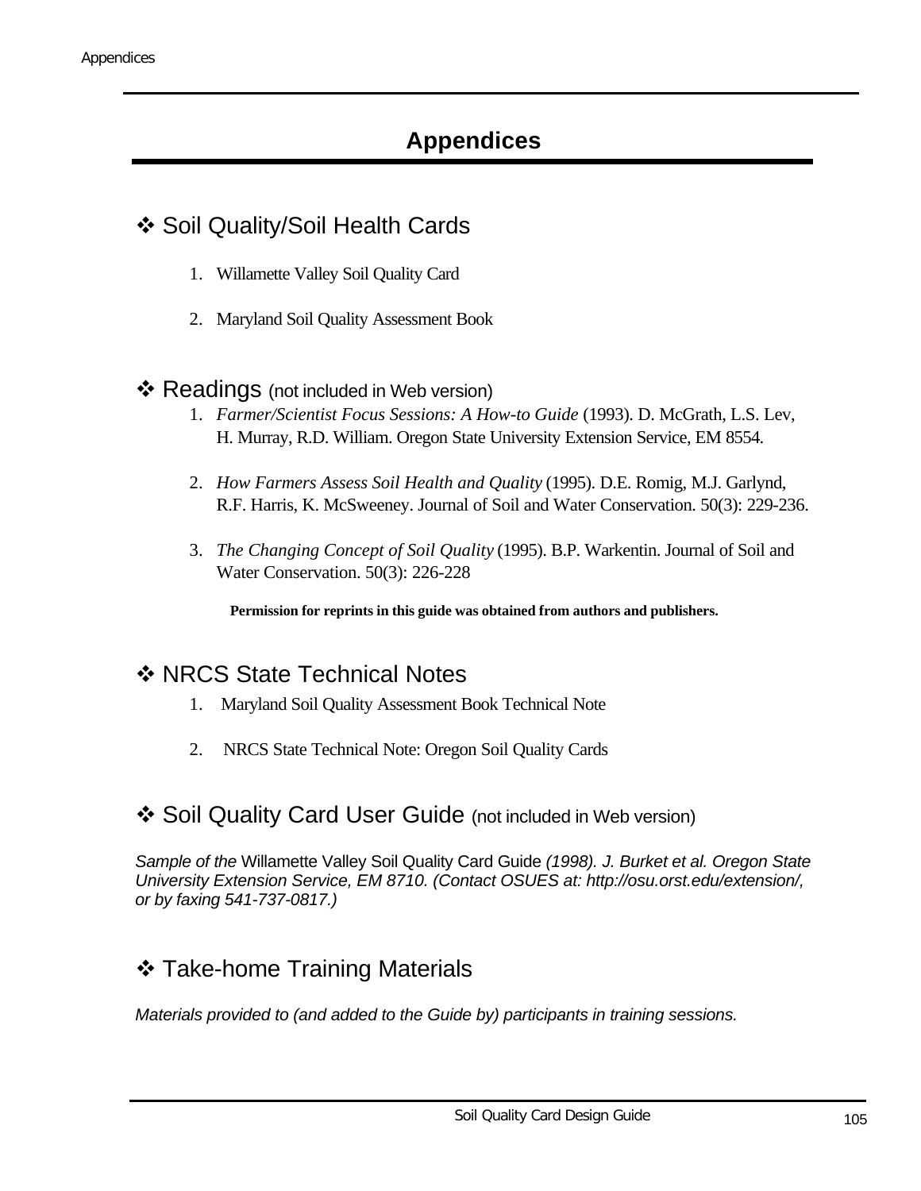# Appendices

## ❖ Soil Quality/Soil Health Cards

1. Willamette Valley Soil Quality Card
2. Maryland Soil Quality Assessment Book

## ❖ Readings (not included in Web version)

1. *Farmer/Scientist Focus Sessions: A How-to Guide* (1993). D. McGrath, L.S. Lev, H. Murray, R.D. William. Oregon State University Extension Service, EM 8554.
2. *How Farmers Assess Soil Health and Quality* (1995). D.E. Romig, M.J. Garlynd, R.F. Harris, K. McSweeney. Journal of Soil and Water Conservation. 50(3): 229-236.
3. *The Changing Concept of Soil Quality* (1995). B.P. Warkentin. Journal of Soil and Water Conservation. 50(3): 226-228

**Permission for reprints in this guide was obtained from authors and publishers.**

## ❖ NRCS State Technical Notes

1. Maryland Soil Quality Assessment Book Technical Note
2. NRCS State Technical Note: Oregon Soil Quality Cards

## ❖ Soil Quality Card User Guide (not included in Web version)

*Sample of the* Willamette Valley Soil Quality Card Guide *(1998). J. Burket et al. Oregon State University Extension Service, EM 8710. (Contact OSUES at: http://osu.orst.edu/extension/, or by faxing 541-737-0817.)*

## ❖ Take-home Training Materials

*Materials provided to (and added to the Guide by) participants in training sessions.*